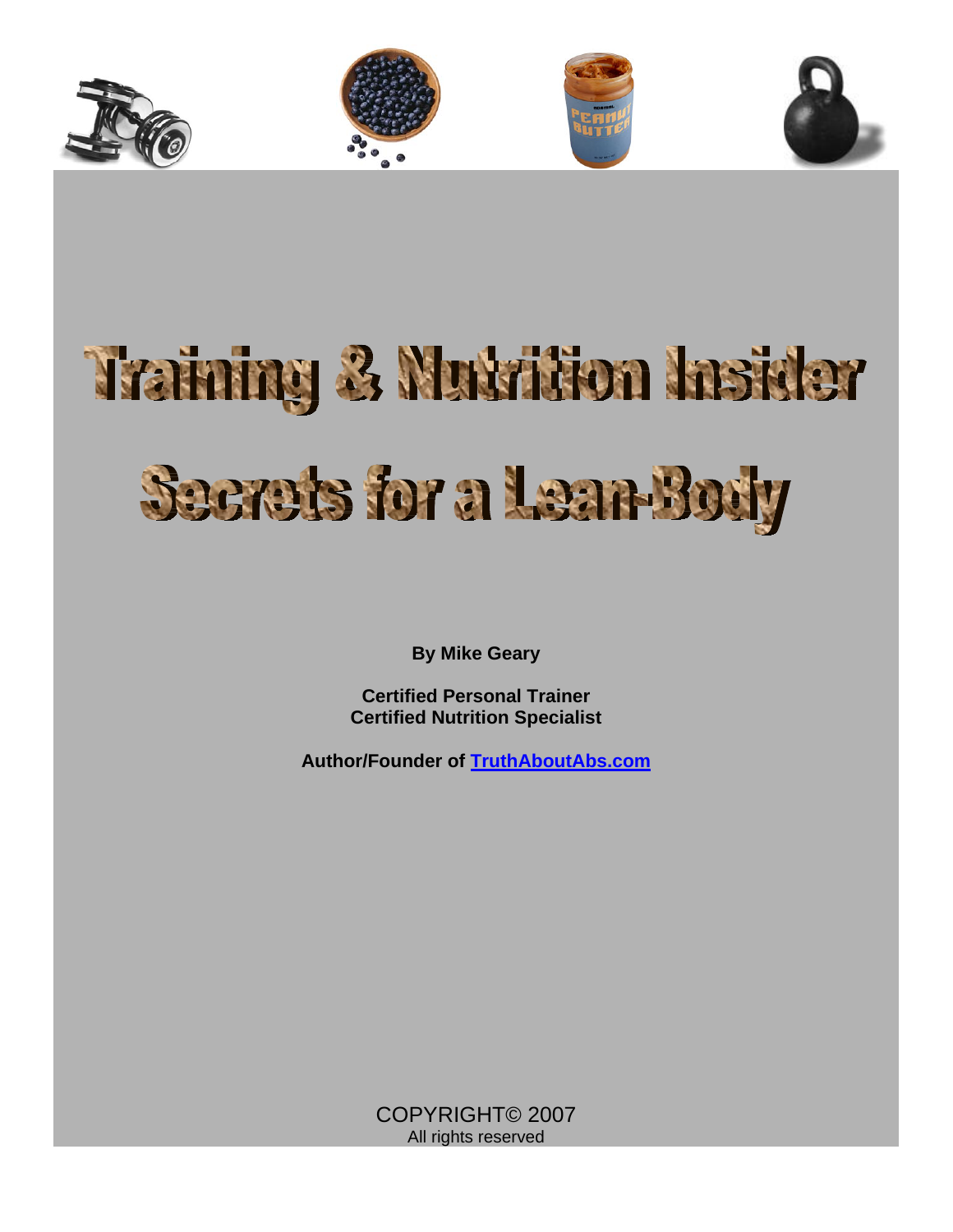# Training & Nutrition Insider Secrets for a Lean-Body

**By Mike Geary**

**Certified Personal Trainer**
**Certified Nutrition Specialist**

**Author/Founder of [TruthAboutAbs.com](TruthAboutAbs.com)**

COPYRIGHT© 2007
All rights reserved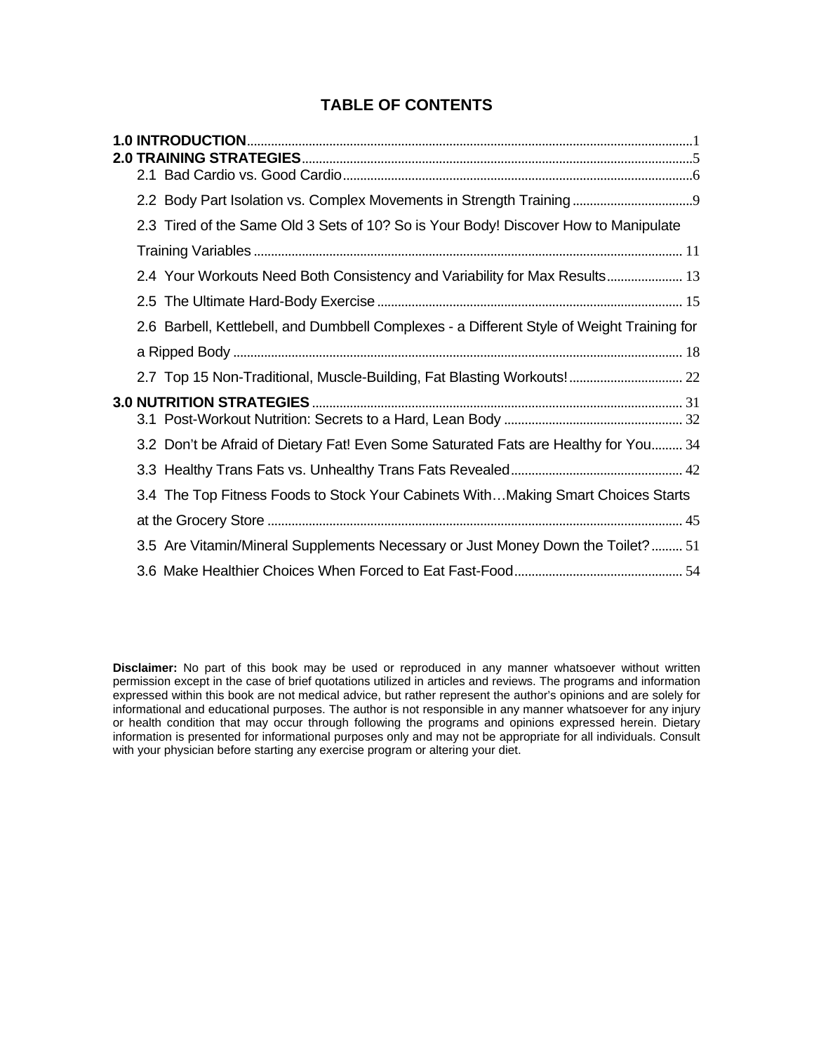# TABLE OF CONTENTS

**1.0 INTRODUCTION** ..................................................................... 1

**2.0 TRAINING STRATEGIES** ..................................................................... 5

2.1 Bad Cardio vs. Good Cardio ..................................................................... 6

2.2 Body Part Isolation vs. Complex Movements in Strength Training ..................................................................... 9

2.3 Tired of the Same Old 3 Sets of 10? So is Your Body! Discover How to Manipulate Training Variables ..................................................................... 11

2.4 Your Workouts Need Both Consistency and Variability for Max Results ..................................................................... 13

2.5 The Ultimate Hard-Body Exercise ..................................................................... 15

2.6 Barbell, Kettlebell, and Dumbbell Complexes - a Different Style of Weight Training for a Ripped Body ..................................................................... 18

2.7 Top 15 Non-Traditional, Muscle-Building, Fat Blasting Workouts! ..................................................................... 22

**3.0 NUTRITION STRATEGIES** ..................................................................... 31

3.1 Post-Workout Nutrition: Secrets to a Hard, Lean Body ..................................................................... 32

3.2 Don't be Afraid of Dietary Fat! Even Some Saturated Fats are Healthy for You ..................................................................... 34

3.3 Healthy Trans Fats vs. Unhealthy Trans Fats Revealed ..................................................................... 42

3.4 The Top Fitness Foods to Stock Your Cabinets With…Making Smart Choices Starts at the Grocery Store ..................................................................... 45

3.5 Are Vitamin/Mineral Supplements Necessary or Just Money Down the Toilet? ..................................................................... 51

3.6 Make Healthier Choices When Forced to Eat Fast-Food ..................................................................... 54

**Disclaimer:** No part of this book may be used or reproduced in any manner whatsoever without written permission except in the case of brief quotations utilized in articles and reviews. The programs and information expressed within this book are not medical advice, but rather represent the author's opinions and are solely for informational and educational purposes. The author is not responsible in any manner whatsoever for any injury or health condition that may occur through following the programs and opinions expressed herein. Dietary information is presented for informational purposes only and may not be appropriate for all individuals. Consult with your physician before starting any exercise program or altering your diet.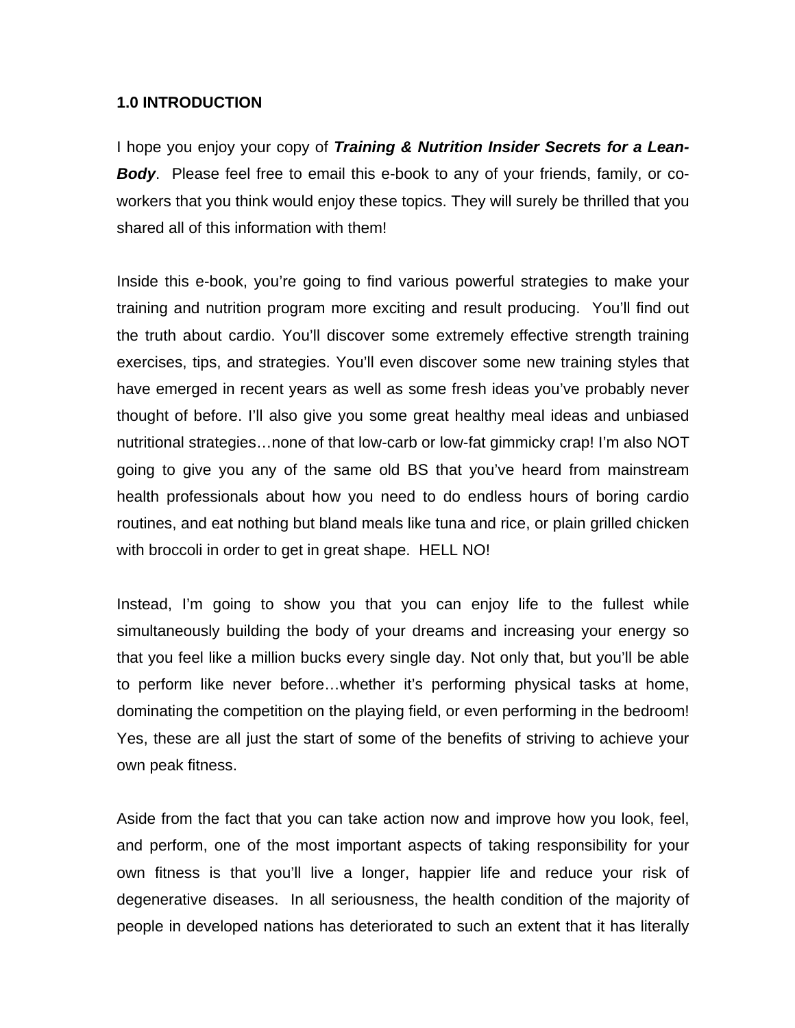## 1.0 INTRODUCTION

I hope you enjoy your copy of ***Training & Nutrition Insider Secrets for a Lean-Body***. Please feel free to email this e-book to any of your friends, family, or co-workers that you think would enjoy these topics. They will surely be thrilled that you shared all of this information with them!

Inside this e-book, you're going to find various powerful strategies to make your training and nutrition program more exciting and result producing. You'll find out the truth about cardio. You'll discover some extremely effective strength training exercises, tips, and strategies. You'll even discover some new training styles that have emerged in recent years as well as some fresh ideas you've probably never thought of before. I'll also give you some great healthy meal ideas and unbiased nutritional strategies…none of that low-carb or low-fat gimmicky crap! I'm also NOT going to give you any of the same old BS that you've heard from mainstream health professionals about how you need to do endless hours of boring cardio routines, and eat nothing but bland meals like tuna and rice, or plain grilled chicken with broccoli in order to get in great shape. HELL NO!

Instead, I'm going to show you that you can enjoy life to the fullest while simultaneously building the body of your dreams and increasing your energy so that you feel like a million bucks every single day. Not only that, but you'll be able to perform like never before…whether it's performing physical tasks at home, dominating the competition on the playing field, or even performing in the bedroom! Yes, these are all just the start of some of the benefits of striving to achieve your own peak fitness.

Aside from the fact that you can take action now and improve how you look, feel, and perform, one of the most important aspects of taking responsibility for your own fitness is that you'll live a longer, happier life and reduce your risk of degenerative diseases. In all seriousness, the health condition of the majority of people in developed nations has deteriorated to such an extent that it has literally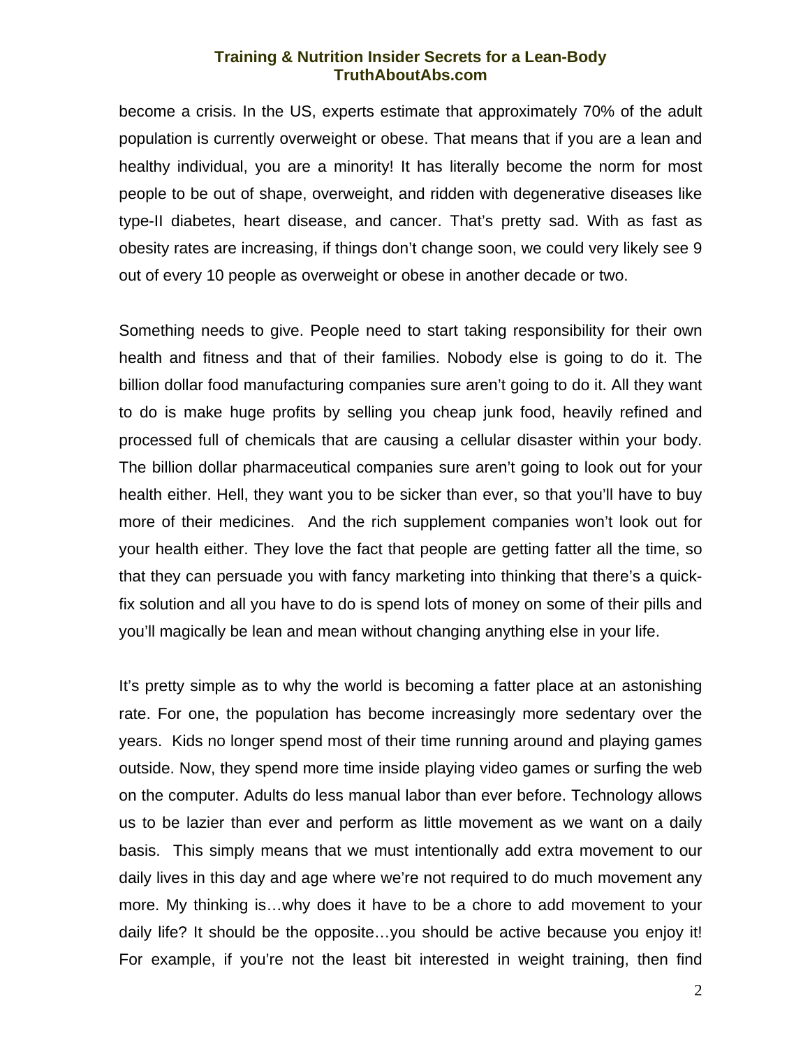become a crisis. In the US, experts estimate that approximately 70% of the adult population is currently overweight or obese. That means that if you are a lean and healthy individual, you are a minority! It has literally become the norm for most people to be out of shape, overweight, and ridden with degenerative diseases like type-II diabetes, heart disease, and cancer. That's pretty sad. With as fast as obesity rates are increasing, if things don't change soon, we could very likely see 9 out of every 10 people as overweight or obese in another decade or two.

Something needs to give. People need to start taking responsibility for their own health and fitness and that of their families. Nobody else is going to do it. The billion dollar food manufacturing companies sure aren't going to do it. All they want to do is make huge profits by selling you cheap junk food, heavily refined and processed full of chemicals that are causing a cellular disaster within your body. The billion dollar pharmaceutical companies sure aren't going to look out for your health either. Hell, they want you to be sicker than ever, so that you'll have to buy more of their medicines. And the rich supplement companies won't look out for your health either. They love the fact that people are getting fatter all the time, so that they can persuade you with fancy marketing into thinking that there's a quick-fix solution and all you have to do is spend lots of money on some of their pills and you'll magically be lean and mean without changing anything else in your life.

It's pretty simple as to why the world is becoming a fatter place at an astonishing rate. For one, the population has become increasingly more sedentary over the years. Kids no longer spend most of their time running around and playing games outside. Now, they spend more time inside playing video games or surfing the web on the computer. Adults do less manual labor than ever before. Technology allows us to be lazier than ever and perform as little movement as we want on a daily basis. This simply means that we must intentionally add extra movement to our daily lives in this day and age where we're not required to do much movement any more. My thinking is…why does it have to be a chore to add movement to your daily life? It should be the opposite…you should be active because you enjoy it! For example, if you're not the least bit interested in weight training, then find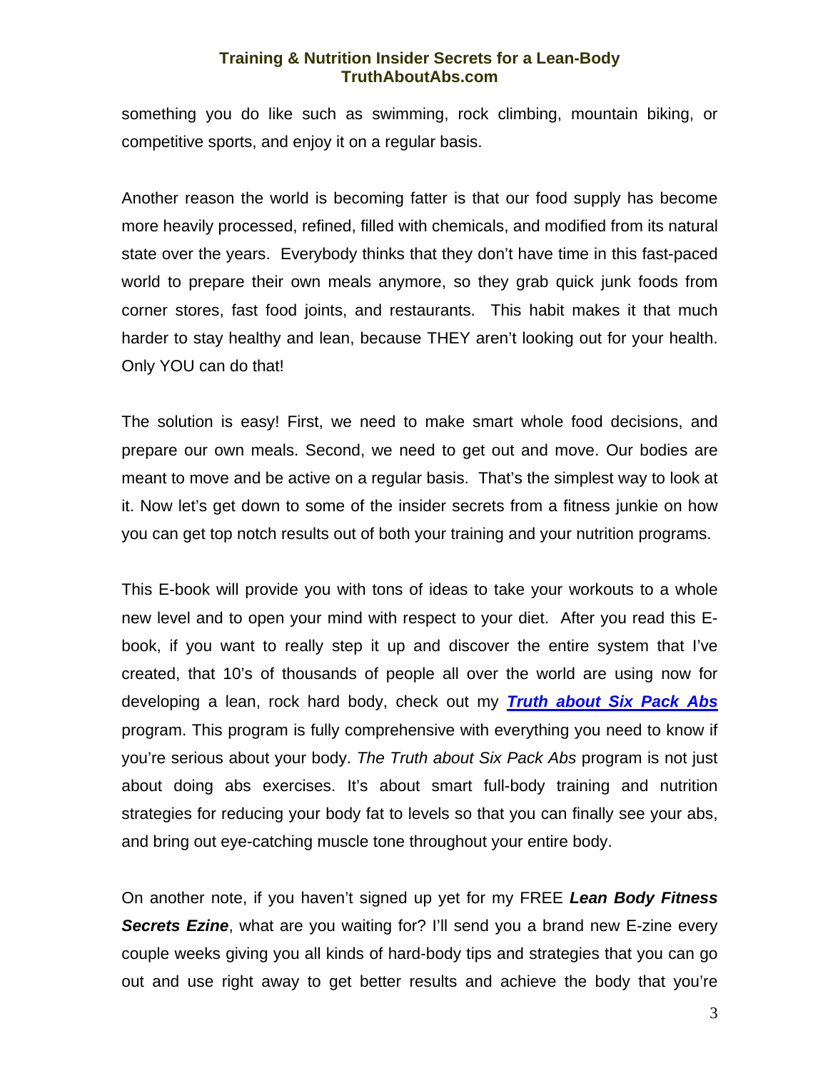something you do like such as swimming, rock climbing, mountain biking, or competitive sports, and enjoy it on a regular basis.

Another reason the world is becoming fatter is that our food supply has become more heavily processed, refined, filled with chemicals, and modified from its natural state over the years. Everybody thinks that they don't have time in this fast-paced world to prepare their own meals anymore, so they grab quick junk foods from corner stores, fast food joints, and restaurants. This habit makes it that much harder to stay healthy and lean, because THEY aren't looking out for your health. Only YOU can do that!

The solution is easy! First, we need to make smart whole food decisions, and prepare our own meals. Second, we need to get out and move. Our bodies are meant to move and be active on a regular basis. That's the simplest way to look at it. Now let's get down to some of the insider secrets from a fitness junkie on how you can get top notch results out of both your training and your nutrition programs.

This E-book will provide you with tons of ideas to take your workouts to a whole new level and to open your mind with respect to your diet. After you read this E-book, if you want to really step it up and discover the entire system that I've created, that 10's of thousands of people all over the world are using now for developing a lean, rock hard body, check out my ***Truth about Six Pack Abs*** program. This program is fully comprehensive with everything you need to know if you're serious about your body. *The Truth about Six Pack Abs* program is not just about doing abs exercises. It's about smart full-body training and nutrition strategies for reducing your body fat to levels so that you can finally see your abs, and bring out eye-catching muscle tone throughout your entire body.

On another note, if you haven't signed up yet for my FREE ***Lean Body Fitness Secrets Ezine***, what are you waiting for? I'll send you a brand new E-zine every couple weeks giving you all kinds of hard-body tips and strategies that you can go out and use right away to get better results and achieve the body that you're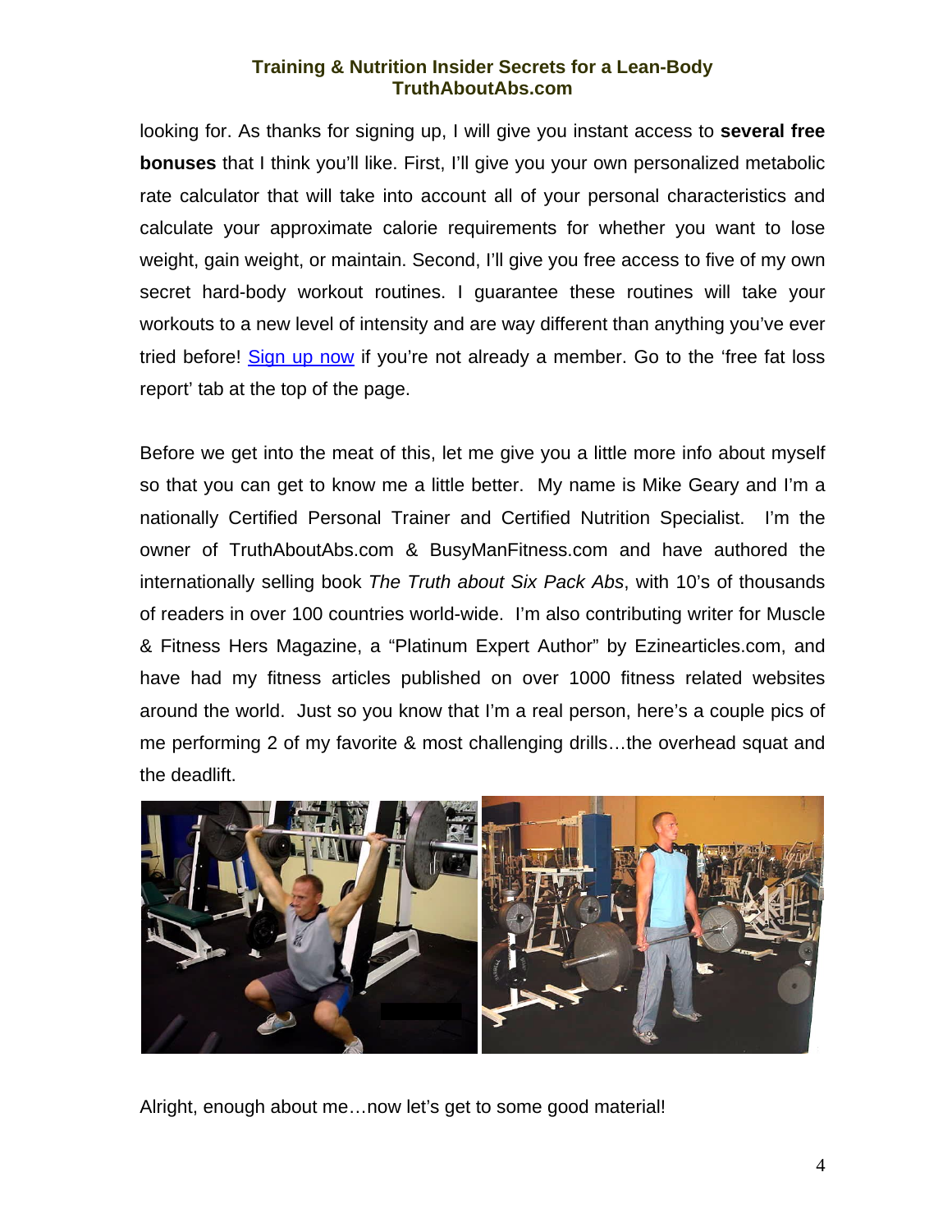looking for. As thanks for signing up, I will give you instant access to **several free bonuses** that I think you'll like. First, I'll give you your own personalized metabolic rate calculator that will take into account all of your personal characteristics and calculate your approximate calorie requirements for whether you want to lose weight, gain weight, or maintain. Second, I'll give you free access to five of my own secret hard-body workout routines. I guarantee these routines will take your workouts to a new level of intensity and are way different than anything you've ever tried before! Sign up now if you're not already a member. Go to the 'free fat loss report' tab at the top of the page.

Before we get into the meat of this, let me give you a little more info about myself so that you can get to know me a little better. My name is Mike Geary and I'm a nationally Certified Personal Trainer and Certified Nutrition Specialist. I'm the owner of TruthAboutAbs.com & BusyManFitness.com and have authored the internationally selling book *The Truth about Six Pack Abs*, with 10's of thousands of readers in over 100 countries world-wide. I'm also contributing writer for Muscle & Fitness Hers Magazine, a "Platinum Expert Author" by Ezinearticles.com, and have had my fitness articles published on over 1000 fitness related websites around the world. Just so you know that I'm a real person, here's a couple pics of me performing 2 of my favorite & most challenging drills…the overhead squat and the deadlift.

Alright, enough about me…now let's get to some good material!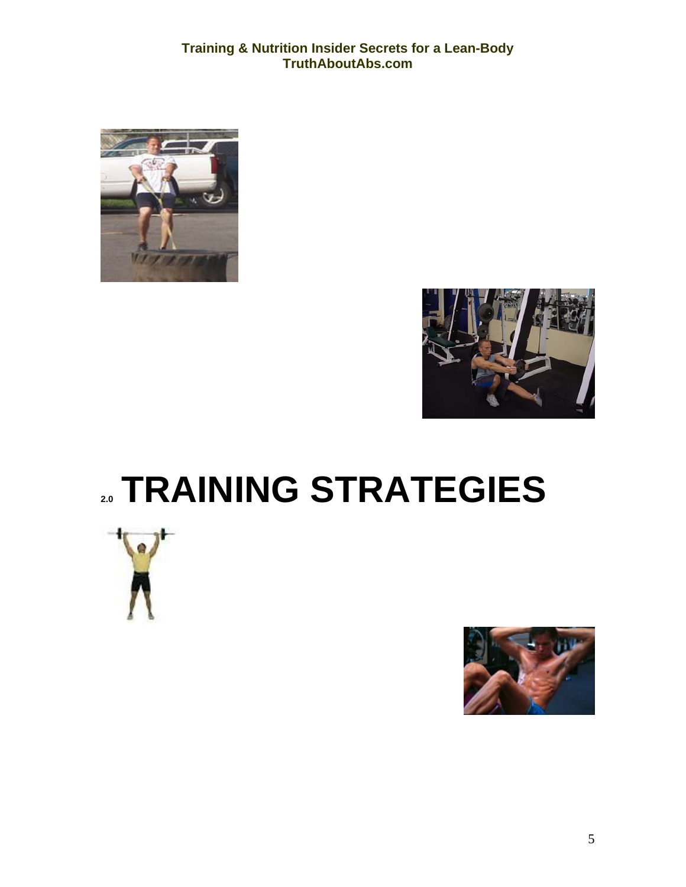# 2.0 TRAINING STRATEGIES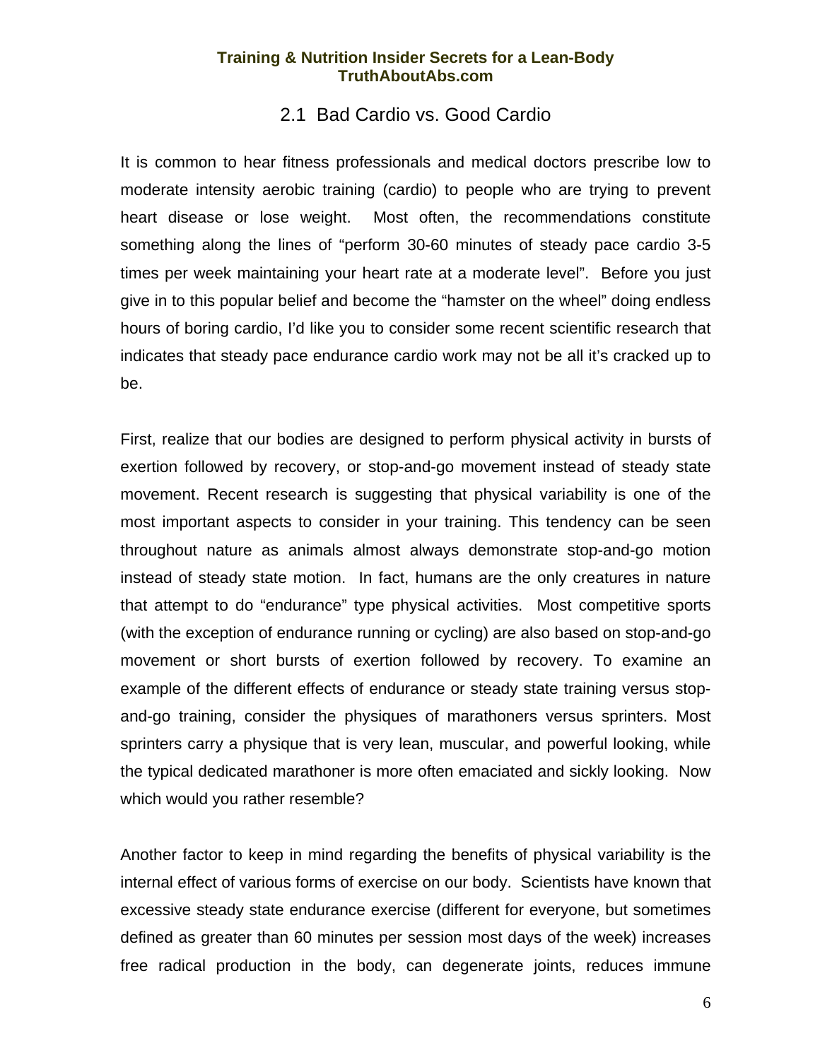## 2.1 Bad Cardio vs. Good Cardio

It is common to hear fitness professionals and medical doctors prescribe low to moderate intensity aerobic training (cardio) to people who are trying to prevent heart disease or lose weight. Most often, the recommendations constitute something along the lines of "perform 30-60 minutes of steady pace cardio 3-5 times per week maintaining your heart rate at a moderate level". Before you just give in to this popular belief and become the "hamster on the wheel" doing endless hours of boring cardio, I'd like you to consider some recent scientific research that indicates that steady pace endurance cardio work may not be all it's cracked up to be.

First, realize that our bodies are designed to perform physical activity in bursts of exertion followed by recovery, or stop-and-go movement instead of steady state movement. Recent research is suggesting that physical variability is one of the most important aspects to consider in your training. This tendency can be seen throughout nature as animals almost always demonstrate stop-and-go motion instead of steady state motion. In fact, humans are the only creatures in nature that attempt to do "endurance" type physical activities. Most competitive sports (with the exception of endurance running or cycling) are also based on stop-and-go movement or short bursts of exertion followed by recovery. To examine an example of the different effects of endurance or steady state training versus stop-and-go training, consider the physiques of marathoners versus sprinters. Most sprinters carry a physique that is very lean, muscular, and powerful looking, while the typical dedicated marathoner is more often emaciated and sickly looking. Now which would you rather resemble?

Another factor to keep in mind regarding the benefits of physical variability is the internal effect of various forms of exercise on our body. Scientists have known that excessive steady state endurance exercise (different for everyone, but sometimes defined as greater than 60 minutes per session most days of the week) increases free radical production in the body, can degenerate joints, reduces immune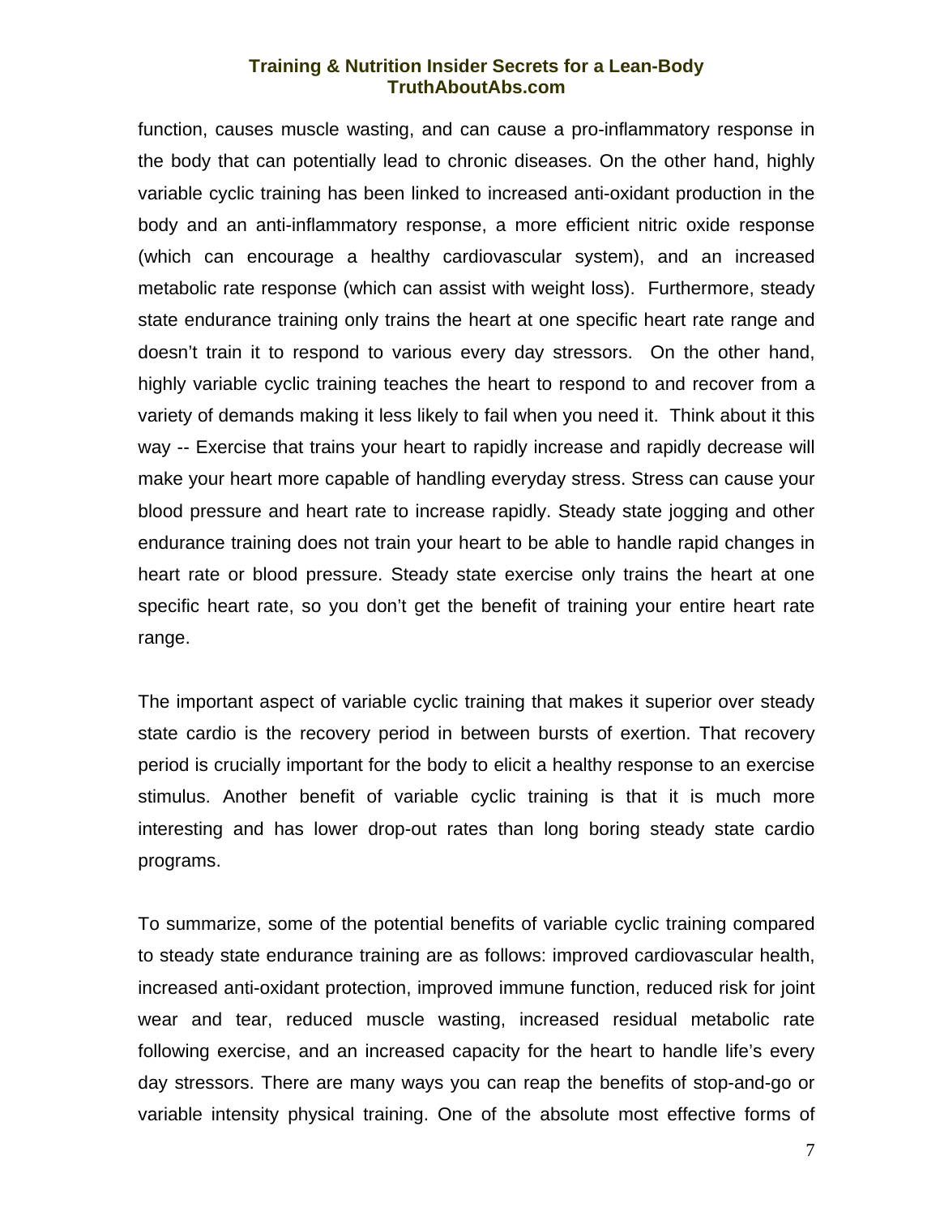function, causes muscle wasting, and can cause a pro-inflammatory response in the body that can potentially lead to chronic diseases. On the other hand, highly variable cyclic training has been linked to increased anti-oxidant production in the body and an anti-inflammatory response, a more efficient nitric oxide response (which can encourage a healthy cardiovascular system), and an increased metabolic rate response (which can assist with weight loss). Furthermore, steady state endurance training only trains the heart at one specific heart rate range and doesn't train it to respond to various every day stressors. On the other hand, highly variable cyclic training teaches the heart to respond to and recover from a variety of demands making it less likely to fail when you need it. Think about it this way -- Exercise that trains your heart to rapidly increase and rapidly decrease will make your heart more capable of handling everyday stress. Stress can cause your blood pressure and heart rate to increase rapidly. Steady state jogging and other endurance training does not train your heart to be able to handle rapid changes in heart rate or blood pressure. Steady state exercise only trains the heart at one specific heart rate, so you don't get the benefit of training your entire heart rate range.

The important aspect of variable cyclic training that makes it superior over steady state cardio is the recovery period in between bursts of exertion. That recovery period is crucially important for the body to elicit a healthy response to an exercise stimulus. Another benefit of variable cyclic training is that it is much more interesting and has lower drop-out rates than long boring steady state cardio programs.

To summarize, some of the potential benefits of variable cyclic training compared to steady state endurance training are as follows: improved cardiovascular health, increased anti-oxidant protection, improved immune function, reduced risk for joint wear and tear, reduced muscle wasting, increased residual metabolic rate following exercise, and an increased capacity for the heart to handle life's every day stressors. There are many ways you can reap the benefits of stop-and-go or variable intensity physical training. One of the absolute most effective forms of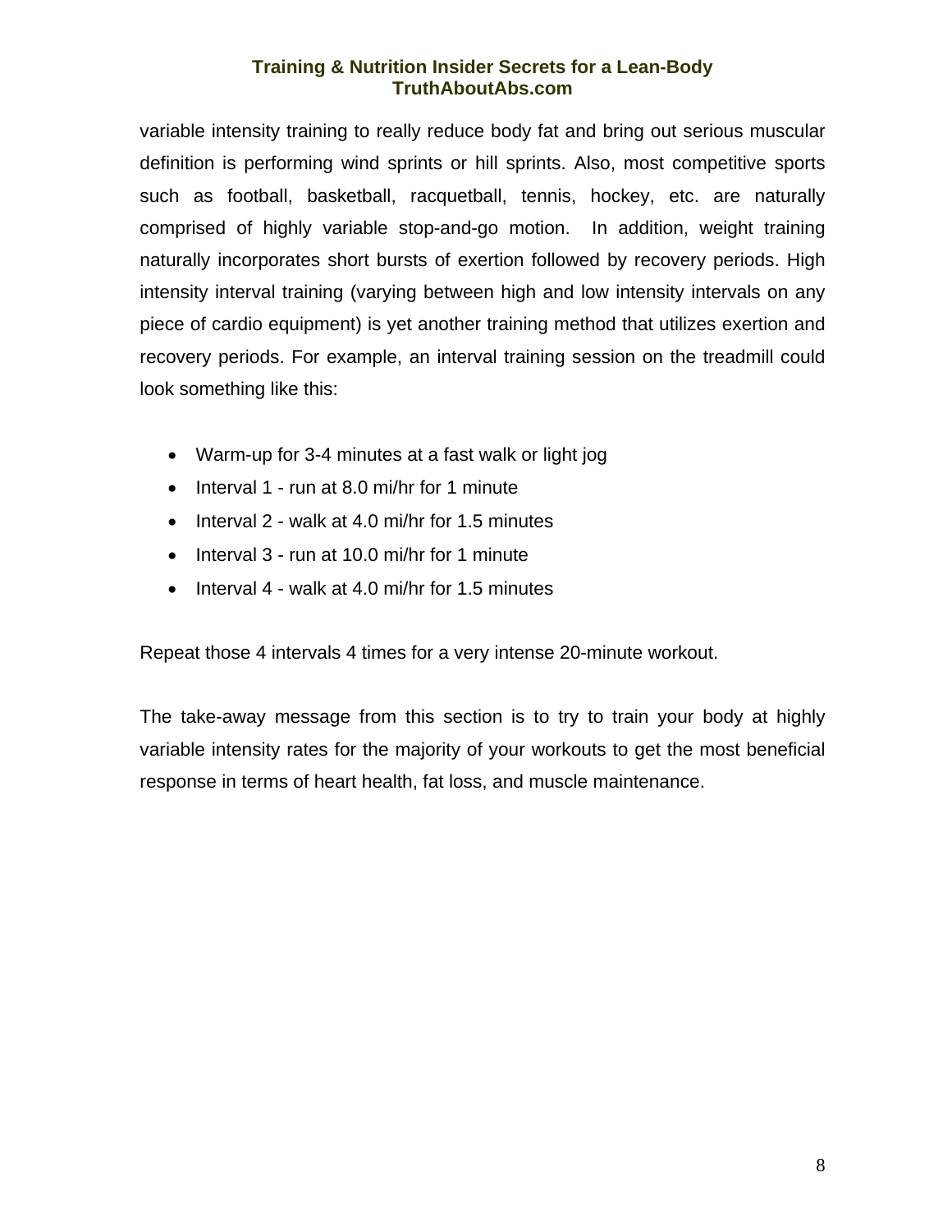variable intensity training to really reduce body fat and bring out serious muscular definition is performing wind sprints or hill sprints. Also, most competitive sports such as football, basketball, racquetball, tennis, hockey, etc. are naturally comprised of highly variable stop-and-go motion. In addition, weight training naturally incorporates short bursts of exertion followed by recovery periods. High intensity interval training (varying between high and low intensity intervals on any piece of cardio equipment) is yet another training method that utilizes exertion and recovery periods. For example, an interval training session on the treadmill could look something like this:

- Warm-up for 3-4 minutes at a fast walk or light jog
- Interval 1 - run at 8.0 mi/hr for 1 minute
- Interval 2 - walk at 4.0 mi/hr for 1.5 minutes
- Interval 3 - run at 10.0 mi/hr for 1 minute
- Interval 4 - walk at 4.0 mi/hr for 1.5 minutes

Repeat those 4 intervals 4 times for a very intense 20-minute workout.

The take-away message from this section is to try to train your body at highly variable intensity rates for the majority of your workouts to get the most beneficial response in terms of heart health, fat loss, and muscle maintenance.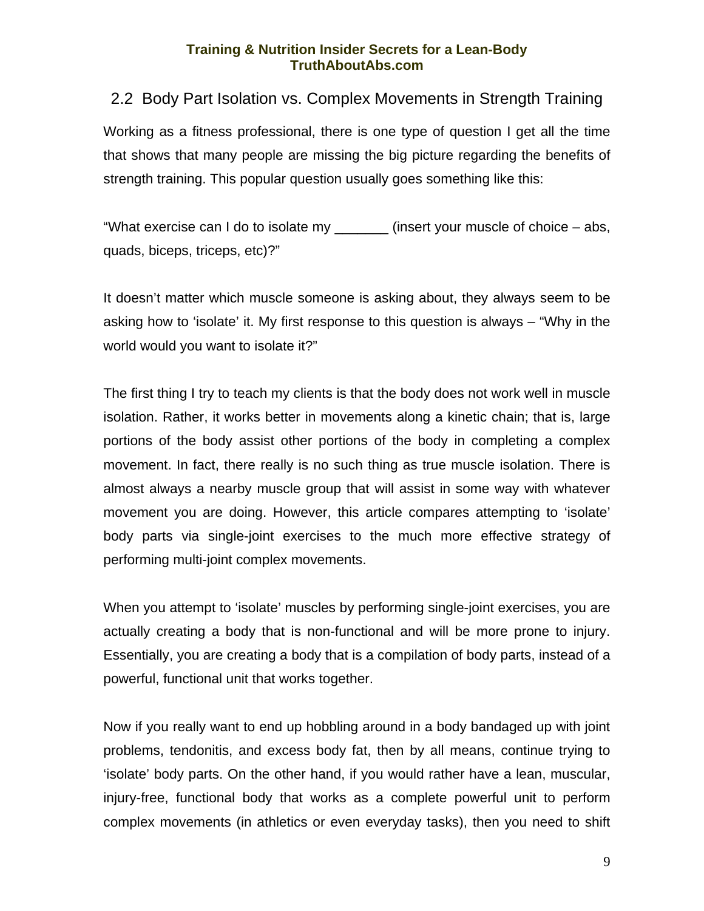## 2.2 Body Part Isolation vs. Complex Movements in Strength Training

Working as a fitness professional, there is one type of question I get all the time that shows that many people are missing the big picture regarding the benefits of strength training. This popular question usually goes something like this:

"What exercise can I do to isolate my _______ (insert your muscle of choice – abs, quads, biceps, triceps, etc)?"

It doesn't matter which muscle someone is asking about, they always seem to be asking how to 'isolate' it. My first response to this question is always – "Why in the world would you want to isolate it?"

The first thing I try to teach my clients is that the body does not work well in muscle isolation. Rather, it works better in movements along a kinetic chain; that is, large portions of the body assist other portions of the body in completing a complex movement. In fact, there really is no such thing as true muscle isolation. There is almost always a nearby muscle group that will assist in some way with whatever movement you are doing. However, this article compares attempting to 'isolate' body parts via single-joint exercises to the much more effective strategy of performing multi-joint complex movements.

When you attempt to 'isolate' muscles by performing single-joint exercises, you are actually creating a body that is non-functional and will be more prone to injury. Essentially, you are creating a body that is a compilation of body parts, instead of a powerful, functional unit that works together.

Now if you really want to end up hobbling around in a body bandaged up with joint problems, tendonitis, and excess body fat, then by all means, continue trying to 'isolate' body parts. On the other hand, if you would rather have a lean, muscular, injury-free, functional body that works as a complete powerful unit to perform complex movements (in athletics or even everyday tasks), then you need to shift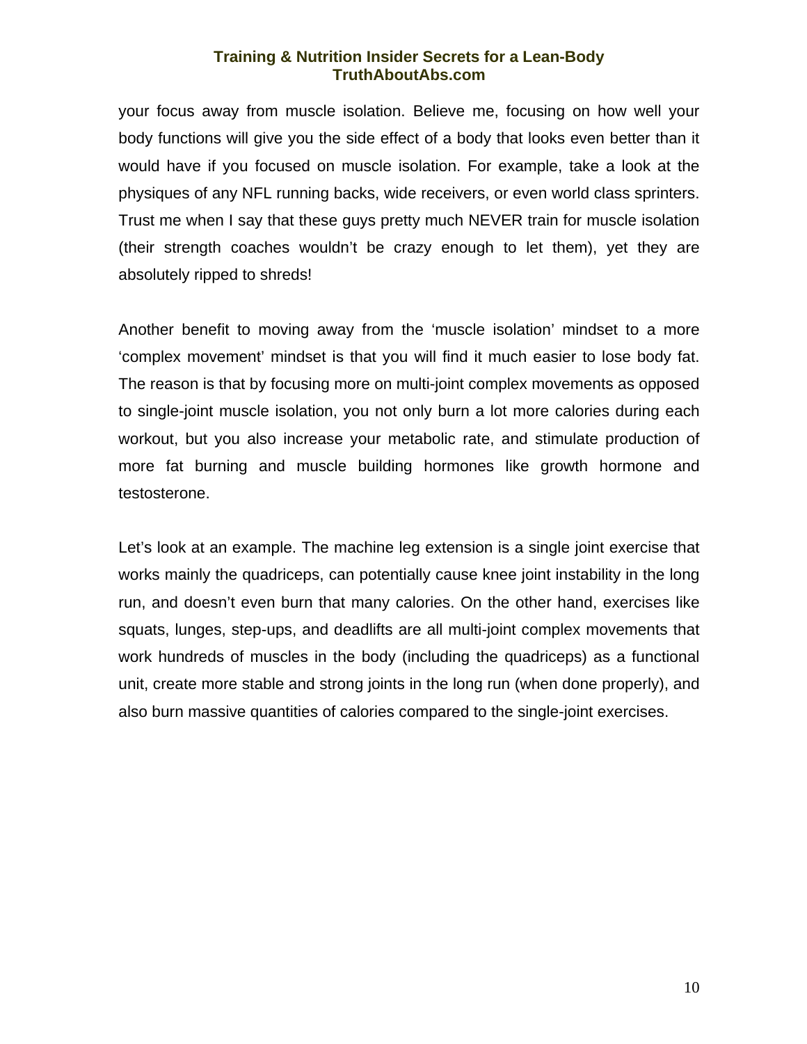your focus away from muscle isolation. Believe me, focusing on how well your body functions will give you the side effect of a body that looks even better than it would have if you focused on muscle isolation. For example, take a look at the physiques of any NFL running backs, wide receivers, or even world class sprinters. Trust me when I say that these guys pretty much NEVER train for muscle isolation (their strength coaches wouldn't be crazy enough to let them), yet they are absolutely ripped to shreds!

Another benefit to moving away from the 'muscle isolation' mindset to a more 'complex movement' mindset is that you will find it much easier to lose body fat. The reason is that by focusing more on multi-joint complex movements as opposed to single-joint muscle isolation, you not only burn a lot more calories during each workout, but you also increase your metabolic rate, and stimulate production of more fat burning and muscle building hormones like growth hormone and testosterone.

Let's look at an example. The machine leg extension is a single joint exercise that works mainly the quadriceps, can potentially cause knee joint instability in the long run, and doesn't even burn that many calories. On the other hand, exercises like squats, lunges, step-ups, and deadlifts are all multi-joint complex movements that work hundreds of muscles in the body (including the quadriceps) as a functional unit, create more stable and strong joints in the long run (when done properly), and also burn massive quantities of calories compared to the single-joint exercises.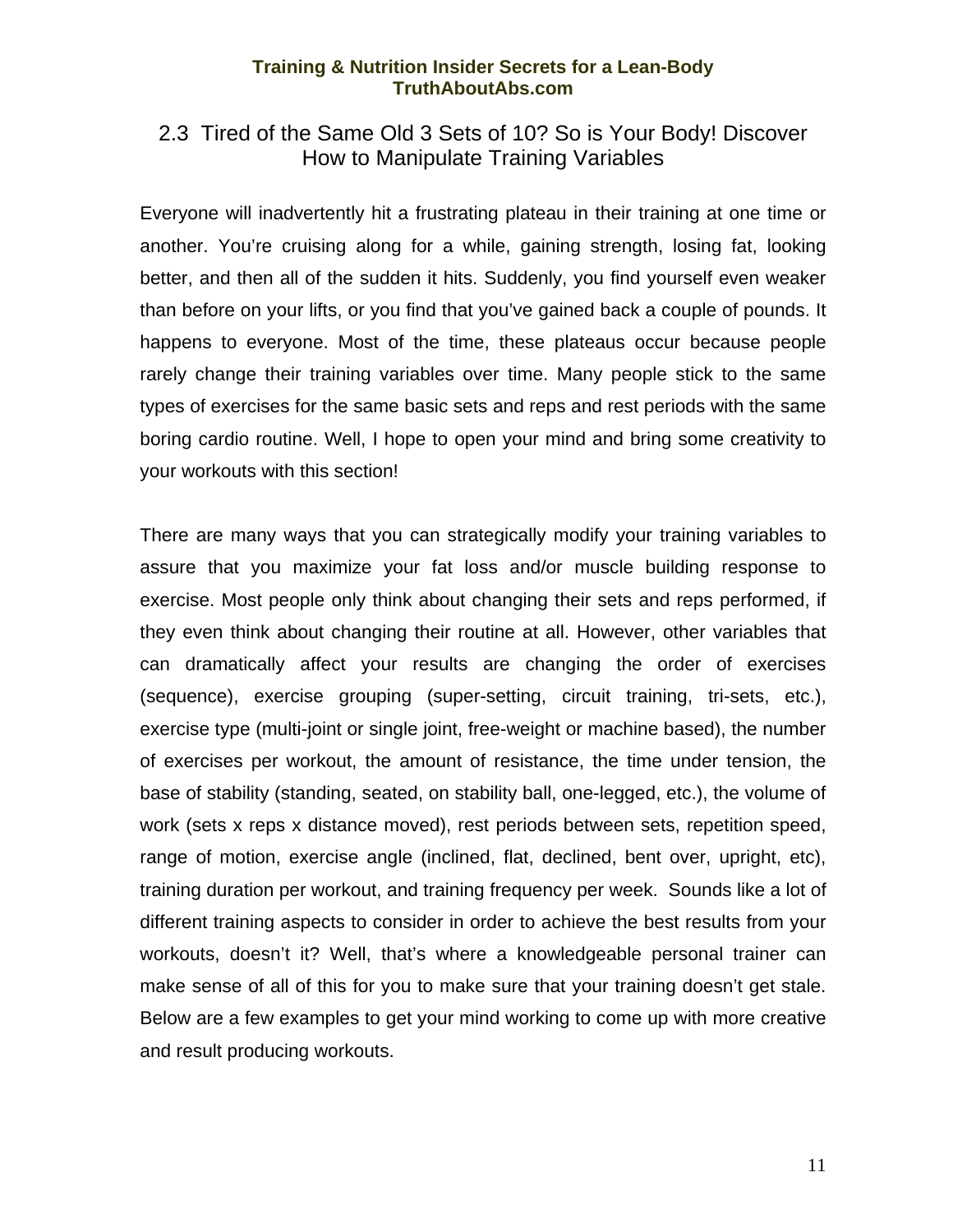## 2.3 Tired of the Same Old 3 Sets of 10? So is Your Body! Discover How to Manipulate Training Variables

Everyone will inadvertently hit a frustrating plateau in their training at one time or another. You're cruising along for a while, gaining strength, losing fat, looking better, and then all of the sudden it hits. Suddenly, you find yourself even weaker than before on your lifts, or you find that you've gained back a couple of pounds. It happens to everyone. Most of the time, these plateaus occur because people rarely change their training variables over time. Many people stick to the same types of exercises for the same basic sets and reps and rest periods with the same boring cardio routine. Well, I hope to open your mind and bring some creativity to your workouts with this section!

There are many ways that you can strategically modify your training variables to assure that you maximize your fat loss and/or muscle building response to exercise. Most people only think about changing their sets and reps performed, if they even think about changing their routine at all. However, other variables that can dramatically affect your results are changing the order of exercises (sequence), exercise grouping (super-setting, circuit training, tri-sets, etc.), exercise type (multi-joint or single joint, free-weight or machine based), the number of exercises per workout, the amount of resistance, the time under tension, the base of stability (standing, seated, on stability ball, one-legged, etc.), the volume of work (sets x reps x distance moved), rest periods between sets, repetition speed, range of motion, exercise angle (inclined, flat, declined, bent over, upright, etc), training duration per workout, and training frequency per week. Sounds like a lot of different training aspects to consider in order to achieve the best results from your workouts, doesn't it? Well, that's where a knowledgeable personal trainer can make sense of all of this for you to make sure that your training doesn't get stale. Below are a few examples to get your mind working to come up with more creative and result producing workouts.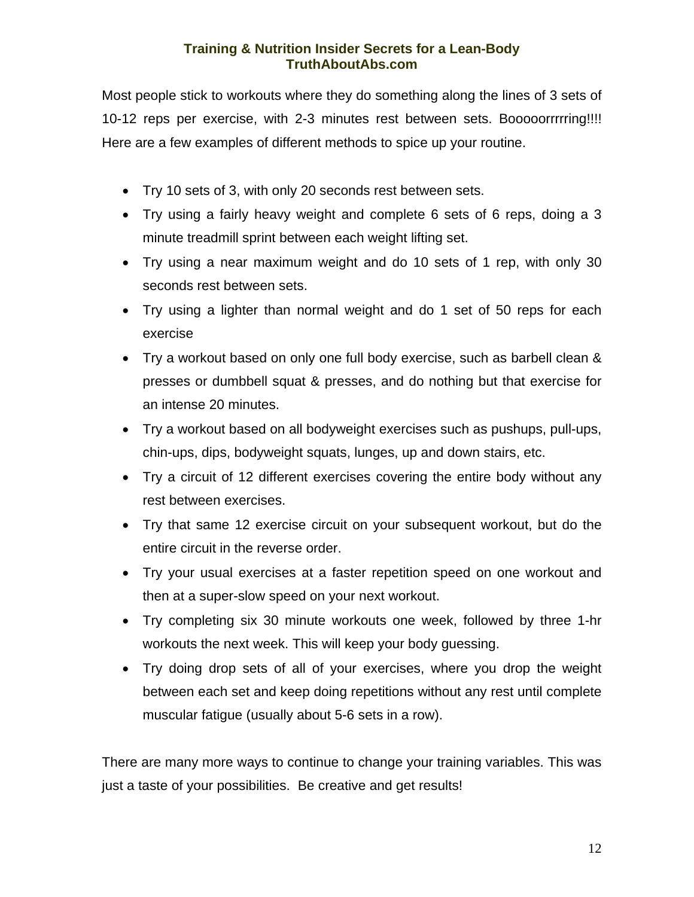Most people stick to workouts where they do something along the lines of 3 sets of 10-12 reps per exercise, with 2-3 minutes rest between sets. Booooorrrrring!!!! Here are a few examples of different methods to spice up your routine.

- Try 10 sets of 3, with only 20 seconds rest between sets.
- Try using a fairly heavy weight and complete 6 sets of 6 reps, doing a 3 minute treadmill sprint between each weight lifting set.
- Try using a near maximum weight and do 10 sets of 1 rep, with only 30 seconds rest between sets.
- Try using a lighter than normal weight and do 1 set of 50 reps for each exercise
- Try a workout based on only one full body exercise, such as barbell clean & presses or dumbbell squat & presses, and do nothing but that exercise for an intense 20 minutes.
- Try a workout based on all bodyweight exercises such as pushups, pull-ups, chin-ups, dips, bodyweight squats, lunges, up and down stairs, etc.
- Try a circuit of 12 different exercises covering the entire body without any rest between exercises.
- Try that same 12 exercise circuit on your subsequent workout, but do the entire circuit in the reverse order.
- Try your usual exercises at a faster repetition speed on one workout and then at a super-slow speed on your next workout.
- Try completing six 30 minute workouts one week, followed by three 1-hr workouts the next week. This will keep your body guessing.
- Try doing drop sets of all of your exercises, where you drop the weight between each set and keep doing repetitions without any rest until complete muscular fatigue (usually about 5-6 sets in a row).

There are many more ways to continue to change your training variables. This was just a taste of your possibilities. Be creative and get results!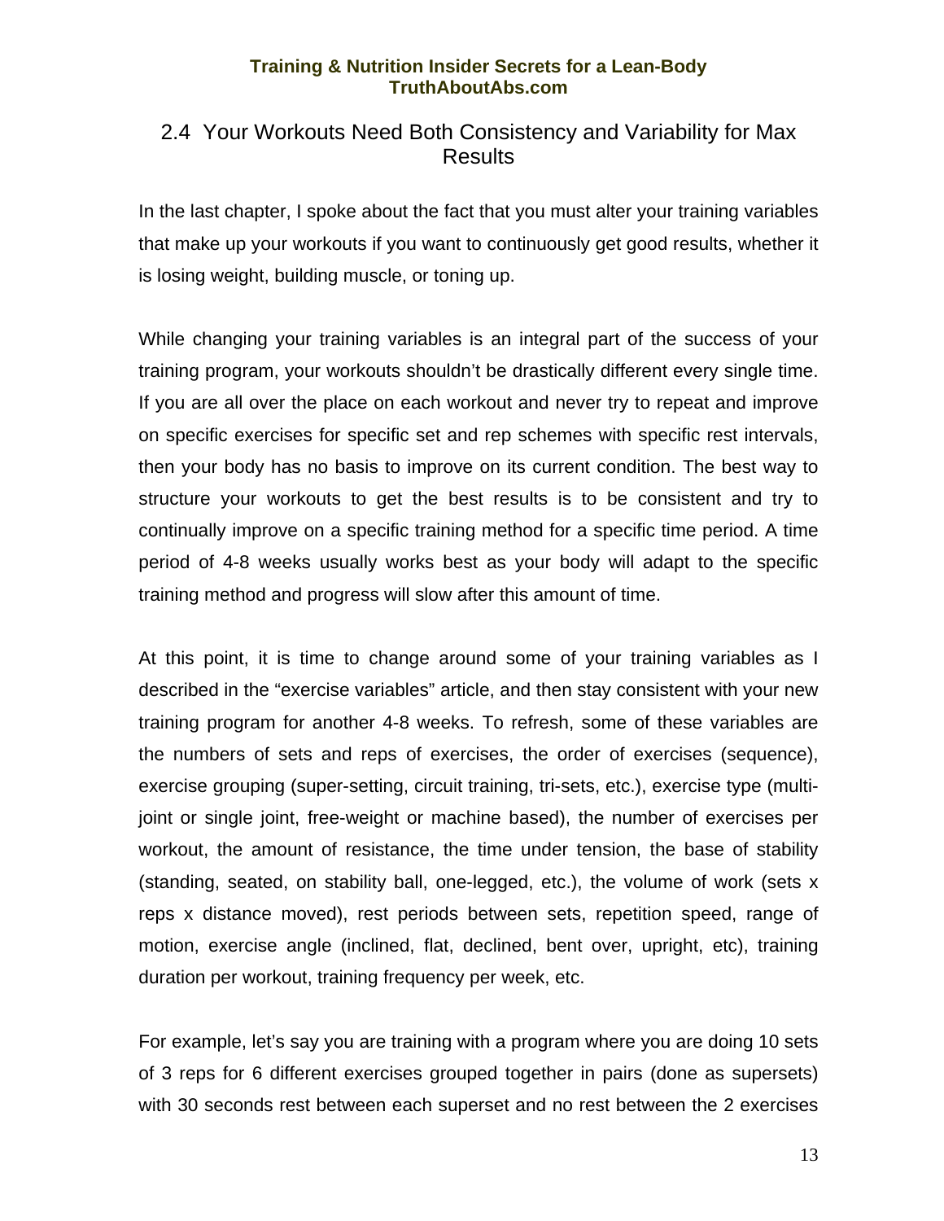## 2.4 Your Workouts Need Both Consistency and Variability for Max Results

In the last chapter, I spoke about the fact that you must alter your training variables that make up your workouts if you want to continuously get good results, whether it is losing weight, building muscle, or toning up.

While changing your training variables is an integral part of the success of your training program, your workouts shouldn't be drastically different every single time. If you are all over the place on each workout and never try to repeat and improve on specific exercises for specific set and rep schemes with specific rest intervals, then your body has no basis to improve on its current condition. The best way to structure your workouts to get the best results is to be consistent and try to continually improve on a specific training method for a specific time period. A time period of 4-8 weeks usually works best as your body will adapt to the specific training method and progress will slow after this amount of time.

At this point, it is time to change around some of your training variables as I described in the "exercise variables" article, and then stay consistent with your new training program for another 4-8 weeks. To refresh, some of these variables are the numbers of sets and reps of exercises, the order of exercises (sequence), exercise grouping (super-setting, circuit training, tri-sets, etc.), exercise type (multi-joint or single joint, free-weight or machine based), the number of exercises per workout, the amount of resistance, the time under tension, the base of stability (standing, seated, on stability ball, one-legged, etc.), the volume of work (sets x reps x distance moved), rest periods between sets, repetition speed, range of motion, exercise angle (inclined, flat, declined, bent over, upright, etc), training duration per workout, training frequency per week, etc.

For example, let's say you are training with a program where you are doing 10 sets of 3 reps for 6 different exercises grouped together in pairs (done as supersets) with 30 seconds rest between each superset and no rest between the 2 exercises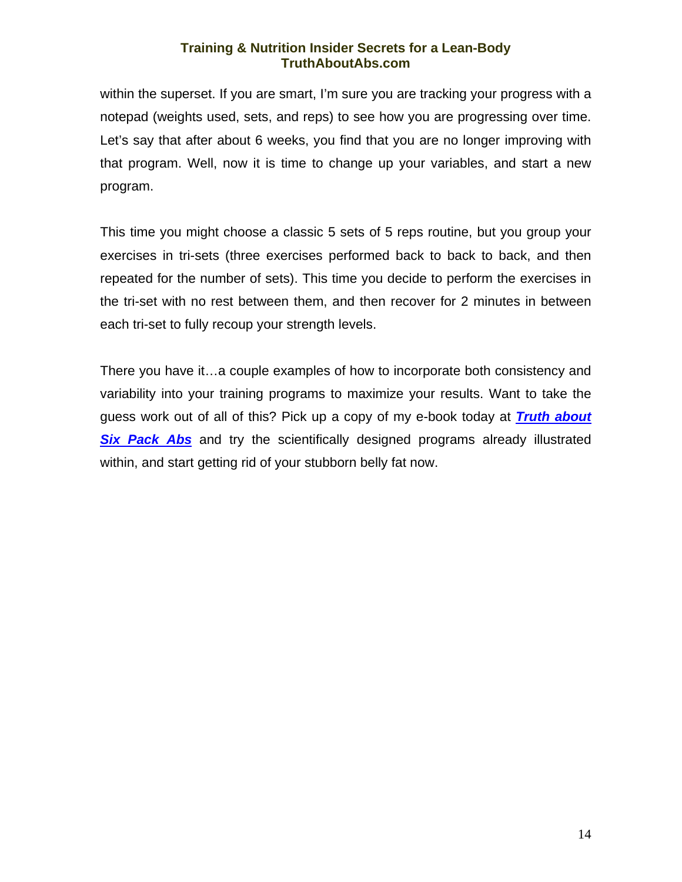within the superset. If you are smart, I'm sure you are tracking your progress with a notepad (weights used, sets, and reps) to see how you are progressing over time. Let's say that after about 6 weeks, you find that you are no longer improving with that program. Well, now it is time to change up your variables, and start a new program.

This time you might choose a classic 5 sets of 5 reps routine, but you group your exercises in tri-sets (three exercises performed back to back to back, and then repeated for the number of sets). This time you decide to perform the exercises in the tri-set with no rest between them, and then recover for 2 minutes in between each tri-set to fully recoup your strength levels.

There you have it…a couple examples of how to incorporate both consistency and variability into your training programs to maximize your results. Want to take the guess work out of all of this? Pick up a copy of my e-book today at ***Truth about Six Pack Abs*** and try the scientifically designed programs already illustrated within, and start getting rid of your stubborn belly fat now.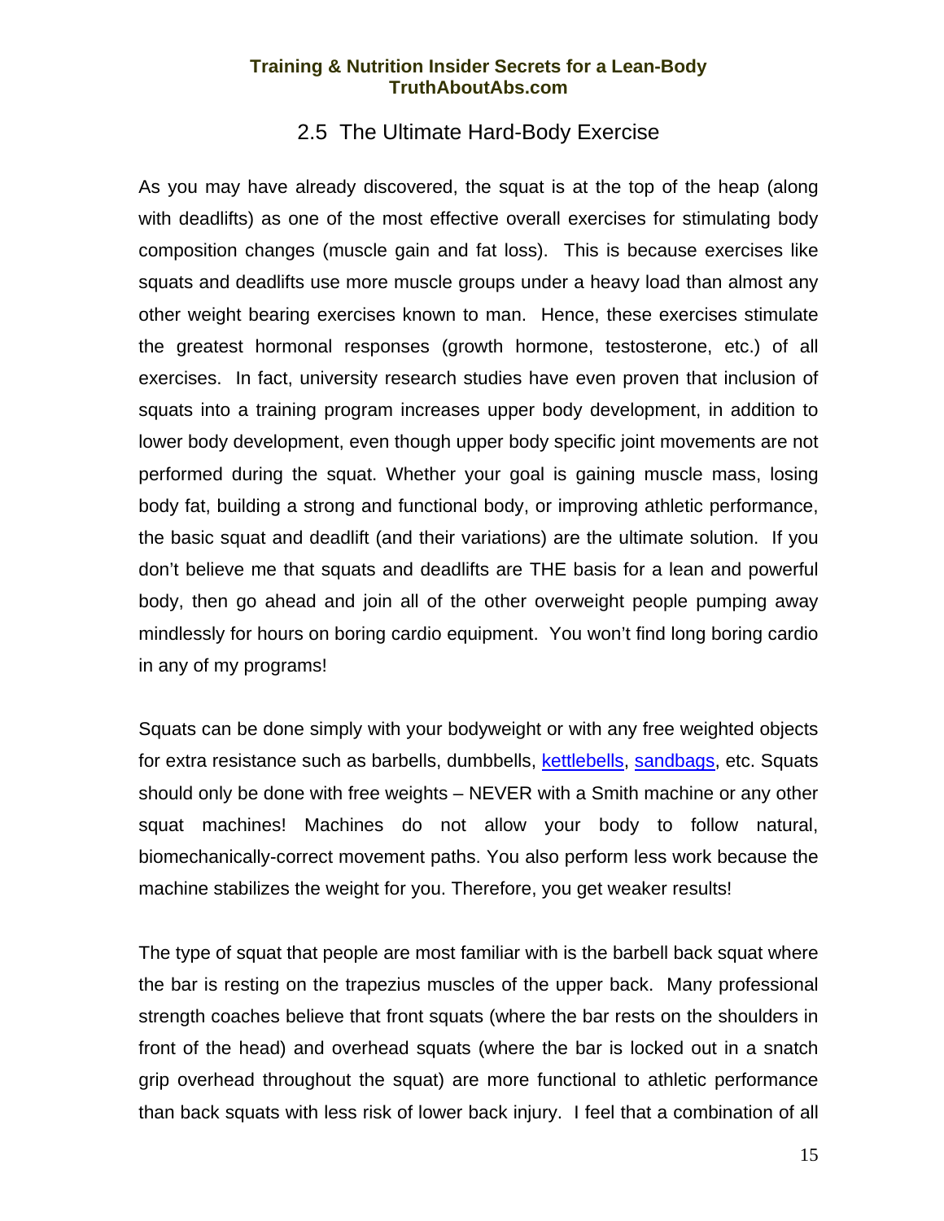## 2.5 The Ultimate Hard-Body Exercise

As you may have already discovered, the squat is at the top of the heap (along with deadlifts) as one of the most effective overall exercises for stimulating body composition changes (muscle gain and fat loss). This is because exercises like squats and deadlifts use more muscle groups under a heavy load than almost any other weight bearing exercises known to man. Hence, these exercises stimulate the greatest hormonal responses (growth hormone, testosterone, etc.) of all exercises. In fact, university research studies have even proven that inclusion of squats into a training program increases upper body development, in addition to lower body development, even though upper body specific joint movements are not performed during the squat. Whether your goal is gaining muscle mass, losing body fat, building a strong and functional body, or improving athletic performance, the basic squat and deadlift (and their variations) are the ultimate solution. If you don't believe me that squats and deadlifts are THE basis for a lean and powerful body, then go ahead and join all of the other overweight people pumping away mindlessly for hours on boring cardio equipment. You won't find long boring cardio in any of my programs!

Squats can be done simply with your bodyweight or with any free weighted objects for extra resistance such as barbells, dumbbells, kettlebells, sandbags, etc. Squats should only be done with free weights – NEVER with a Smith machine or any other squat machines! Machines do not allow your body to follow natural, biomechanically-correct movement paths. You also perform less work because the machine stabilizes the weight for you. Therefore, you get weaker results!

The type of squat that people are most familiar with is the barbell back squat where the bar is resting on the trapezius muscles of the upper back. Many professional strength coaches believe that front squats (where the bar rests on the shoulders in front of the head) and overhead squats (where the bar is locked out in a snatch grip overhead throughout the squat) are more functional to athletic performance than back squats with less risk of lower back injury. I feel that a combination of all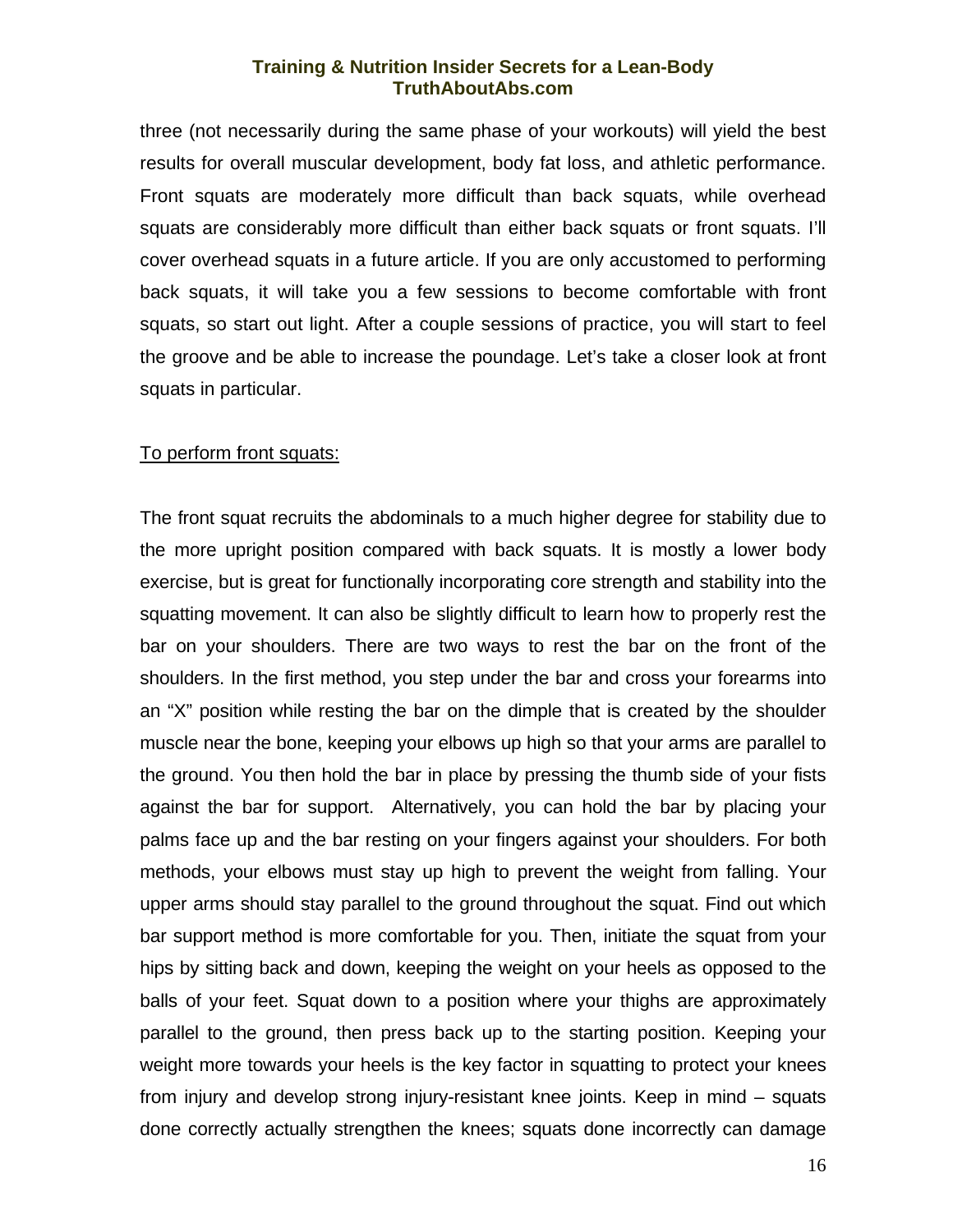three (not necessarily during the same phase of your workouts) will yield the best results for overall muscular development, body fat loss, and athletic performance. Front squats are moderately more difficult than back squats, while overhead squats are considerably more difficult than either back squats or front squats. I'll cover overhead squats in a future article. If you are only accustomed to performing back squats, it will take you a few sessions to become comfortable with front squats, so start out light. After a couple sessions of practice, you will start to feel the groove and be able to increase the poundage. Let's take a closer look at front squats in particular.

<u>To perform front squats:</u>

The front squat recruits the abdominals to a much higher degree for stability due to the more upright position compared with back squats. It is mostly a lower body exercise, but is great for functionally incorporating core strength and stability into the squatting movement. It can also be slightly difficult to learn how to properly rest the bar on your shoulders. There are two ways to rest the bar on the front of the shoulders. In the first method, you step under the bar and cross your forearms into an "X" position while resting the bar on the dimple that is created by the shoulder muscle near the bone, keeping your elbows up high so that your arms are parallel to the ground. You then hold the bar in place by pressing the thumb side of your fists against the bar for support. Alternatively, you can hold the bar by placing your palms face up and the bar resting on your fingers against your shoulders. For both methods, your elbows must stay up high to prevent the weight from falling. Your upper arms should stay parallel to the ground throughout the squat. Find out which bar support method is more comfortable for you. Then, initiate the squat from your hips by sitting back and down, keeping the weight on your heels as opposed to the balls of your feet. Squat down to a position where your thighs are approximately parallel to the ground, then press back up to the starting position. Keeping your weight more towards your heels is the key factor in squatting to protect your knees from injury and develop strong injury-resistant knee joints. Keep in mind – squats done correctly actually strengthen the knees; squats done incorrectly can damage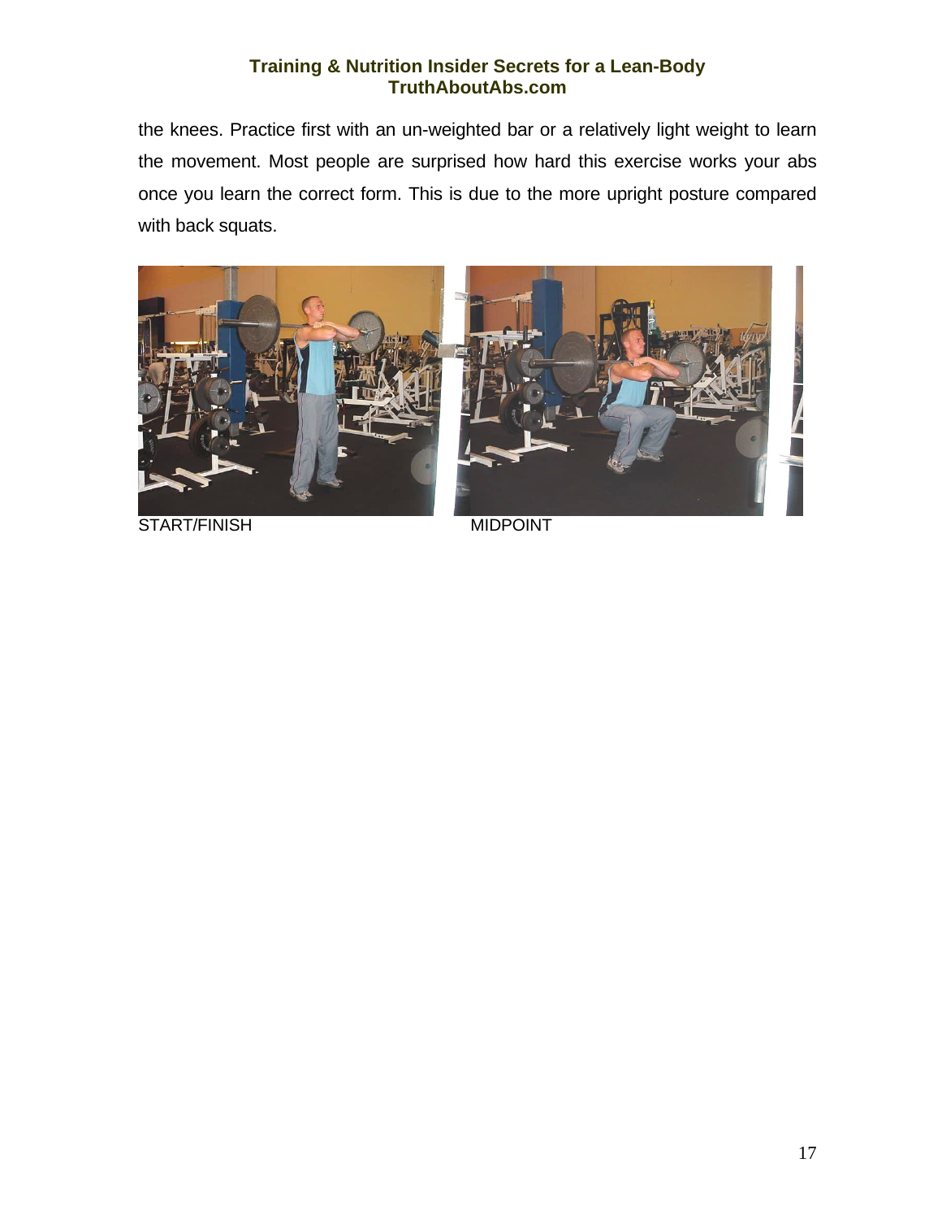the knees. Practice first with an un-weighted bar or a relatively light weight to learn the movement. Most people are surprised how hard this exercise works your abs once you learn the correct form. This is due to the more upright posture compared with back squats.

START/FINISH

MIDPOINT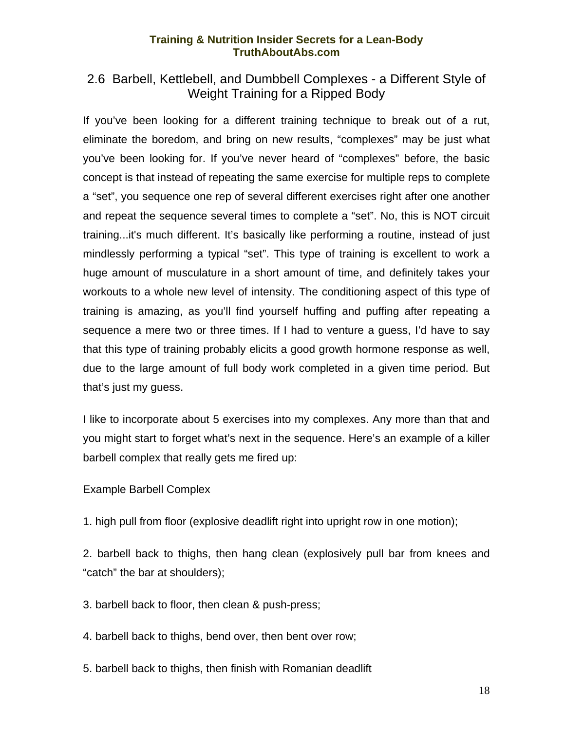## 2.6 Barbell, Kettlebell, and Dumbbell Complexes - a Different Style of Weight Training for a Ripped Body

If you've been looking for a different training technique to break out of a rut, eliminate the boredom, and bring on new results, "complexes" may be just what you've been looking for. If you've never heard of "complexes" before, the basic concept is that instead of repeating the same exercise for multiple reps to complete a "set", you sequence one rep of several different exercises right after one another and repeat the sequence several times to complete a "set". No, this is NOT circuit training...it's much different. It's basically like performing a routine, instead of just mindlessly performing a typical "set". This type of training is excellent to work a huge amount of musculature in a short amount of time, and definitely takes your workouts to a whole new level of intensity. The conditioning aspect of this type of training is amazing, as you'll find yourself huffing and puffing after repeating a sequence a mere two or three times. If I had to venture a guess, I'd have to say that this type of training probably elicits a good growth hormone response as well, due to the large amount of full body work completed in a given time period. But that's just my guess.

I like to incorporate about 5 exercises into my complexes. Any more than that and you might start to forget what's next in the sequence. Here's an example of a killer barbell complex that really gets me fired up:

Example Barbell Complex

1. high pull from floor (explosive deadlift right into upright row in one motion);

2. barbell back to thighs, then hang clean (explosively pull bar from knees and "catch" the bar at shoulders);

3. barbell back to floor, then clean & push-press;

4. barbell back to thighs, bend over, then bent over row;

5. barbell back to thighs, then finish with Romanian deadlift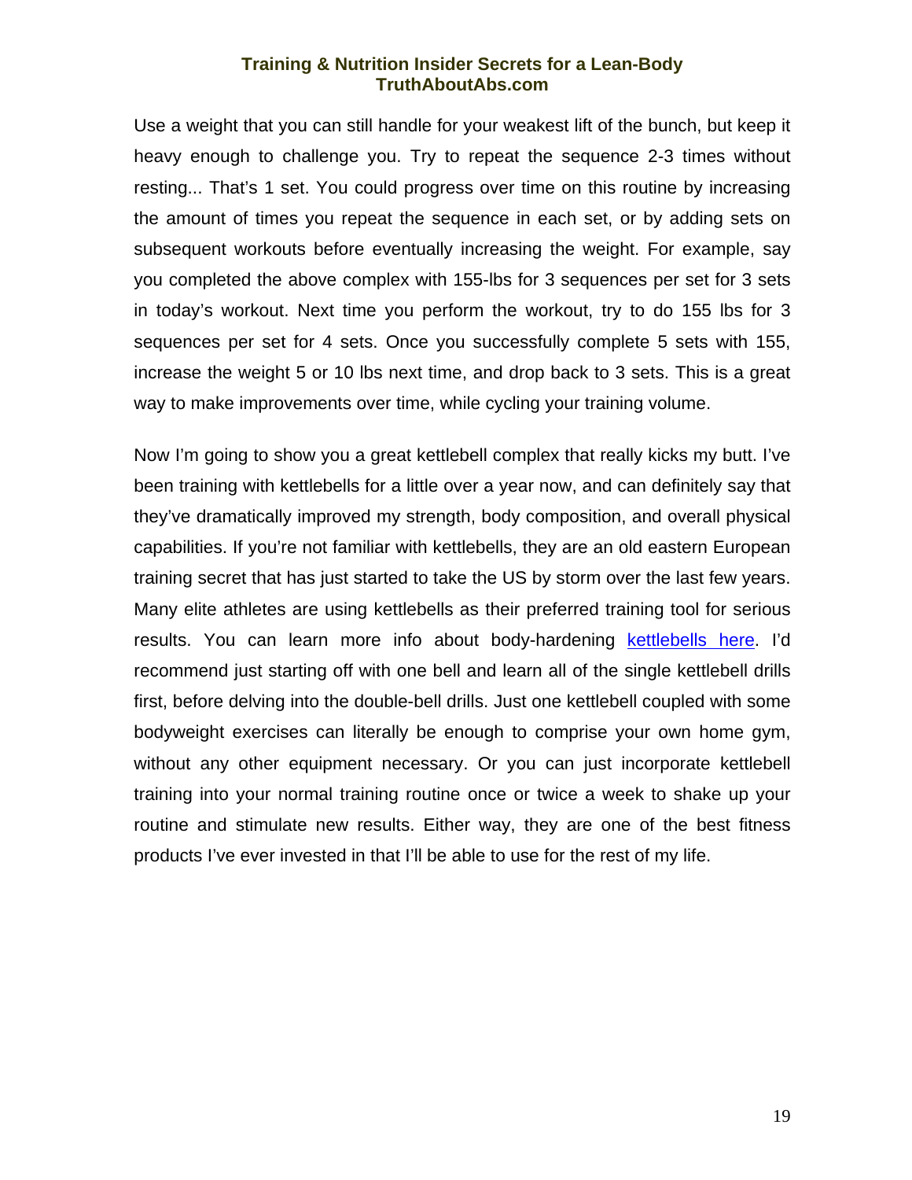Use a weight that you can still handle for your weakest lift of the bunch, but keep it heavy enough to challenge you. Try to repeat the sequence 2-3 times without resting... That's 1 set. You could progress over time on this routine by increasing the amount of times you repeat the sequence in each set, or by adding sets on subsequent workouts before eventually increasing the weight. For example, say you completed the above complex with 155-lbs for 3 sequences per set for 3 sets in today's workout. Next time you perform the workout, try to do 155 lbs for 3 sequences per set for 4 sets. Once you successfully complete 5 sets with 155, increase the weight 5 or 10 lbs next time, and drop back to 3 sets. This is a great way to make improvements over time, while cycling your training volume.

Now I'm going to show you a great kettlebell complex that really kicks my butt. I've been training with kettlebells for a little over a year now, and can definitely say that they've dramatically improved my strength, body composition, and overall physical capabilities. If you're not familiar with kettlebells, they are an old eastern European training secret that has just started to take the US by storm over the last few years. Many elite athletes are using kettlebells as their preferred training tool for serious results. You can learn more info about body-hardening [kettlebells here](). I'd recommend just starting off with one bell and learn all of the single kettlebell drills first, before delving into the double-bell drills. Just one kettlebell coupled with some bodyweight exercises can literally be enough to comprise your own home gym, without any other equipment necessary. Or you can just incorporate kettlebell training into your normal training routine once or twice a week to shake up your routine and stimulate new results. Either way, they are one of the best fitness products I've ever invested in that I'll be able to use for the rest of my life.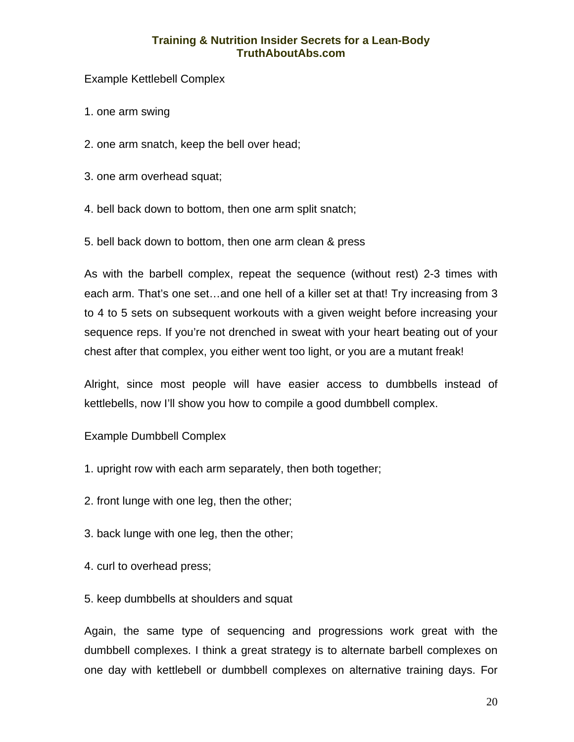Example Kettlebell Complex

1. one arm swing

2. one arm snatch, keep the bell over head;

3. one arm overhead squat;

4. bell back down to bottom, then one arm split snatch;

5. bell back down to bottom, then one arm clean & press

As with the barbell complex, repeat the sequence (without rest) 2-3 times with each arm. That's one set…and one hell of a killer set at that! Try increasing from 3 to 4 to 5 sets on subsequent workouts with a given weight before increasing your sequence reps. If you're not drenched in sweat with your heart beating out of your chest after that complex, you either went too light, or you are a mutant freak!

Alright, since most people will have easier access to dumbbells instead of kettlebells, now I'll show you how to compile a good dumbbell complex.

Example Dumbbell Complex

1. upright row with each arm separately, then both together;

2. front lunge with one leg, then the other;

3. back lunge with one leg, then the other;

4. curl to overhead press;

5. keep dumbbells at shoulders and squat

Again, the same type of sequencing and progressions work great with the dumbbell complexes. I think a great strategy is to alternate barbell complexes on one day with kettlebell or dumbbell complexes on alternative training days. For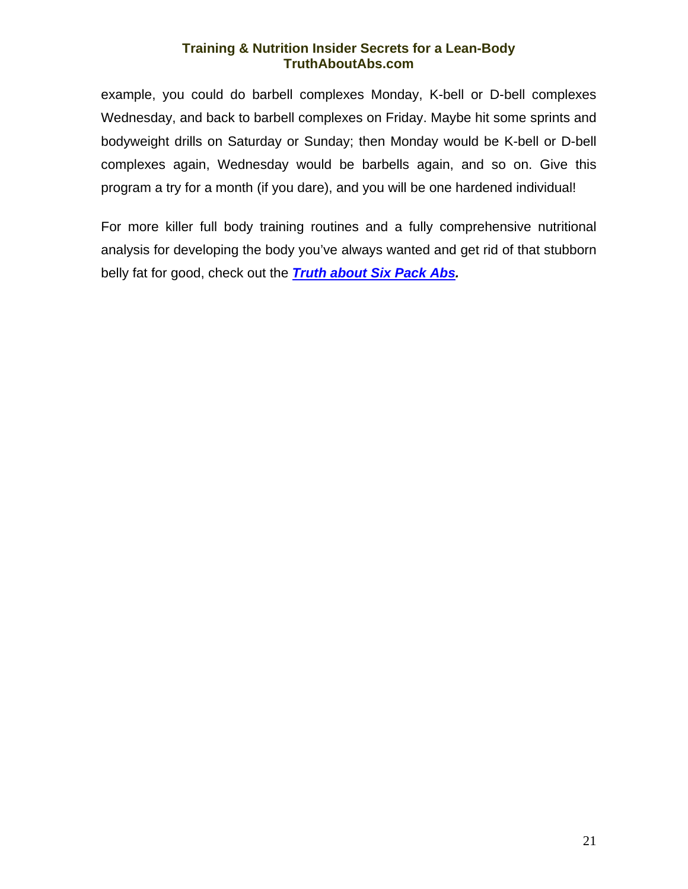example, you could do barbell complexes Monday, K-bell or D-bell complexes Wednesday, and back to barbell complexes on Friday. Maybe hit some sprints and bodyweight drills on Saturday or Sunday; then Monday would be K-bell or D-bell complexes again, Wednesday would be barbells again, and so on. Give this program a try for a month (if you dare), and you will be one hardened individual!

For more killer full body training routines and a fully comprehensive nutritional analysis for developing the body you've always wanted and get rid of that stubborn belly fat for good, check out the ***Truth about Six Pack Abs.***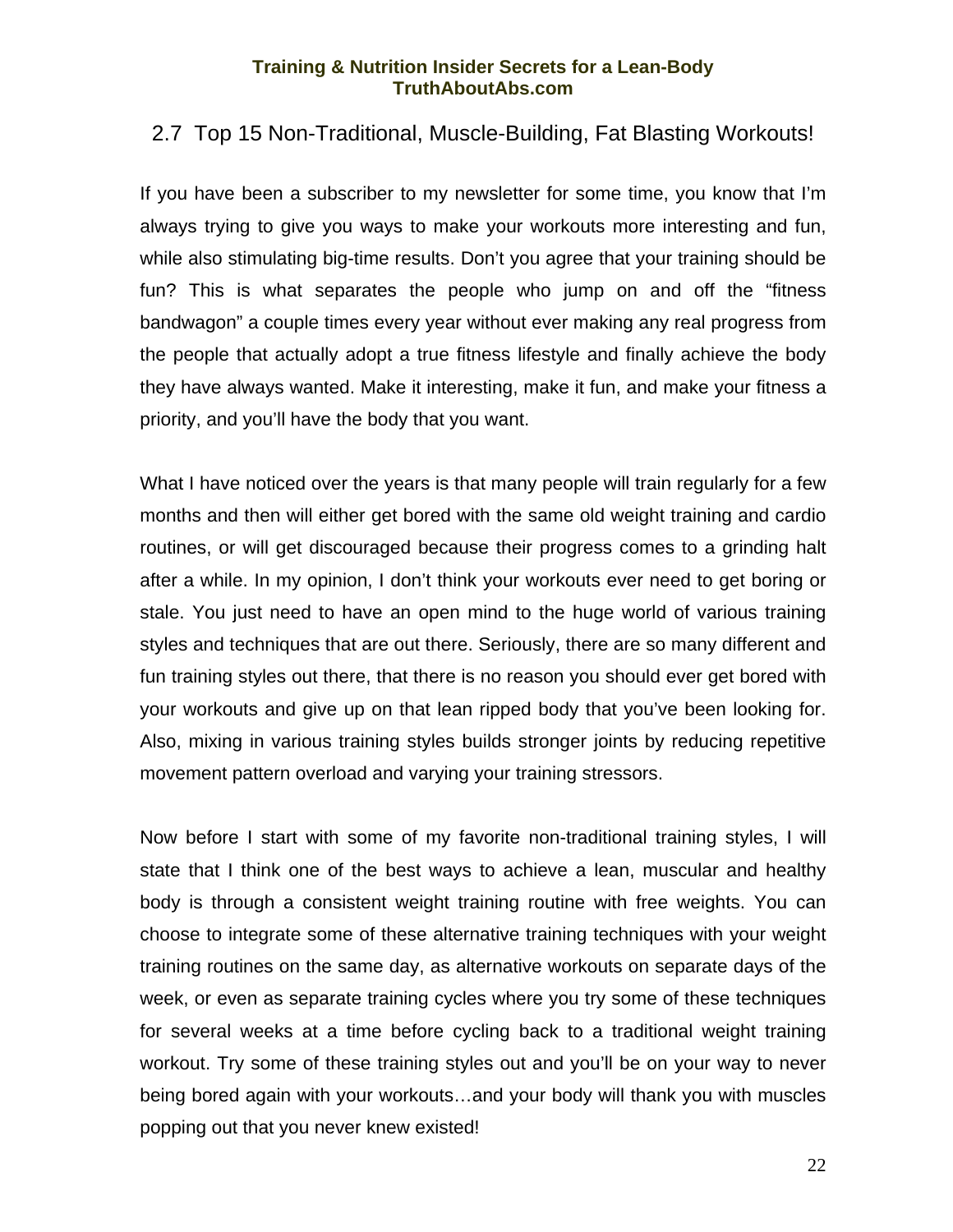## 2.7 Top 15 Non-Traditional, Muscle-Building, Fat Blasting Workouts!

If you have been a subscriber to my newsletter for some time, you know that I'm always trying to give you ways to make your workouts more interesting and fun, while also stimulating big-time results. Don't you agree that your training should be fun? This is what separates the people who jump on and off the "fitness bandwagon" a couple times every year without ever making any real progress from the people that actually adopt a true fitness lifestyle and finally achieve the body they have always wanted. Make it interesting, make it fun, and make your fitness a priority, and you'll have the body that you want.

What I have noticed over the years is that many people will train regularly for a few months and then will either get bored with the same old weight training and cardio routines, or will get discouraged because their progress comes to a grinding halt after a while. In my opinion, I don't think your workouts ever need to get boring or stale. You just need to have an open mind to the huge world of various training styles and techniques that are out there. Seriously, there are so many different and fun training styles out there, that there is no reason you should ever get bored with your workouts and give up on that lean ripped body that you've been looking for. Also, mixing in various training styles builds stronger joints by reducing repetitive movement pattern overload and varying your training stressors.

Now before I start with some of my favorite non-traditional training styles, I will state that I think one of the best ways to achieve a lean, muscular and healthy body is through a consistent weight training routine with free weights. You can choose to integrate some of these alternative training techniques with your weight training routines on the same day, as alternative workouts on separate days of the week, or even as separate training cycles where you try some of these techniques for several weeks at a time before cycling back to a traditional weight training workout. Try some of these training styles out and you'll be on your way to never being bored again with your workouts…and your body will thank you with muscles popping out that you never knew existed!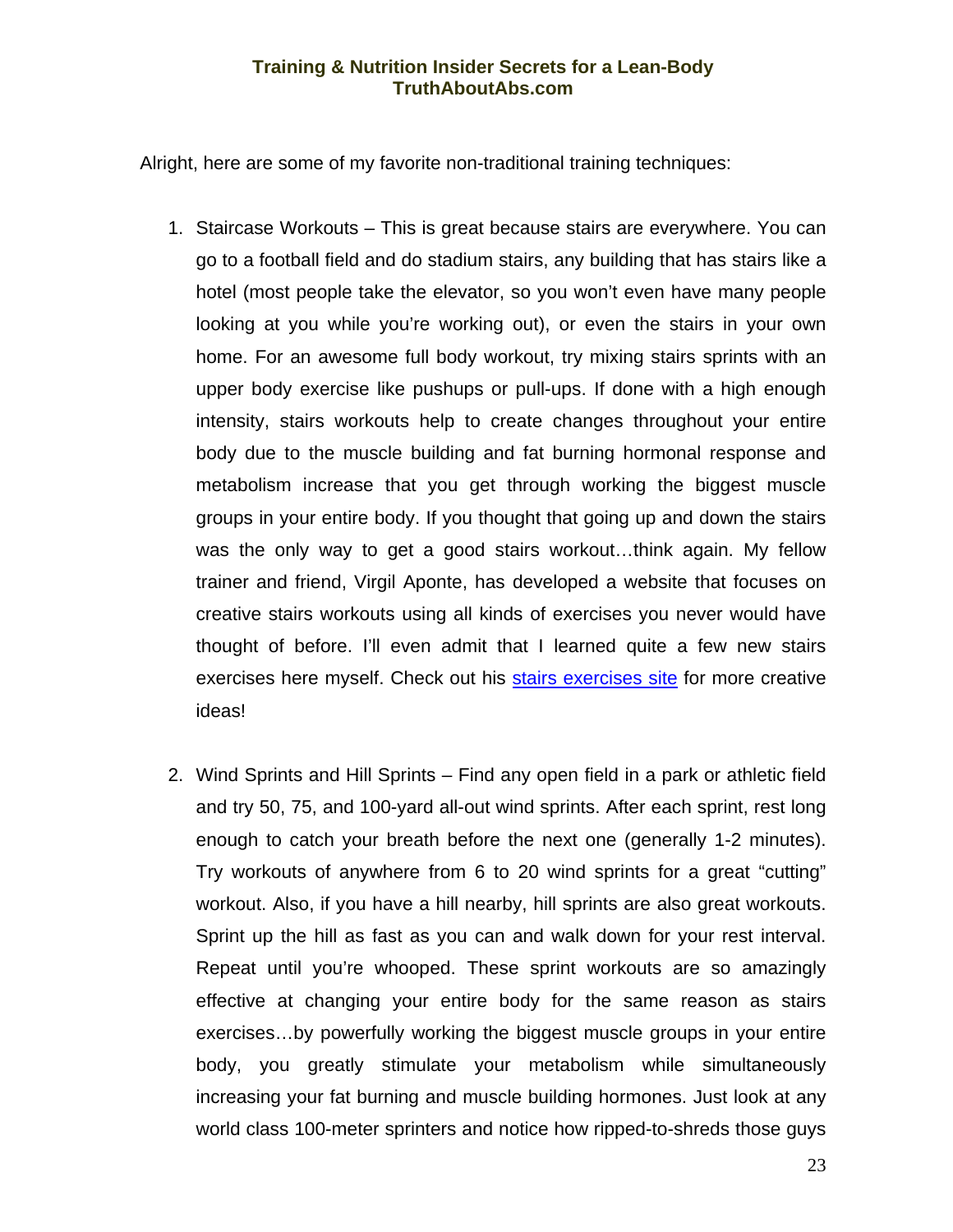Alright, here are some of my favorite non-traditional training techniques:

1. Staircase Workouts – This is great because stairs are everywhere. You can go to a football field and do stadium stairs, any building that has stairs like a hotel (most people take the elevator, so you won't even have many people looking at you while you're working out), or even the stairs in your own home. For an awesome full body workout, try mixing stairs sprints with an upper body exercise like pushups or pull-ups. If done with a high enough intensity, stairs workouts help to create changes throughout your entire body due to the muscle building and fat burning hormonal response and metabolism increase that you get through working the biggest muscle groups in your entire body. If you thought that going up and down the stairs was the only way to get a good stairs workout…think again. My fellow trainer and friend, Virgil Aponte, has developed a website that focuses on creative stairs workouts using all kinds of exercises you never would have thought of before. I'll even admit that I learned quite a few new stairs exercises here myself. Check out his stairs exercises site for more creative ideas!

2. Wind Sprints and Hill Sprints – Find any open field in a park or athletic field and try 50, 75, and 100-yard all-out wind sprints. After each sprint, rest long enough to catch your breath before the next one (generally 1-2 minutes). Try workouts of anywhere from 6 to 20 wind sprints for a great "cutting" workout. Also, if you have a hill nearby, hill sprints are also great workouts. Sprint up the hill as fast as you can and walk down for your rest interval. Repeat until you're whooped. These sprint workouts are so amazingly effective at changing your entire body for the same reason as stairs exercises…by powerfully working the biggest muscle groups in your entire body, you greatly stimulate your metabolism while simultaneously increasing your fat burning and muscle building hormones. Just look at any world class 100-meter sprinters and notice how ripped-to-shreds those guys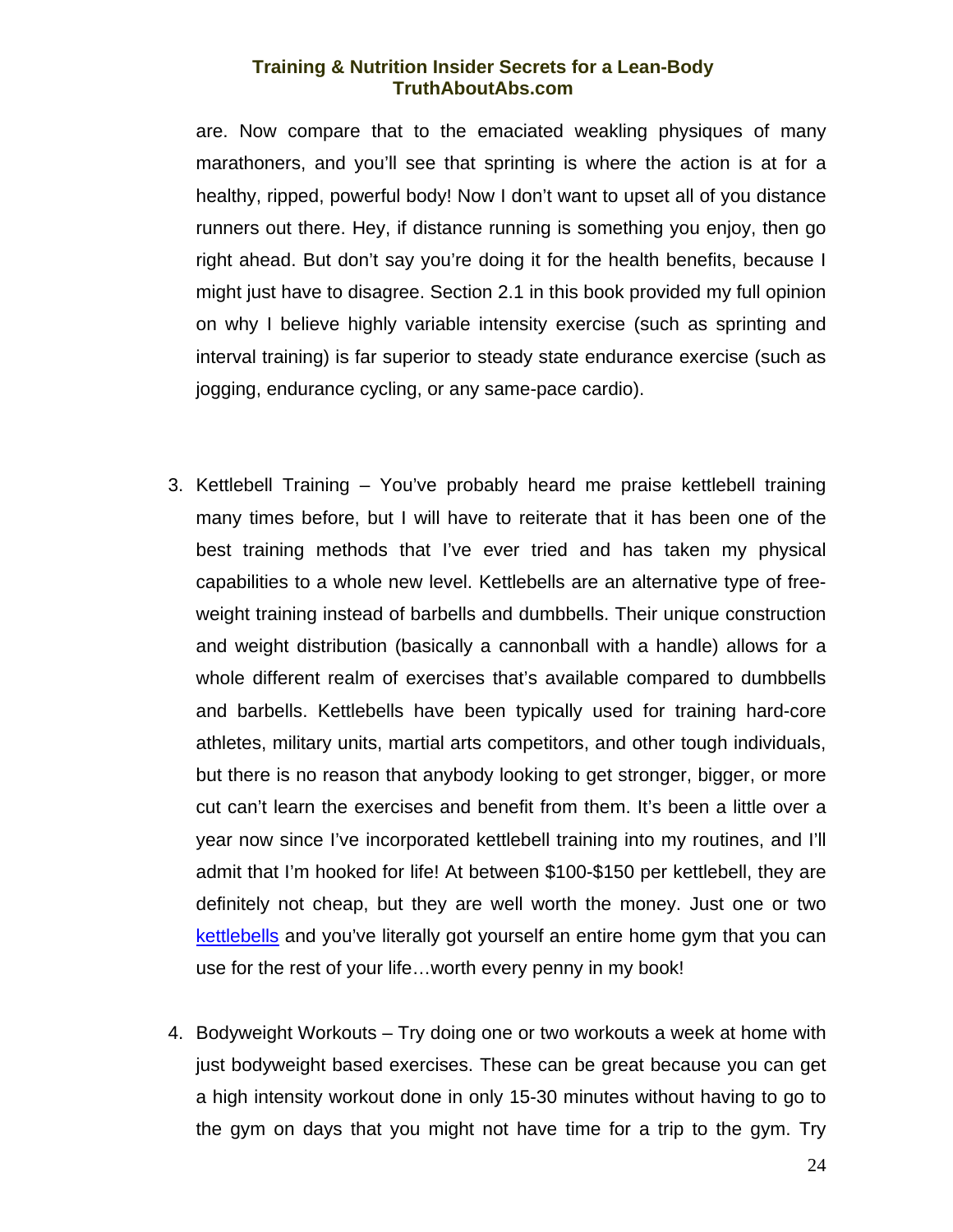are. Now compare that to the emaciated weakling physiques of many marathoners, and you'll see that sprinting is where the action is at for a healthy, ripped, powerful body! Now I don't want to upset all of you distance runners out there. Hey, if distance running is something you enjoy, then go right ahead. But don't say you're doing it for the health benefits, because I might just have to disagree. Section 2.1 in this book provided my full opinion on why I believe highly variable intensity exercise (such as sprinting and interval training) is far superior to steady state endurance exercise (such as jogging, endurance cycling, or any same-pace cardio).

3. Kettlebell Training – You've probably heard me praise kettlebell training many times before, but I will have to reiterate that it has been one of the best training methods that I've ever tried and has taken my physical capabilities to a whole new level. Kettlebells are an alternative type of free-weight training instead of barbells and dumbbells. Their unique construction and weight distribution (basically a cannonball with a handle) allows for a whole different realm of exercises that's available compared to dumbbells and barbells. Kettlebells have been typically used for training hard-core athletes, military units, martial arts competitors, and other tough individuals, but there is no reason that anybody looking to get stronger, bigger, or more cut can't learn the exercises and benefit from them. It's been a little over a year now since I've incorporated kettlebell training into my routines, and I'll admit that I'm hooked for life! At between $100-$150 per kettlebell, they are definitely not cheap, but they are well worth the money. Just one or two kettlebells and you've literally got yourself an entire home gym that you can use for the rest of your life…worth every penny in my book!

4. Bodyweight Workouts – Try doing one or two workouts a week at home with just bodyweight based exercises. These can be great because you can get a high intensity workout done in only 15-30 minutes without having to go to the gym on days that you might not have time for a trip to the gym. Try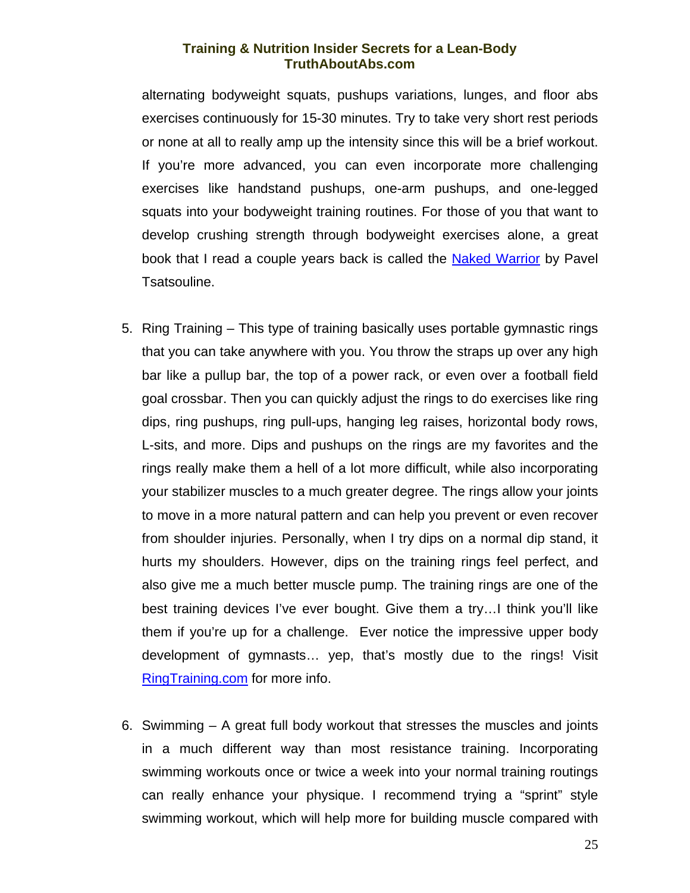alternating bodyweight squats, pushups variations, lunges, and floor abs exercises continuously for 15-30 minutes. Try to take very short rest periods or none at all to really amp up the intensity since this will be a brief workout. If you're more advanced, you can even incorporate more challenging exercises like handstand pushups, one-arm pushups, and one-legged squats into your bodyweight training routines. For those of you that want to develop crushing strength through bodyweight exercises alone, a great book that I read a couple years back is called the [Naked Warrior]() by Pavel Tsatsouline.

5. Ring Training – This type of training basically uses portable gymnastic rings that you can take anywhere with you. You throw the straps up over any high bar like a pullup bar, the top of a power rack, or even over a football field goal crossbar. Then you can quickly adjust the rings to do exercises like ring dips, ring pushups, ring pull-ups, hanging leg raises, horizontal body rows, L-sits, and more. Dips and pushups on the rings are my favorites and the rings really make them a hell of a lot more difficult, while also incorporating your stabilizer muscles to a much greater degree. The rings allow your joints to move in a more natural pattern and can help you prevent or even recover from shoulder injuries. Personally, when I try dips on a normal dip stand, it hurts my shoulders. However, dips on the training rings feel perfect, and also give me a much better muscle pump. The training rings are one of the best training devices I've ever bought. Give them a try…I think you'll like them if you're up for a challenge. Ever notice the impressive upper body development of gymnasts… yep, that's mostly due to the rings! Visit [RingTraining.com]() for more info.

6. Swimming – A great full body workout that stresses the muscles and joints in a much different way than most resistance training. Incorporating swimming workouts once or twice a week into your normal training routings can really enhance your physique. I recommend trying a "sprint" style swimming workout, which will help more for building muscle compared with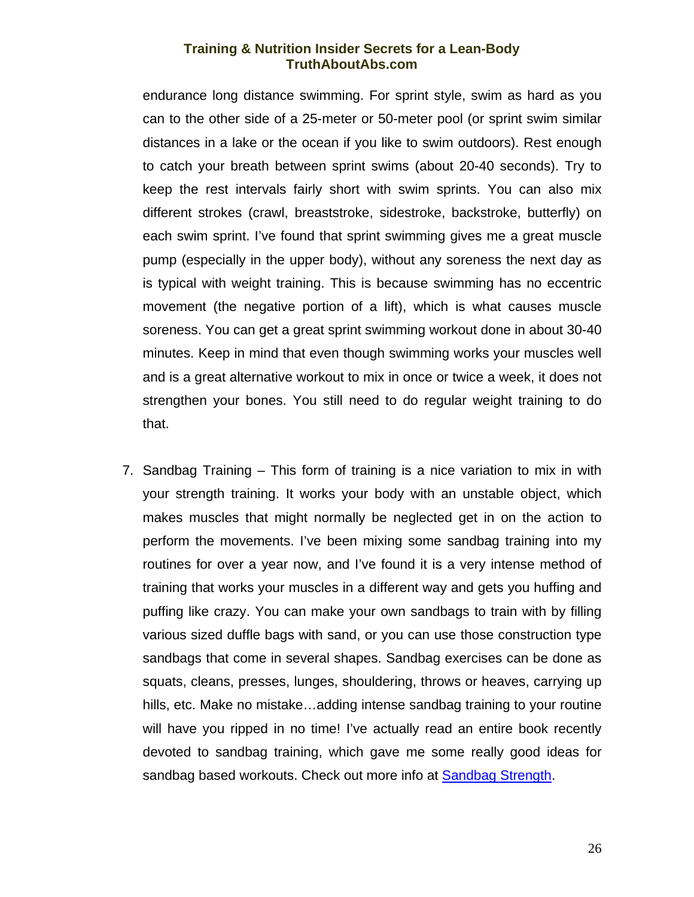endurance long distance swimming. For sprint style, swim as hard as you can to the other side of a 25-meter or 50-meter pool (or sprint swim similar distances in a lake or the ocean if you like to swim outdoors). Rest enough to catch your breath between sprint swims (about 20-40 seconds). Try to keep the rest intervals fairly short with swim sprints. You can also mix different strokes (crawl, breaststroke, sidestroke, backstroke, butterfly) on each swim sprint. I've found that sprint swimming gives me a great muscle pump (especially in the upper body), without any soreness the next day as is typical with weight training. This is because swimming has no eccentric movement (the negative portion of a lift), which is what causes muscle soreness. You can get a great sprint swimming workout done in about 30-40 minutes. Keep in mind that even though swimming works your muscles well and is a great alternative workout to mix in once or twice a week, it does not strengthen your bones. You still need to do regular weight training to do that.

7. Sandbag Training – This form of training is a nice variation to mix in with your strength training. It works your body with an unstable object, which makes muscles that might normally be neglected get in on the action to perform the movements. I've been mixing some sandbag training into my routines for over a year now, and I've found it is a very intense method of training that works your muscles in a different way and gets you huffing and puffing like crazy. You can make your own sandbags to train with by filling various sized duffle bags with sand, or you can use those construction type sandbags that come in several shapes. Sandbag exercises can be done as squats, cleans, presses, lunges, shouldering, throws or heaves, carrying up hills, etc. Make no mistake…adding intense sandbag training to your routine will have you ripped in no time! I've actually read an entire book recently devoted to sandbag training, which gave me some really good ideas for sandbag based workouts. Check out more info at Sandbag Strength.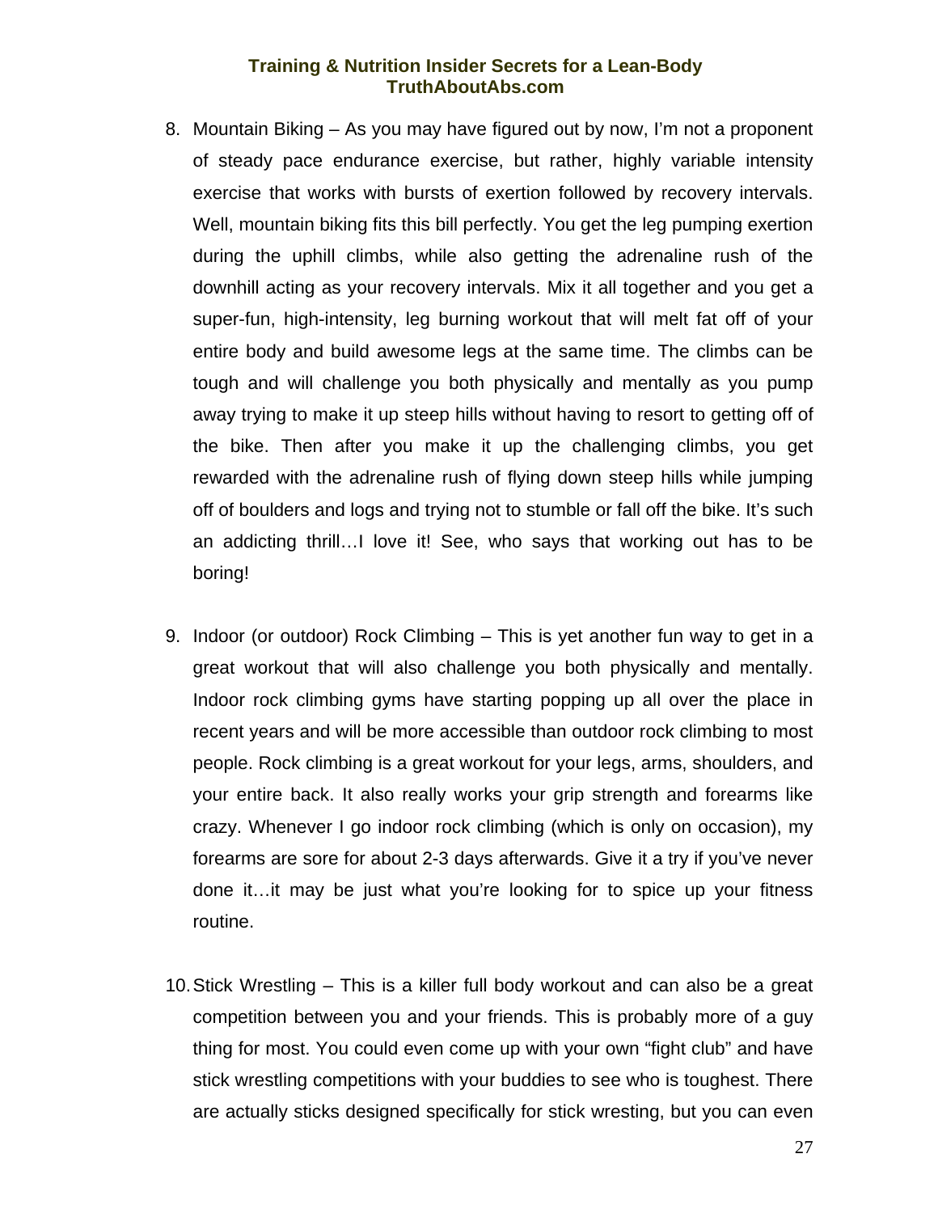8. Mountain Biking – As you may have figured out by now, I'm not a proponent of steady pace endurance exercise, but rather, highly variable intensity exercise that works with bursts of exertion followed by recovery intervals. Well, mountain biking fits this bill perfectly. You get the leg pumping exertion during the uphill climbs, while also getting the adrenaline rush of the downhill acting as your recovery intervals. Mix it all together and you get a super-fun, high-intensity, leg burning workout that will melt fat off of your entire body and build awesome legs at the same time. The climbs can be tough and will challenge you both physically and mentally as you pump away trying to make it up steep hills without having to resort to getting off of the bike. Then after you make it up the challenging climbs, you get rewarded with the adrenaline rush of flying down steep hills while jumping off of boulders and logs and trying not to stumble or fall off the bike. It's such an addicting thrill…I love it! See, who says that working out has to be boring!

9. Indoor (or outdoor) Rock Climbing – This is yet another fun way to get in a great workout that will also challenge you both physically and mentally. Indoor rock climbing gyms have starting popping up all over the place in recent years and will be more accessible than outdoor rock climbing to most people. Rock climbing is a great workout for your legs, arms, shoulders, and your entire back. It also really works your grip strength and forearms like crazy. Whenever I go indoor rock climbing (which is only on occasion), my forearms are sore for about 2-3 days afterwards. Give it a try if you've never done it…it may be just what you're looking for to spice up your fitness routine.

10. Stick Wrestling – This is a killer full body workout and can also be a great competition between you and your friends. This is probably more of a guy thing for most. You could even come up with your own "fight club" and have stick wrestling competitions with your buddies to see who is toughest. There are actually sticks designed specifically for stick wresting, but you can even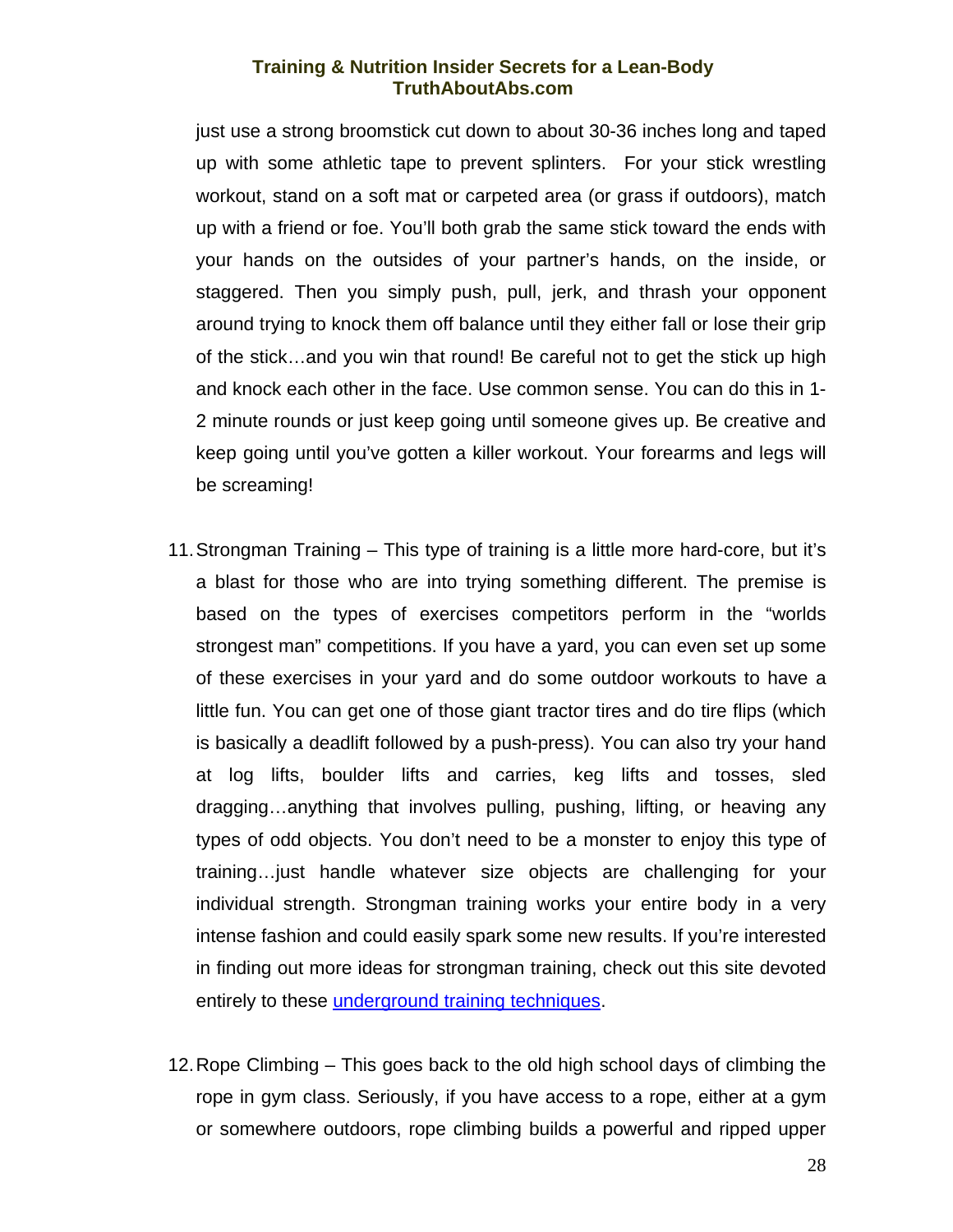just use a strong broomstick cut down to about 30-36 inches long and taped up with some athletic tape to prevent splinters.  For your stick wrestling workout, stand on a soft mat or carpeted area (or grass if outdoors), match up with a friend or foe. You'll both grab the same stick toward the ends with your hands on the outsides of your partner's hands, on the inside, or staggered. Then you simply push, pull, jerk, and thrash your opponent around trying to knock them off balance until they either fall or lose their grip of the stick…and you win that round! Be careful not to get the stick up high and knock each other in the face. Use common sense. You can do this in 1-2 minute rounds or just keep going until someone gives up. Be creative and keep going until you've gotten a killer workout. Your forearms and legs will be screaming!

11. Strongman Training – This type of training is a little more hard-core, but it's a blast for those who are into trying something different. The premise is based on the types of exercises competitors perform in the "worlds strongest man" competitions. If you have a yard, you can even set up some of these exercises in your yard and do some outdoor workouts to have a little fun. You can get one of those giant tractor tires and do tire flips (which is basically a deadlift followed by a push-press). You can also try your hand at log lifts, boulder lifts and carries, keg lifts and tosses, sled dragging…anything that involves pulling, pushing, lifting, or heaving any types of odd objects. You don't need to be a monster to enjoy this type of training…just handle whatever size objects are challenging for your individual strength. Strongman training works your entire body in a very intense fashion and could easily spark some new results. If you're interested in finding out more ideas for strongman training, check out this site devoted entirely to these underground training techniques.

12. Rope Climbing – This goes back to the old high school days of climbing the rope in gym class. Seriously, if you have access to a rope, either at a gym or somewhere outdoors, rope climbing builds a powerful and ripped upper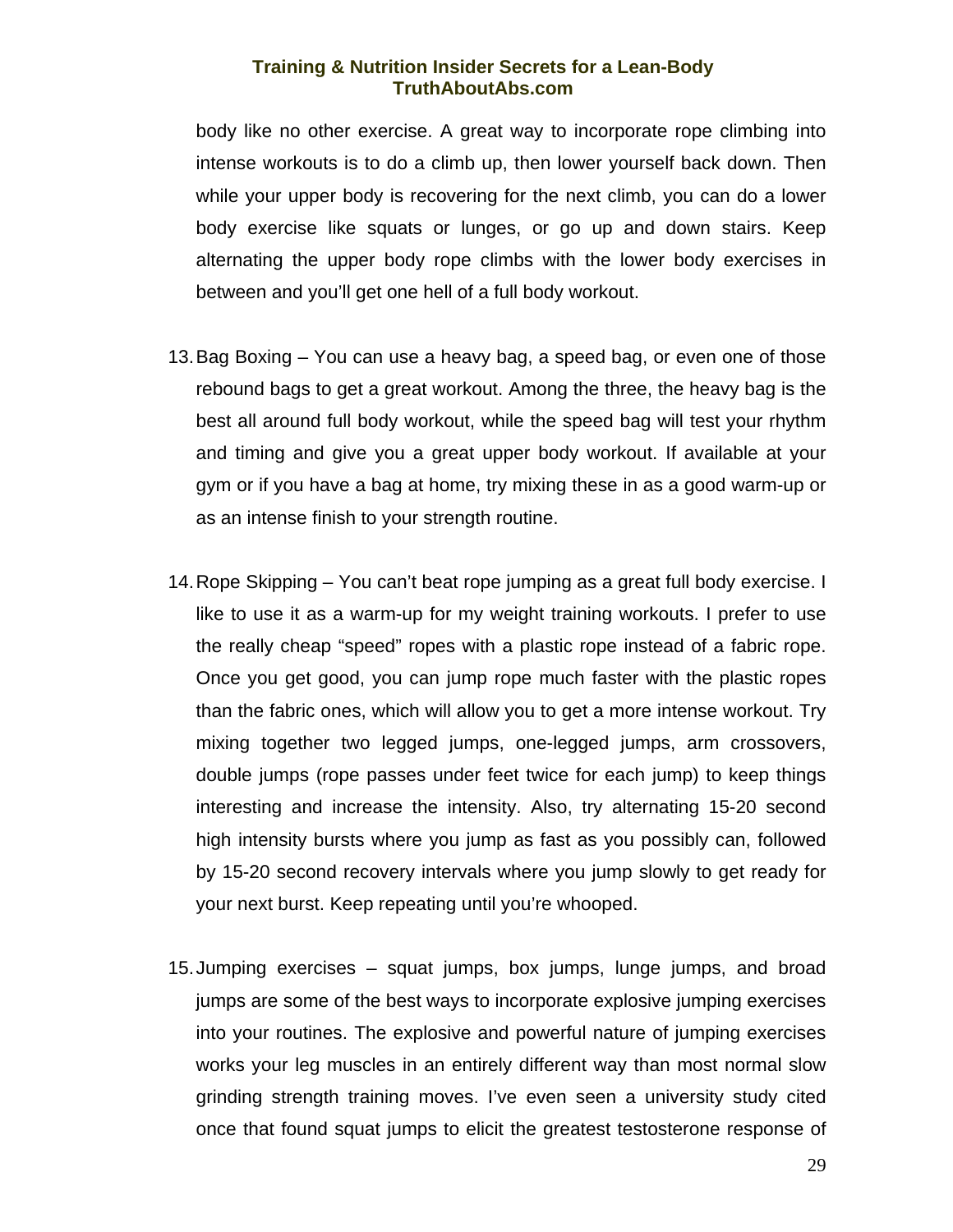body like no other exercise. A great way to incorporate rope climbing into intense workouts is to do a climb up, then lower yourself back down. Then while your upper body is recovering for the next climb, you can do a lower body exercise like squats or lunges, or go up and down stairs. Keep alternating the upper body rope climbs with the lower body exercises in between and you'll get one hell of a full body workout.

13. Bag Boxing – You can use a heavy bag, a speed bag, or even one of those rebound bags to get a great workout. Among the three, the heavy bag is the best all around full body workout, while the speed bag will test your rhythm and timing and give you a great upper body workout. If available at your gym or if you have a bag at home, try mixing these in as a good warm-up or as an intense finish to your strength routine.

14. Rope Skipping – You can't beat rope jumping as a great full body exercise. I like to use it as a warm-up for my weight training workouts. I prefer to use the really cheap "speed" ropes with a plastic rope instead of a fabric rope. Once you get good, you can jump rope much faster with the plastic ropes than the fabric ones, which will allow you to get a more intense workout. Try mixing together two legged jumps, one-legged jumps, arm crossovers, double jumps (rope passes under feet twice for each jump) to keep things interesting and increase the intensity. Also, try alternating 15-20 second high intensity bursts where you jump as fast as you possibly can, followed by 15-20 second recovery intervals where you jump slowly to get ready for your next burst. Keep repeating until you're whooped.

15. Jumping exercises – squat jumps, box jumps, lunge jumps, and broad jumps are some of the best ways to incorporate explosive jumping exercises into your routines. The explosive and powerful nature of jumping exercises works your leg muscles in an entirely different way than most normal slow grinding strength training moves. I've even seen a university study cited once that found squat jumps to elicit the greatest testosterone response of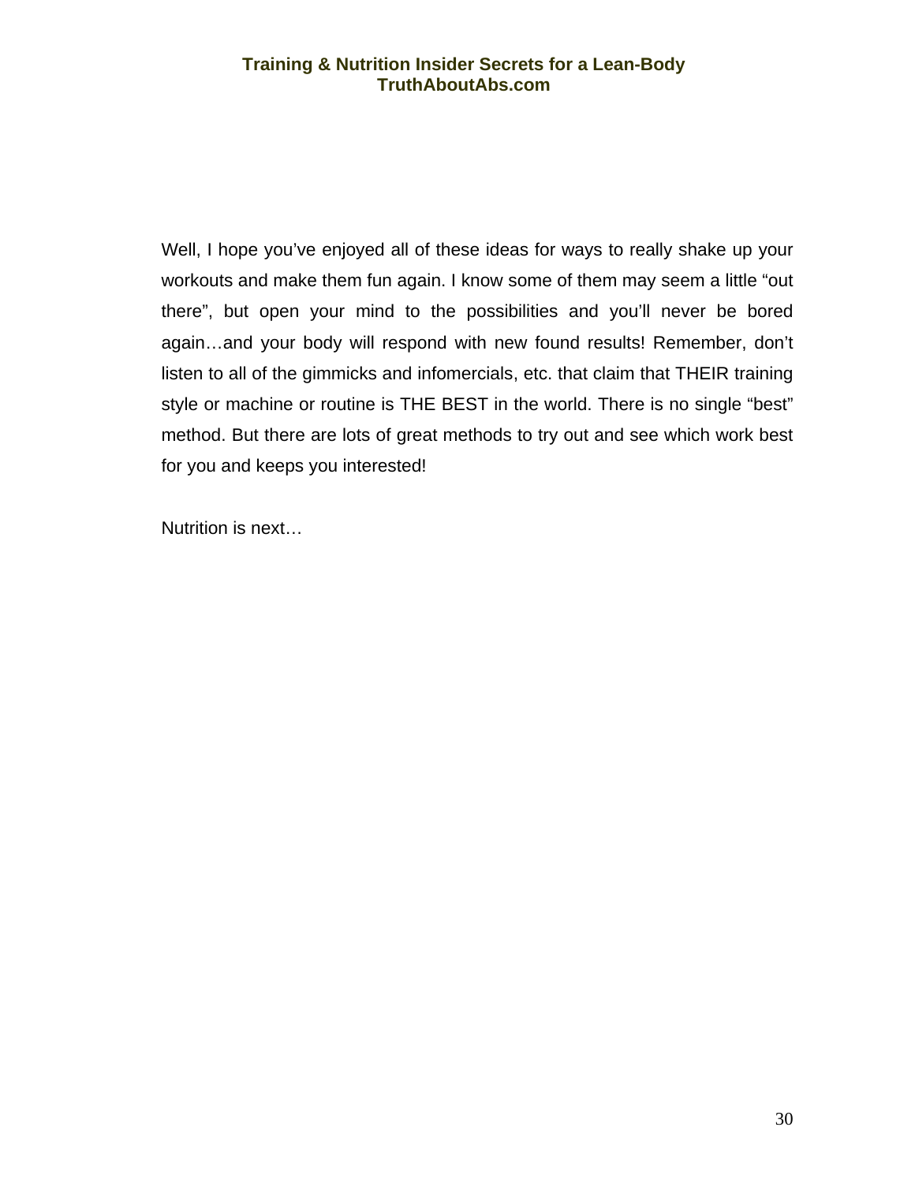Well, I hope you've enjoyed all of these ideas for ways to really shake up your workouts and make them fun again. I know some of them may seem a little "out there", but open your mind to the possibilities and you'll never be bored again…and your body will respond with new found results! Remember, don't listen to all of the gimmicks and infomercials, etc. that claim that THEIR training style or machine or routine is THE BEST in the world. There is no single "best" method. But there are lots of great methods to try out and see which work best for you and keeps you interested!

Nutrition is next…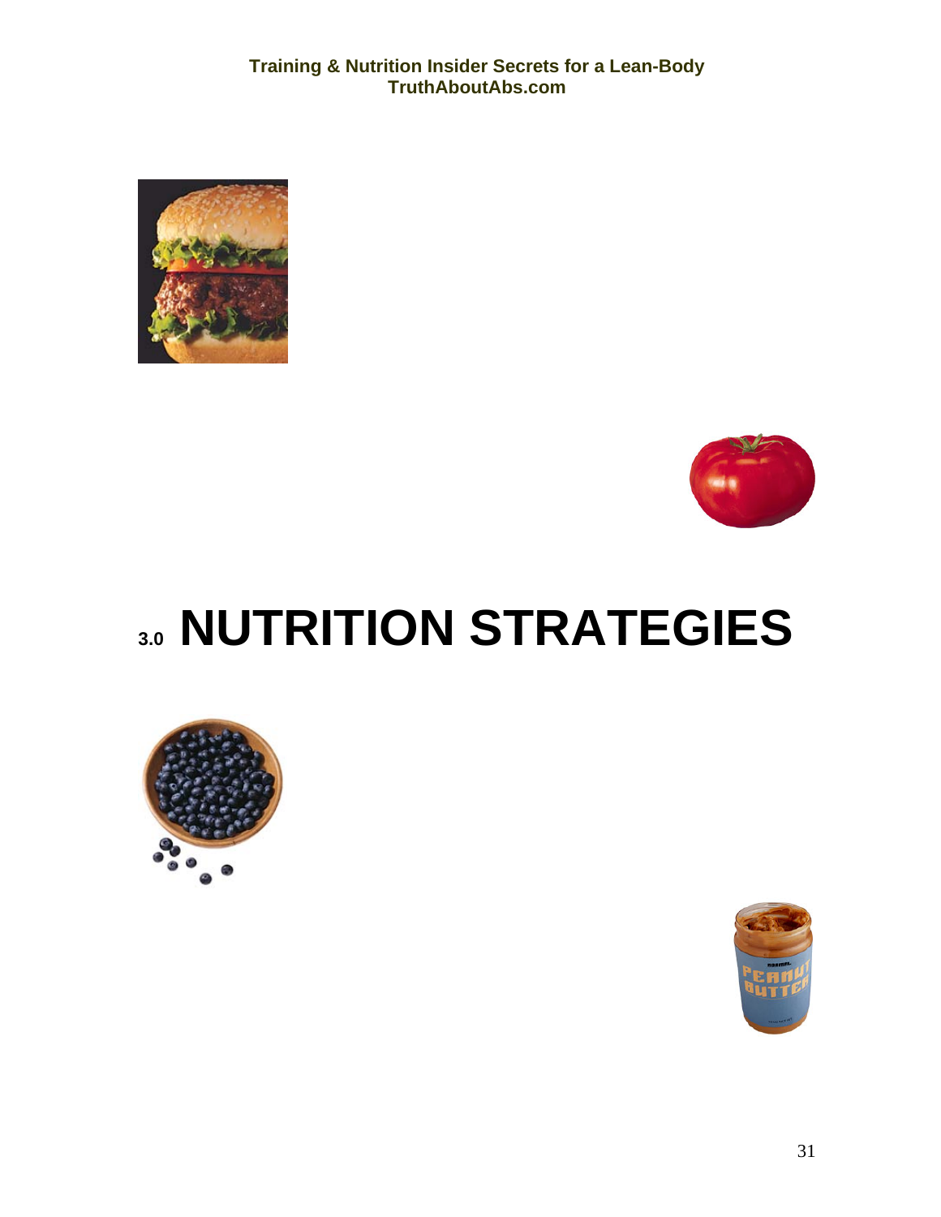# 3.0 NUTRITION STRATEGIES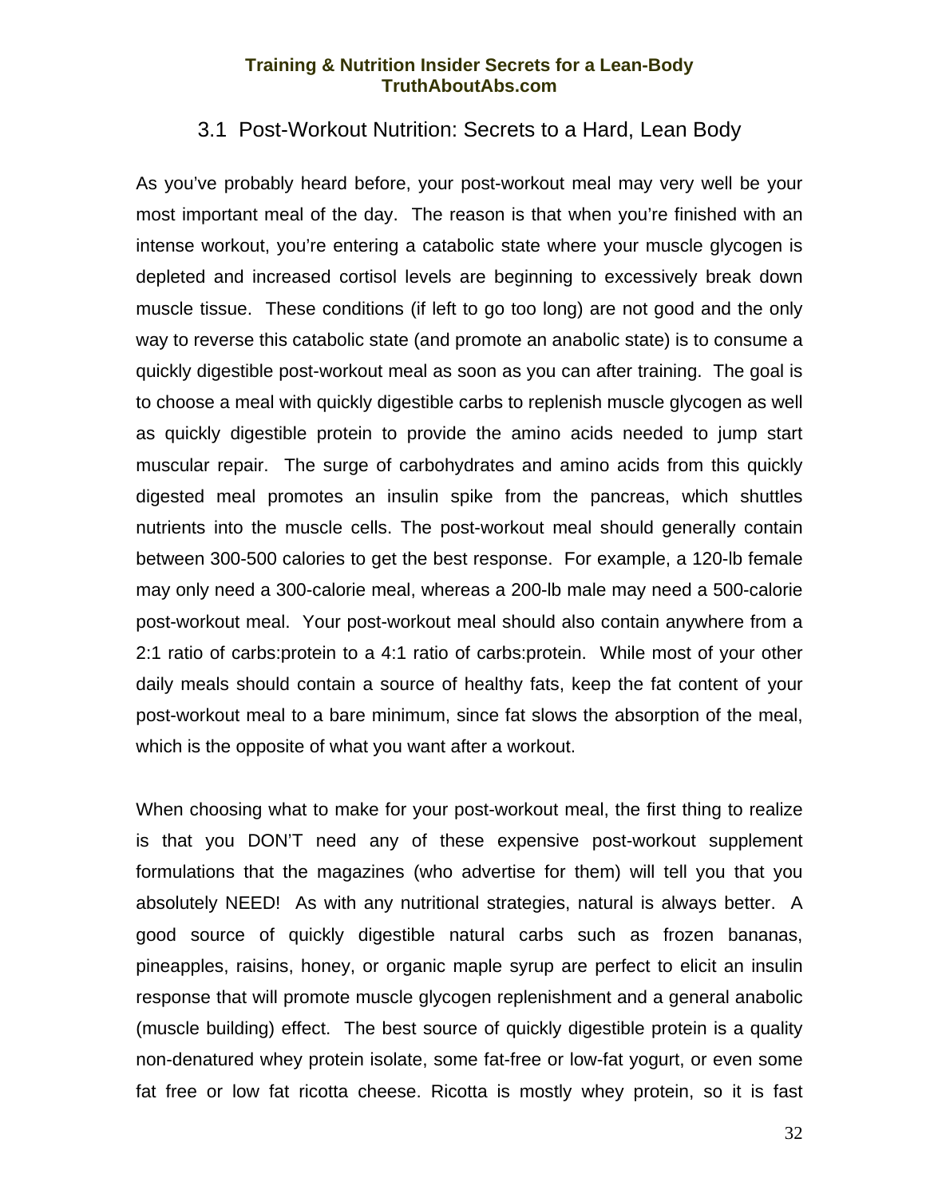## 3.1 Post-Workout Nutrition: Secrets to a Hard, Lean Body

As you've probably heard before, your post-workout meal may very well be your most important meal of the day. The reason is that when you're finished with an intense workout, you're entering a catabolic state where your muscle glycogen is depleted and increased cortisol levels are beginning to excessively break down muscle tissue. These conditions (if left to go too long) are not good and the only way to reverse this catabolic state (and promote an anabolic state) is to consume a quickly digestible post-workout meal as soon as you can after training. The goal is to choose a meal with quickly digestible carbs to replenish muscle glycogen as well as quickly digestible protein to provide the amino acids needed to jump start muscular repair. The surge of carbohydrates and amino acids from this quickly digested meal promotes an insulin spike from the pancreas, which shuttles nutrients into the muscle cells. The post-workout meal should generally contain between 300-500 calories to get the best response. For example, a 120-lb female may only need a 300-calorie meal, whereas a 200-lb male may need a 500-calorie post-workout meal. Your post-workout meal should also contain anywhere from a 2:1 ratio of carbs:protein to a 4:1 ratio of carbs:protein. While most of your other daily meals should contain a source of healthy fats, keep the fat content of your post-workout meal to a bare minimum, since fat slows the absorption of the meal, which is the opposite of what you want after a workout.

When choosing what to make for your post-workout meal, the first thing to realize is that you DON'T need any of these expensive post-workout supplement formulations that the magazines (who advertise for them) will tell you that you absolutely NEED! As with any nutritional strategies, natural is always better. A good source of quickly digestible natural carbs such as frozen bananas, pineapples, raisins, honey, or organic maple syrup are perfect to elicit an insulin response that will promote muscle glycogen replenishment and a general anabolic (muscle building) effect. The best source of quickly digestible protein is a quality non-denatured whey protein isolate, some fat-free or low-fat yogurt, or even some fat free or low fat ricotta cheese. Ricotta is mostly whey protein, so it is fast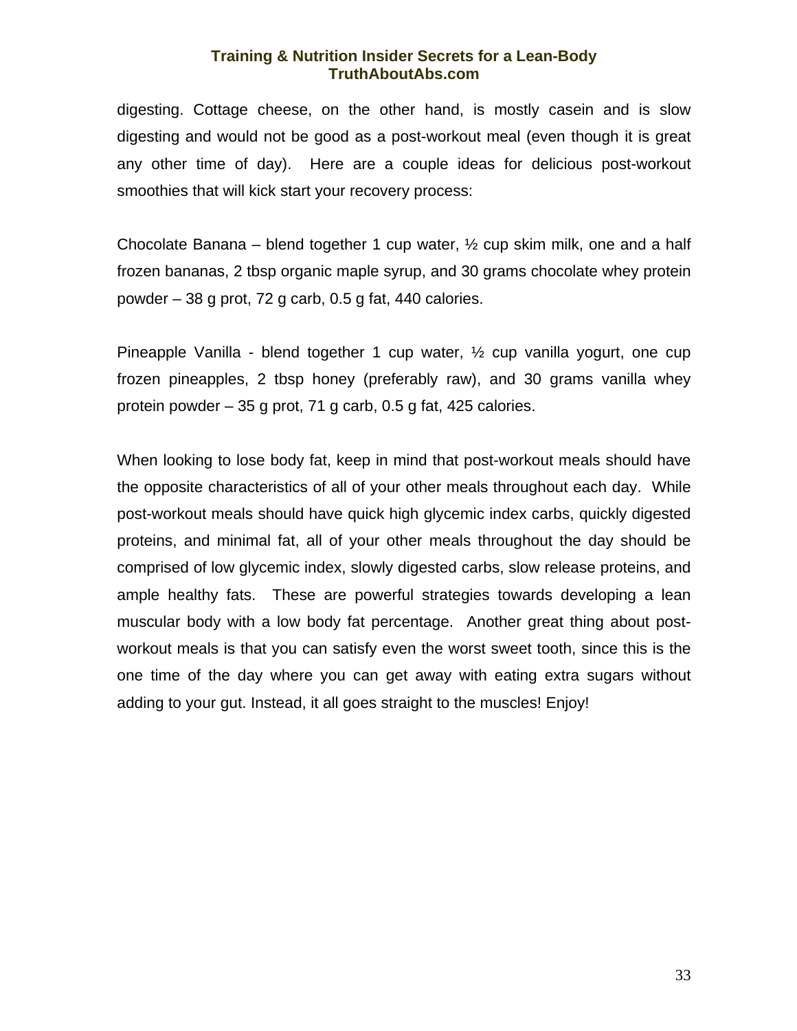digesting. Cottage cheese, on the other hand, is mostly casein and is slow digesting and would not be good as a post-workout meal (even though it is great any other time of day). Here are a couple ideas for delicious post-workout smoothies that will kick start your recovery process:

Chocolate Banana – blend together 1 cup water, ½ cup skim milk, one and a half frozen bananas, 2 tbsp organic maple syrup, and 30 grams chocolate whey protein powder – 38 g prot, 72 g carb, 0.5 g fat, 440 calories.

Pineapple Vanilla - blend together 1 cup water, ½ cup vanilla yogurt, one cup frozen pineapples, 2 tbsp honey (preferably raw), and 30 grams vanilla whey protein powder – 35 g prot, 71 g carb, 0.5 g fat, 425 calories.

When looking to lose body fat, keep in mind that post-workout meals should have the opposite characteristics of all of your other meals throughout each day. While post-workout meals should have quick high glycemic index carbs, quickly digested proteins, and minimal fat, all of your other meals throughout the day should be comprised of low glycemic index, slowly digested carbs, slow release proteins, and ample healthy fats. These are powerful strategies towards developing a lean muscular body with a low body fat percentage. Another great thing about post-workout meals is that you can satisfy even the worst sweet tooth, since this is the one time of the day where you can get away with eating extra sugars without adding to your gut. Instead, it all goes straight to the muscles! Enjoy!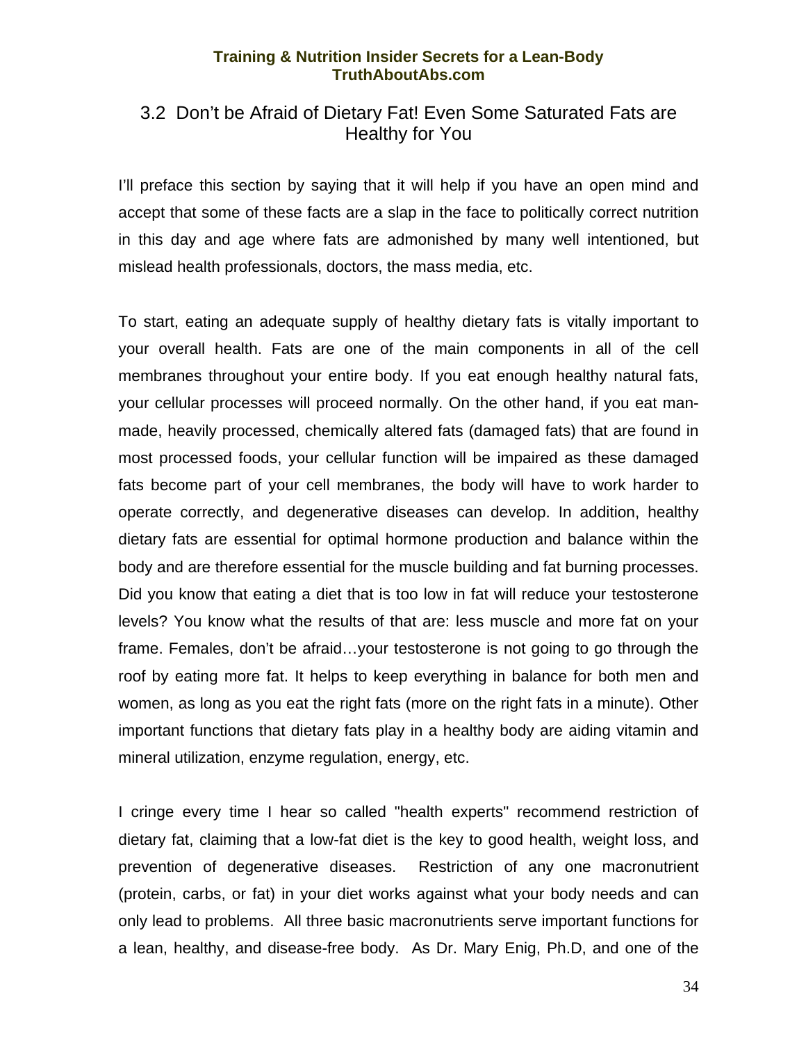## 3.2 Don't be Afraid of Dietary Fat! Even Some Saturated Fats are Healthy for You

I'll preface this section by saying that it will help if you have an open mind and accept that some of these facts are a slap in the face to politically correct nutrition in this day and age where fats are admonished by many well intentioned, but mislead health professionals, doctors, the mass media, etc.

To start, eating an adequate supply of healthy dietary fats is vitally important to your overall health. Fats are one of the main components in all of the cell membranes throughout your entire body. If you eat enough healthy natural fats, your cellular processes will proceed normally. On the other hand, if you eat man-made, heavily processed, chemically altered fats (damaged fats) that are found in most processed foods, your cellular function will be impaired as these damaged fats become part of your cell membranes, the body will have to work harder to operate correctly, and degenerative diseases can develop. In addition, healthy dietary fats are essential for optimal hormone production and balance within the body and are therefore essential for the muscle building and fat burning processes. Did you know that eating a diet that is too low in fat will reduce your testosterone levels? You know what the results of that are: less muscle and more fat on your frame. Females, don't be afraid…your testosterone is not going to go through the roof by eating more fat. It helps to keep everything in balance for both men and women, as long as you eat the right fats (more on the right fats in a minute). Other important functions that dietary fats play in a healthy body are aiding vitamin and mineral utilization, enzyme regulation, energy, etc.

I cringe every time I hear so called "health experts" recommend restriction of dietary fat, claiming that a low-fat diet is the key to good health, weight loss, and prevention of degenerative diseases. Restriction of any one macronutrient (protein, carbs, or fat) in your diet works against what your body needs and can only lead to problems. All three basic macronutrients serve important functions for a lean, healthy, and disease-free body. As Dr. Mary Enig, Ph.D, and one of the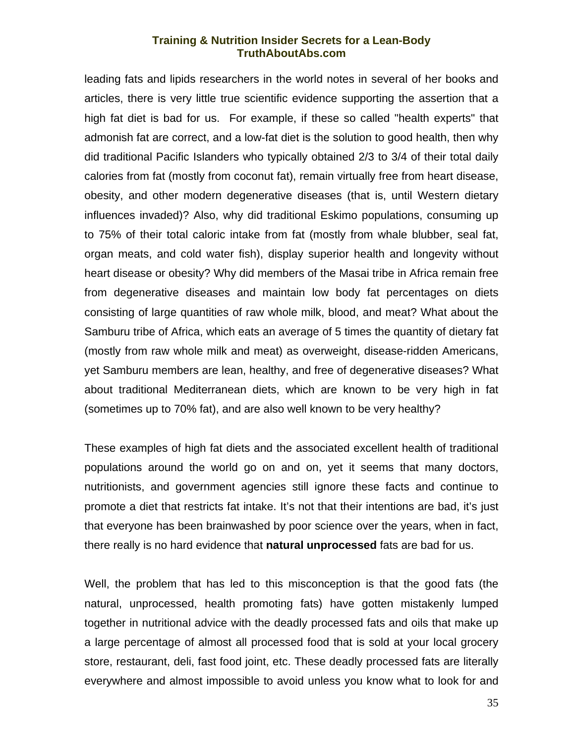leading fats and lipids researchers in the world notes in several of her books and articles, there is very little true scientific evidence supporting the assertion that a high fat diet is bad for us. For example, if these so called "health experts" that admonish fat are correct, and a low-fat diet is the solution to good health, then why did traditional Pacific Islanders who typically obtained 2/3 to 3/4 of their total daily calories from fat (mostly from coconut fat), remain virtually free from heart disease, obesity, and other modern degenerative diseases (that is, until Western dietary influences invaded)? Also, why did traditional Eskimo populations, consuming up to 75% of their total caloric intake from fat (mostly from whale blubber, seal fat, organ meats, and cold water fish), display superior health and longevity without heart disease or obesity? Why did members of the Masai tribe in Africa remain free from degenerative diseases and maintain low body fat percentages on diets consisting of large quantities of raw whole milk, blood, and meat? What about the Samburu tribe of Africa, which eats an average of 5 times the quantity of dietary fat (mostly from raw whole milk and meat) as overweight, disease-ridden Americans, yet Samburu members are lean, healthy, and free of degenerative diseases? What about traditional Mediterranean diets, which are known to be very high in fat (sometimes up to 70% fat), and are also well known to be very healthy?

These examples of high fat diets and the associated excellent health of traditional populations around the world go on and on, yet it seems that many doctors, nutritionists, and government agencies still ignore these facts and continue to promote a diet that restricts fat intake. It's not that their intentions are bad, it's just that everyone has been brainwashed by poor science over the years, when in fact, there really is no hard evidence that **natural unprocessed** fats are bad for us.

Well, the problem that has led to this misconception is that the good fats (the natural, unprocessed, health promoting fats) have gotten mistakenly lumped together in nutritional advice with the deadly processed fats and oils that make up a large percentage of almost all processed food that is sold at your local grocery store, restaurant, deli, fast food joint, etc. These deadly processed fats are literally everywhere and almost impossible to avoid unless you know what to look for and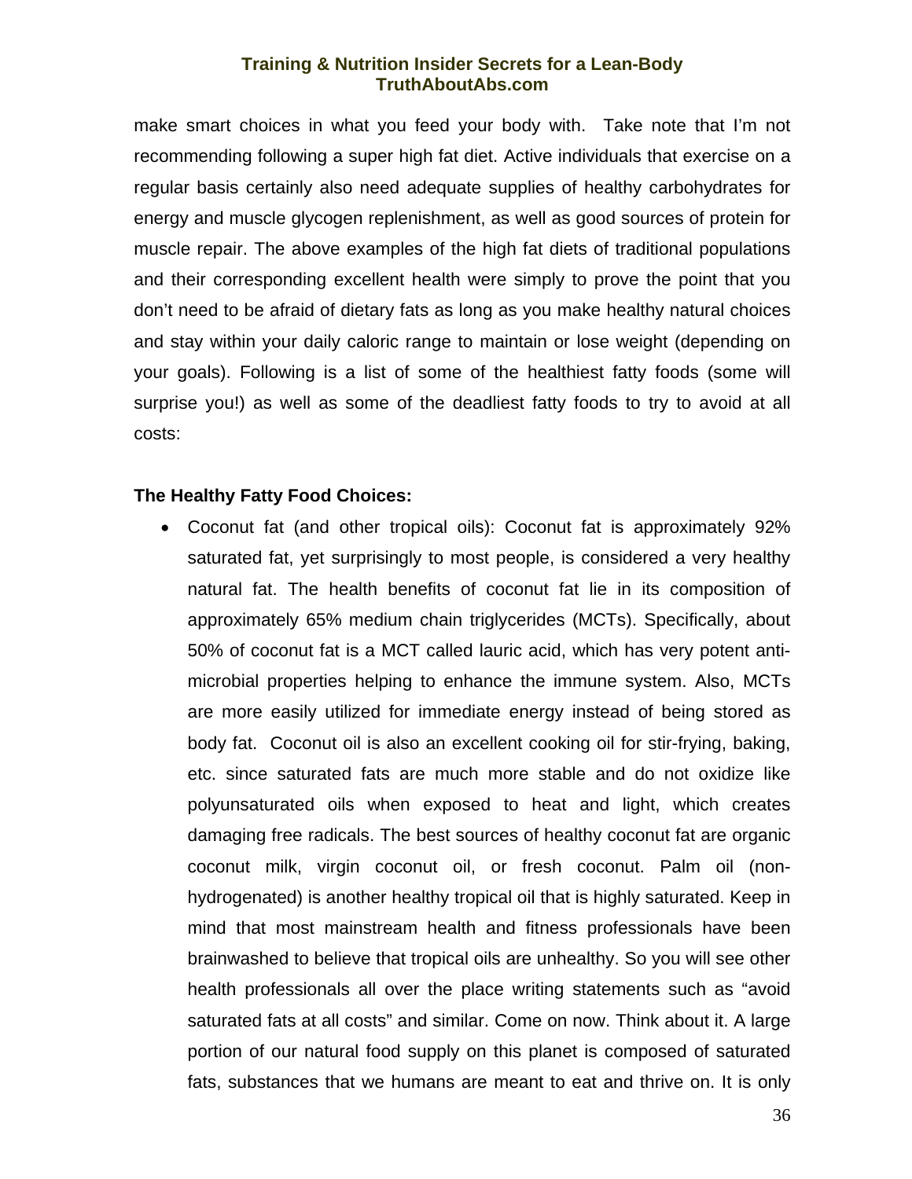make smart choices in what you feed your body with. Take note that I'm not recommending following a super high fat diet. Active individuals that exercise on a regular basis certainly also need adequate supplies of healthy carbohydrates for energy and muscle glycogen replenishment, as well as good sources of protein for muscle repair. The above examples of the high fat diets of traditional populations and their corresponding excellent health were simply to prove the point that you don't need to be afraid of dietary fats as long as you make healthy natural choices and stay within your daily caloric range to maintain or lose weight (depending on your goals). Following is a list of some of the healthiest fatty foods (some will surprise you!) as well as some of the deadliest fatty foods to try to avoid at all costs:

**The Healthy Fatty Food Choices:**

- Coconut fat (and other tropical oils): Coconut fat is approximately 92% saturated fat, yet surprisingly to most people, is considered a very healthy natural fat. The health benefits of coconut fat lie in its composition of approximately 65% medium chain triglycerides (MCTs). Specifically, about 50% of coconut fat is a MCT called lauric acid, which has very potent anti-microbial properties helping to enhance the immune system. Also, MCTs are more easily utilized for immediate energy instead of being stored as body fat. Coconut oil is also an excellent cooking oil for stir-frying, baking, etc. since saturated fats are much more stable and do not oxidize like polyunsaturated oils when exposed to heat and light, which creates damaging free radicals. The best sources of healthy coconut fat are organic coconut milk, virgin coconut oil, or fresh coconut. Palm oil (non-hydrogenated) is another healthy tropical oil that is highly saturated. Keep in mind that most mainstream health and fitness professionals have been brainwashed to believe that tropical oils are unhealthy. So you will see other health professionals all over the place writing statements such as "avoid saturated fats at all costs" and similar. Come on now. Think about it. A large portion of our natural food supply on this planet is composed of saturated fats, substances that we humans are meant to eat and thrive on. It is only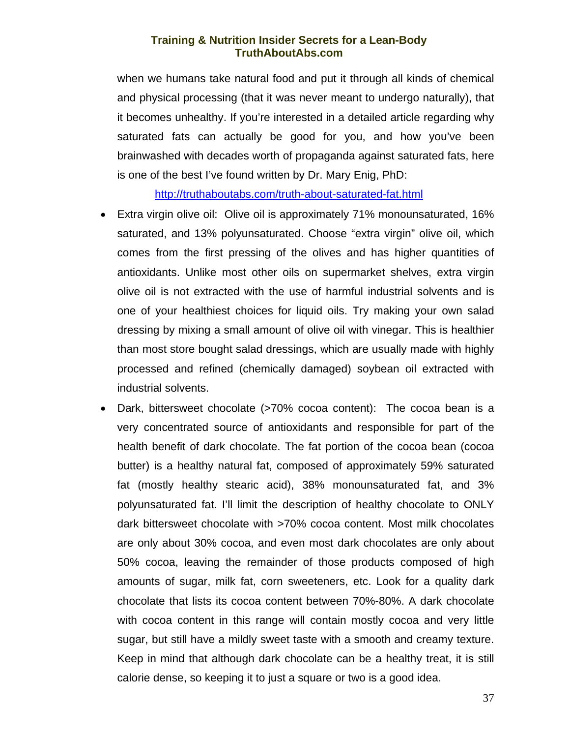when we humans take natural food and put it through all kinds of chemical and physical processing (that it was never meant to undergo naturally), that it becomes unhealthy. If you're interested in a detailed article regarding why saturated fats can actually be good for you, and how you've been brainwashed with decades worth of propaganda against saturated fats, here is one of the best I've found written by Dr. Mary Enig, PhD:

http://truthaboutabs.com/truth-about-saturated-fat.html

- Extra virgin olive oil: Olive oil is approximately 71% monounsaturated, 16% saturated, and 13% polyunsaturated. Choose "extra virgin" olive oil, which comes from the first pressing of the olives and has higher quantities of antioxidants. Unlike most other oils on supermarket shelves, extra virgin olive oil is not extracted with the use of harmful industrial solvents and is one of your healthiest choices for liquid oils. Try making your own salad dressing by mixing a small amount of olive oil with vinegar. This is healthier than most store bought salad dressings, which are usually made with highly processed and refined (chemically damaged) soybean oil extracted with industrial solvents.
- Dark, bittersweet chocolate (>70% cocoa content): The cocoa bean is a very concentrated source of antioxidants and responsible for part of the health benefit of dark chocolate. The fat portion of the cocoa bean (cocoa butter) is a healthy natural fat, composed of approximately 59% saturated fat (mostly healthy stearic acid), 38% monounsaturated fat, and 3% polyunsaturated fat. I'll limit the description of healthy chocolate to ONLY dark bittersweet chocolate with >70% cocoa content. Most milk chocolates are only about 30% cocoa, and even most dark chocolates are only about 50% cocoa, leaving the remainder of those products composed of high amounts of sugar, milk fat, corn sweeteners, etc. Look for a quality dark chocolate that lists its cocoa content between 70%-80%. A dark chocolate with cocoa content in this range will contain mostly cocoa and very little sugar, but still have a mildly sweet taste with a smooth and creamy texture. Keep in mind that although dark chocolate can be a healthy treat, it is still calorie dense, so keeping it to just a square or two is a good idea.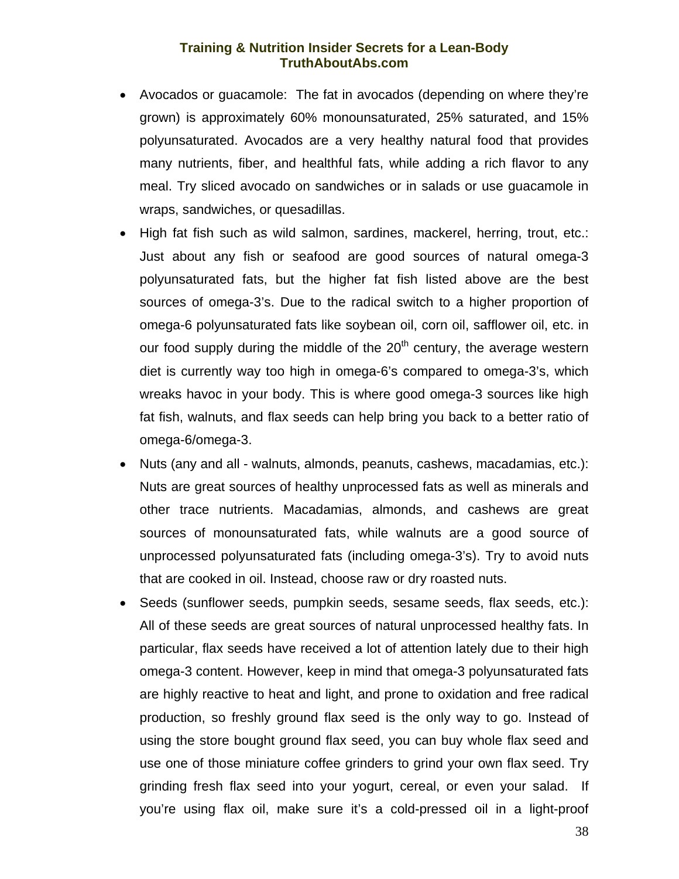- Avocados or guacamole: The fat in avocados (depending on where they're grown) is approximately 60% monounsaturated, 25% saturated, and 15% polyunsaturated. Avocados are a very healthy natural food that provides many nutrients, fiber, and healthful fats, while adding a rich flavor to any meal. Try sliced avocado on sandwiches or in salads or use guacamole in wraps, sandwiches, or quesadillas.
- High fat fish such as wild salmon, sardines, mackerel, herring, trout, etc.: Just about any fish or seafood are good sources of natural omega-3 polyunsaturated fats, but the higher fat fish listed above are the best sources of omega-3's. Due to the radical switch to a higher proportion of omega-6 polyunsaturated fats like soybean oil, corn oil, safflower oil, etc. in our food supply during the middle of the 20th century, the average western diet is currently way too high in omega-6's compared to omega-3's, which wreaks havoc in your body. This is where good omega-3 sources like high fat fish, walnuts, and flax seeds can help bring you back to a better ratio of omega-6/omega-3.
- Nuts (any and all - walnuts, almonds, peanuts, cashews, macadamias, etc.): Nuts are great sources of healthy unprocessed fats as well as minerals and other trace nutrients. Macadamias, almonds, and cashews are great sources of monounsaturated fats, while walnuts are a good source of unprocessed polyunsaturated fats (including omega-3's). Try to avoid nuts that are cooked in oil. Instead, choose raw or dry roasted nuts.
- Seeds (sunflower seeds, pumpkin seeds, sesame seeds, flax seeds, etc.): All of these seeds are great sources of natural unprocessed healthy fats. In particular, flax seeds have received a lot of attention lately due to their high omega-3 content. However, keep in mind that omega-3 polyunsaturated fats are highly reactive to heat and light, and prone to oxidation and free radical production, so freshly ground flax seed is the only way to go. Instead of using the store bought ground flax seed, you can buy whole flax seed and use one of those miniature coffee grinders to grind your own flax seed. Try grinding fresh flax seed into your yogurt, cereal, or even your salad. If you're using flax oil, make sure it's a cold-pressed oil in a light-proof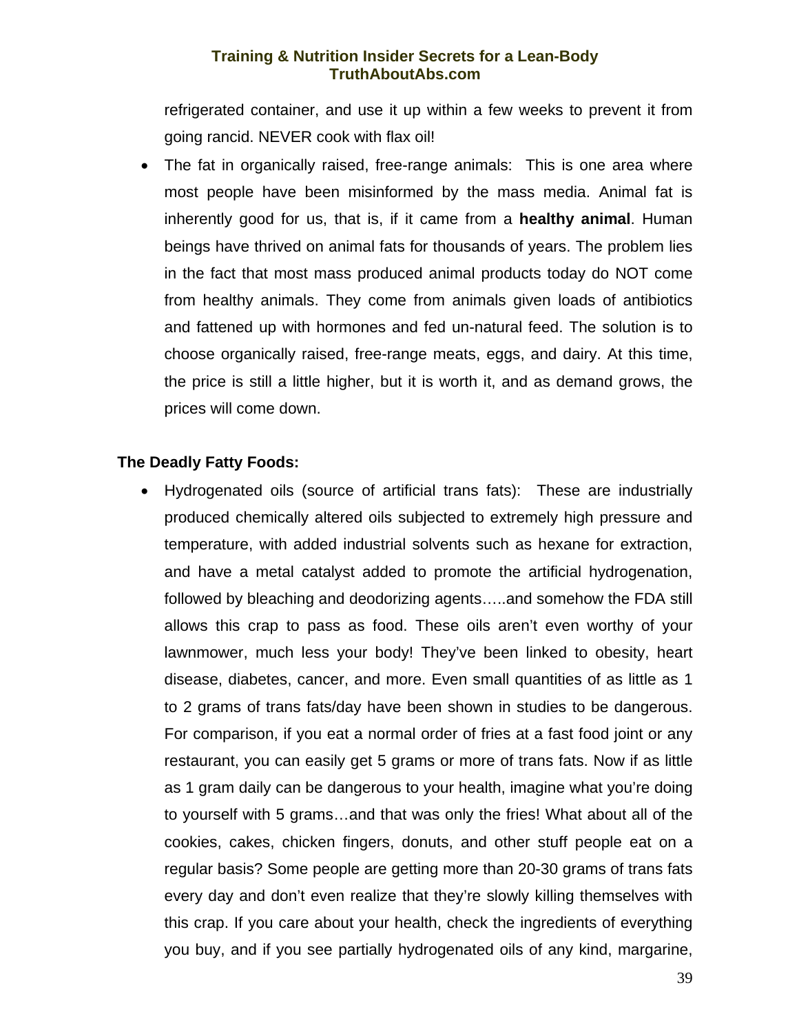refrigerated container, and use it up within a few weeks to prevent it from going rancid. NEVER cook with flax oil!

- The fat in organically raised, free-range animals: This is one area where most people have been misinformed by the mass media. Animal fat is inherently good for us, that is, if it came from a **healthy animal**. Human beings have thrived on animal fats for thousands of years. The problem lies in the fact that most mass produced animal products today do NOT come from healthy animals. They come from animals given loads of antibiotics and fattened up with hormones and fed un-natural feed. The solution is to choose organically raised, free-range meats, eggs, and dairy. At this time, the price is still a little higher, but it is worth it, and as demand grows, the prices will come down.

**The Deadly Fatty Foods:**

- Hydrogenated oils (source of artificial trans fats): These are industrially produced chemically altered oils subjected to extremely high pressure and temperature, with added industrial solvents such as hexane for extraction, and have a metal catalyst added to promote the artificial hydrogenation, followed by bleaching and deodorizing agents…..and somehow the FDA still allows this crap to pass as food. These oils aren't even worthy of your lawnmower, much less your body! They've been linked to obesity, heart disease, diabetes, cancer, and more. Even small quantities of as little as 1 to 2 grams of trans fats/day have been shown in studies to be dangerous. For comparison, if you eat a normal order of fries at a fast food joint or any restaurant, you can easily get 5 grams or more of trans fats. Now if as little as 1 gram daily can be dangerous to your health, imagine what you're doing to yourself with 5 grams…and that was only the fries! What about all of the cookies, cakes, chicken fingers, donuts, and other stuff people eat on a regular basis? Some people are getting more than 20-30 grams of trans fats every day and don't even realize that they're slowly killing themselves with this crap. If you care about your health, check the ingredients of everything you buy, and if you see partially hydrogenated oils of any kind, margarine,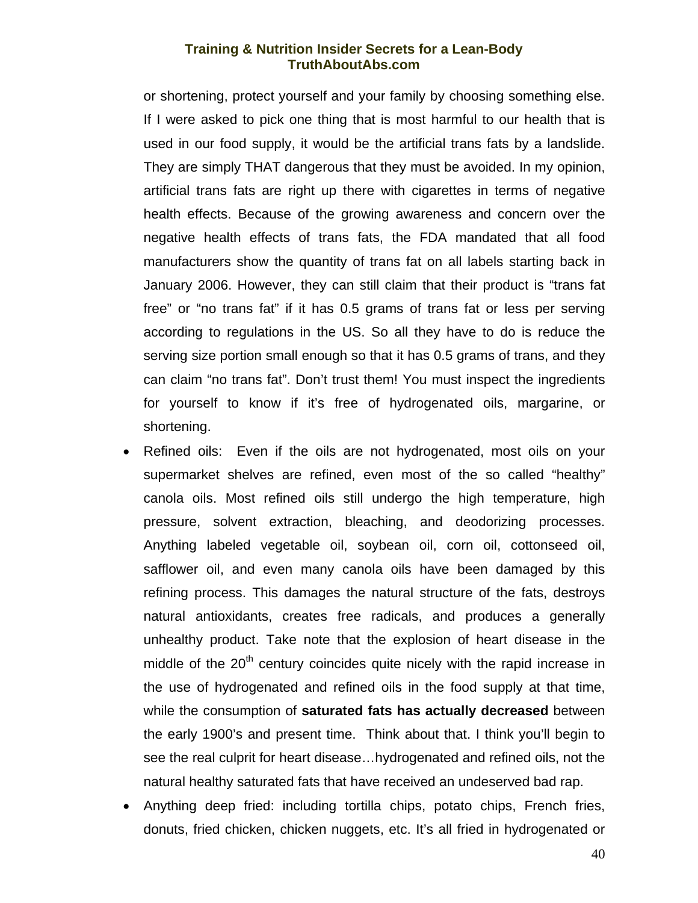or shortening, protect yourself and your family by choosing something else. If I were asked to pick one thing that is most harmful to our health that is used in our food supply, it would be the artificial trans fats by a landslide. They are simply THAT dangerous that they must be avoided. In my opinion, artificial trans fats are right up there with cigarettes in terms of negative health effects. Because of the growing awareness and concern over the negative health effects of trans fats, the FDA mandated that all food manufacturers show the quantity of trans fat on all labels starting back in January 2006. However, they can still claim that their product is "trans fat free" or "no trans fat" if it has 0.5 grams of trans fat or less per serving according to regulations in the US. So all they have to do is reduce the serving size portion small enough so that it has 0.5 grams of trans, and they can claim "no trans fat". Don't trust them! You must inspect the ingredients for yourself to know if it's free of hydrogenated oils, margarine, or shortening.

- Refined oils: Even if the oils are not hydrogenated, most oils on your supermarket shelves are refined, even most of the so called "healthy" canola oils. Most refined oils still undergo the high temperature, high pressure, solvent extraction, bleaching, and deodorizing processes. Anything labeled vegetable oil, soybean oil, corn oil, cottonseed oil, safflower oil, and even many canola oils have been damaged by this refining process. This damages the natural structure of the fats, destroys natural antioxidants, creates free radicals, and produces a generally unhealthy product. Take note that the explosion of heart disease in the middle of the 20th century coincides quite nicely with the rapid increase in the use of hydrogenated and refined oils in the food supply at that time, while the consumption of **saturated fats has actually decreased** between the early 1900's and present time. Think about that. I think you'll begin to see the real culprit for heart disease…hydrogenated and refined oils, not the natural healthy saturated fats that have received an undeserved bad rap.
- Anything deep fried: including tortilla chips, potato chips, French fries, donuts, fried chicken, chicken nuggets, etc. It's all fried in hydrogenated or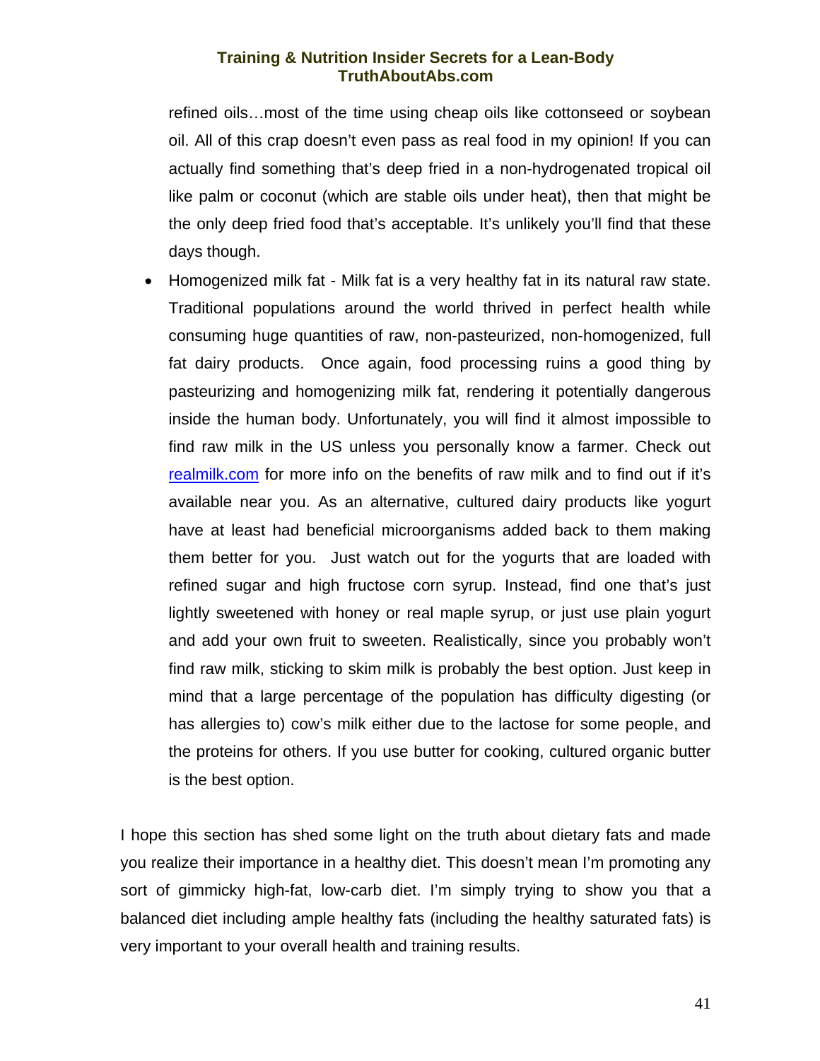refined oils…most of the time using cheap oils like cottonseed or soybean oil. All of this crap doesn't even pass as real food in my opinion! If you can actually find something that's deep fried in a non-hydrogenated tropical oil like palm or coconut (which are stable oils under heat), then that might be the only deep fried food that's acceptable. It's unlikely you'll find that these days though.

- Homogenized milk fat - Milk fat is a very healthy fat in its natural raw state. Traditional populations around the world thrived in perfect health while consuming huge quantities of raw, non-pasteurized, non-homogenized, full fat dairy products. Once again, food processing ruins a good thing by pasteurizing and homogenizing milk fat, rendering it potentially dangerous inside the human body. Unfortunately, you will find it almost impossible to find raw milk in the US unless you personally know a farmer. Check out [realmilk.com](realmilk.com) for more info on the benefits of raw milk and to find out if it's available near you. As an alternative, cultured dairy products like yogurt have at least had beneficial microorganisms added back to them making them better for you. Just watch out for the yogurts that are loaded with refined sugar and high fructose corn syrup. Instead, find one that's just lightly sweetened with honey or real maple syrup, or just use plain yogurt and add your own fruit to sweeten. Realistically, since you probably won't find raw milk, sticking to skim milk is probably the best option. Just keep in mind that a large percentage of the population has difficulty digesting (or has allergies to) cow's milk either due to the lactose for some people, and the proteins for others. If you use butter for cooking, cultured organic butter is the best option.

I hope this section has shed some light on the truth about dietary fats and made you realize their importance in a healthy diet. This doesn't mean I'm promoting any sort of gimmicky high-fat, low-carb diet. I'm simply trying to show you that a balanced diet including ample healthy fats (including the healthy saturated fats) is very important to your overall health and training results.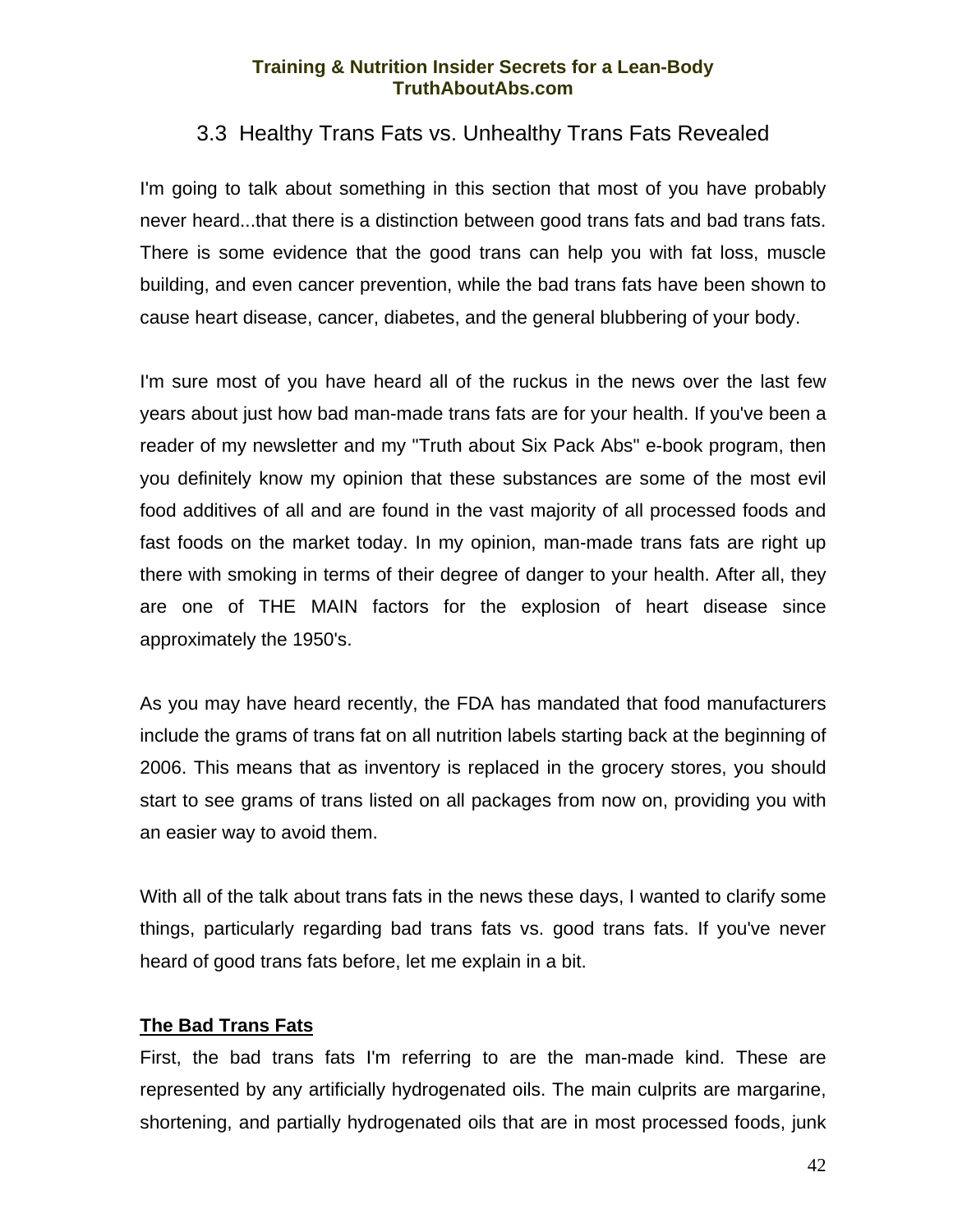## 3.3 Healthy Trans Fats vs. Unhealthy Trans Fats Revealed

I'm going to talk about something in this section that most of you have probably never heard...that there is a distinction between good trans fats and bad trans fats. There is some evidence that the good trans can help you with fat loss, muscle building, and even cancer prevention, while the bad trans fats have been shown to cause heart disease, cancer, diabetes, and the general blubbering of your body.

I'm sure most of you have heard all of the ruckus in the news over the last few years about just how bad man-made trans fats are for your health. If you've been a reader of my newsletter and my "Truth about Six Pack Abs" e-book program, then you definitely know my opinion that these substances are some of the most evil food additives of all and are found in the vast majority of all processed foods and fast foods on the market today. In my opinion, man-made trans fats are right up there with smoking in terms of their degree of danger to your health. After all, they are one of THE MAIN factors for the explosion of heart disease since approximately the 1950's.

As you may have heard recently, the FDA has mandated that food manufacturers include the grams of trans fat on all nutrition labels starting back at the beginning of 2006. This means that as inventory is replaced in the grocery stores, you should start to see grams of trans listed on all packages from now on, providing you with an easier way to avoid them.

With all of the talk about trans fats in the news these days, I wanted to clarify some things, particularly regarding bad trans fats vs. good trans fats. If you've never heard of good trans fats before, let me explain in a bit.

**The Bad Trans Fats**

First, the bad trans fats I'm referring to are the man-made kind. These are represented by any artificially hydrogenated oils. The main culprits are margarine, shortening, and partially hydrogenated oils that are in most processed foods, junk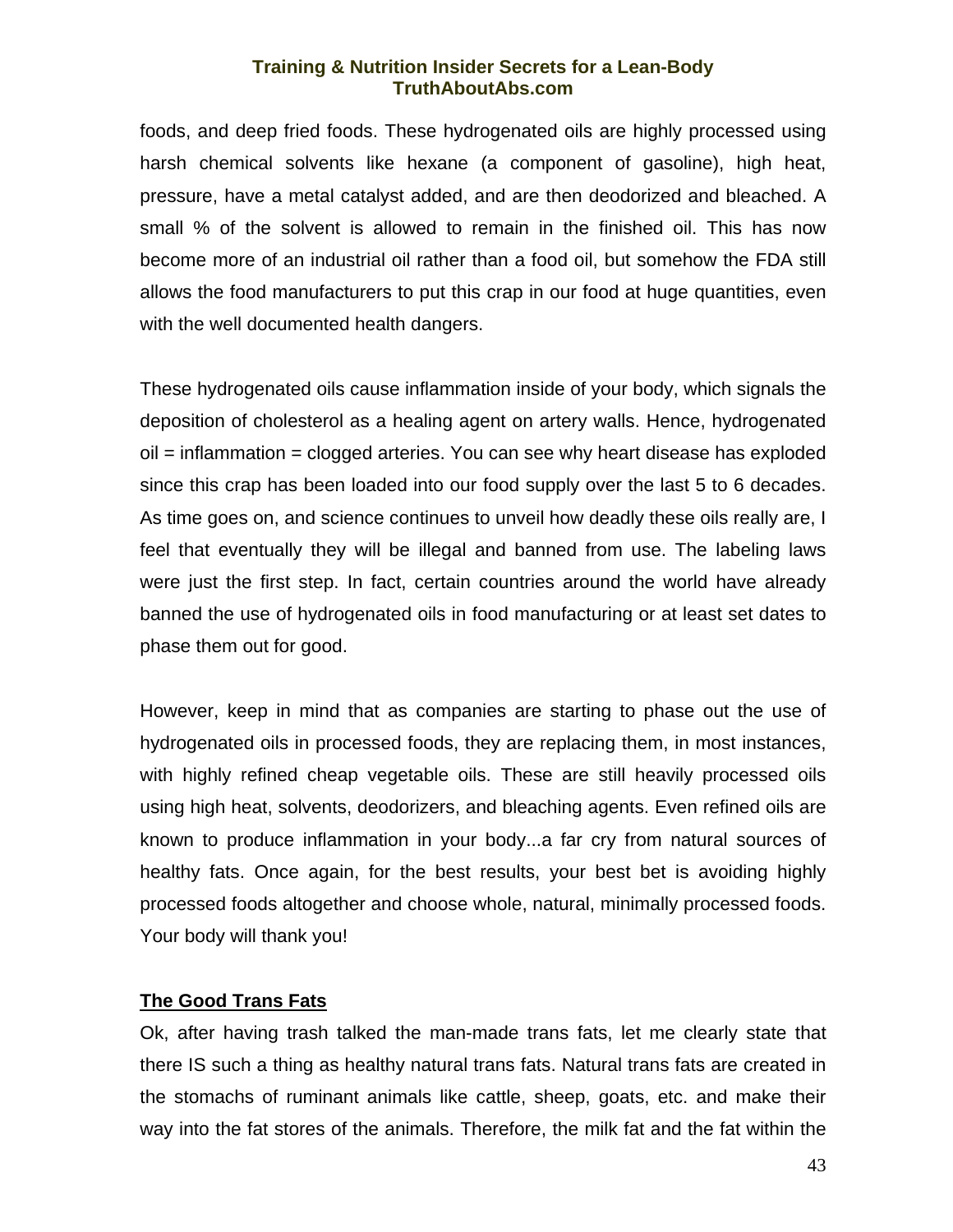foods, and deep fried foods. These hydrogenated oils are highly processed using harsh chemical solvents like hexane (a component of gasoline), high heat, pressure, have a metal catalyst added, and are then deodorized and bleached. A small % of the solvent is allowed to remain in the finished oil. This has now become more of an industrial oil rather than a food oil, but somehow the FDA still allows the food manufacturers to put this crap in our food at huge quantities, even with the well documented health dangers.

These hydrogenated oils cause inflammation inside of your body, which signals the deposition of cholesterol as a healing agent on artery walls. Hence, hydrogenated oil = inflammation = clogged arteries. You can see why heart disease has exploded since this crap has been loaded into our food supply over the last 5 to 6 decades. As time goes on, and science continues to unveil how deadly these oils really are, I feel that eventually they will be illegal and banned from use. The labeling laws were just the first step. In fact, certain countries around the world have already banned the use of hydrogenated oils in food manufacturing or at least set dates to phase them out for good.

However, keep in mind that as companies are starting to phase out the use of hydrogenated oils in processed foods, they are replacing them, in most instances, with highly refined cheap vegetable oils. These are still heavily processed oils using high heat, solvents, deodorizers, and bleaching agents. Even refined oils are known to produce inflammation in your body...a far cry from natural sources of healthy fats. Once again, for the best results, your best bet is avoiding highly processed foods altogether and choose whole, natural, minimally processed foods. Your body will thank you!

**The Good Trans Fats**

Ok, after having trash talked the man-made trans fats, let me clearly state that there IS such a thing as healthy natural trans fats. Natural trans fats are created in the stomachs of ruminant animals like cattle, sheep, goats, etc. and make their way into the fat stores of the animals. Therefore, the milk fat and the fat within the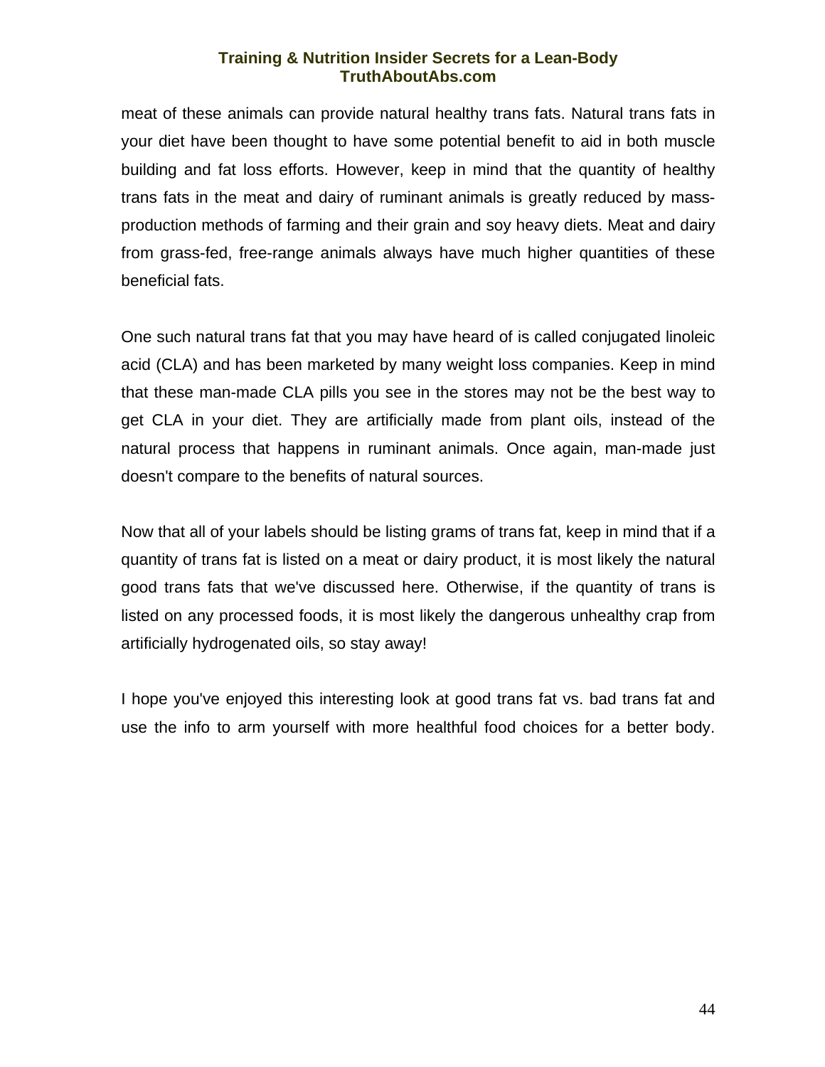meat of these animals can provide natural healthy trans fats. Natural trans fats in your diet have been thought to have some potential benefit to aid in both muscle building and fat loss efforts. However, keep in mind that the quantity of healthy trans fats in the meat and dairy of ruminant animals is greatly reduced by mass-production methods of farming and their grain and soy heavy diets. Meat and dairy from grass-fed, free-range animals always have much higher quantities of these beneficial fats.

One such natural trans fat that you may have heard of is called conjugated linoleic acid (CLA) and has been marketed by many weight loss companies. Keep in mind that these man-made CLA pills you see in the stores may not be the best way to get CLA in your diet. They are artificially made from plant oils, instead of the natural process that happens in ruminant animals. Once again, man-made just doesn't compare to the benefits of natural sources.

Now that all of your labels should be listing grams of trans fat, keep in mind that if a quantity of trans fat is listed on a meat or dairy product, it is most likely the natural good trans fats that we've discussed here. Otherwise, if the quantity of trans is listed on any processed foods, it is most likely the dangerous unhealthy crap from artificially hydrogenated oils, so stay away!

I hope you've enjoyed this interesting look at good trans fat vs. bad trans fat and use the info to arm yourself with more healthful food choices for a better body.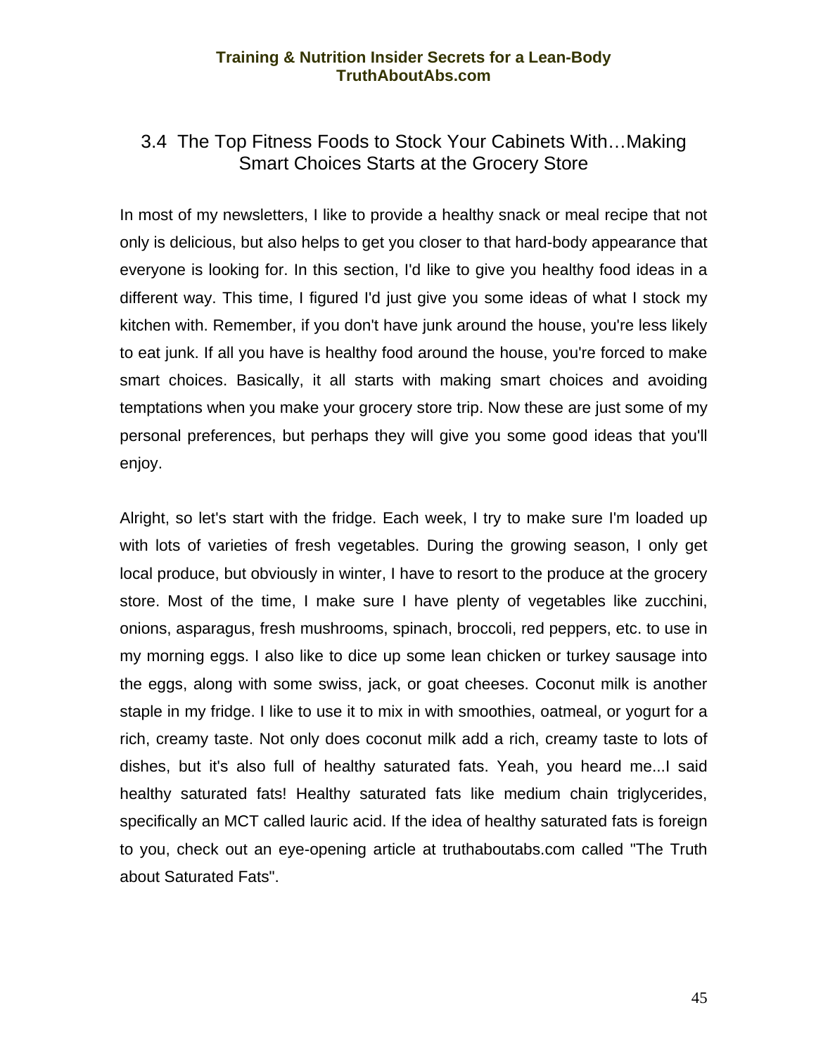## 3.4 The Top Fitness Foods to Stock Your Cabinets With…Making Smart Choices Starts at the Grocery Store

In most of my newsletters, I like to provide a healthy snack or meal recipe that not only is delicious, but also helps to get you closer to that hard-body appearance that everyone is looking for. In this section, I'd like to give you healthy food ideas in a different way. This time, I figured I'd just give you some ideas of what I stock my kitchen with. Remember, if you don't have junk around the house, you're less likely to eat junk. If all you have is healthy food around the house, you're forced to make smart choices. Basically, it all starts with making smart choices and avoiding temptations when you make your grocery store trip. Now these are just some of my personal preferences, but perhaps they will give you some good ideas that you'll enjoy.

Alright, so let's start with the fridge. Each week, I try to make sure I'm loaded up with lots of varieties of fresh vegetables. During the growing season, I only get local produce, but obviously in winter, I have to resort to the produce at the grocery store. Most of the time, I make sure I have plenty of vegetables like zucchini, onions, asparagus, fresh mushrooms, spinach, broccoli, red peppers, etc. to use in my morning eggs. I also like to dice up some lean chicken or turkey sausage into the eggs, along with some swiss, jack, or goat cheeses. Coconut milk is another staple in my fridge. I like to use it to mix in with smoothies, oatmeal, or yogurt for a rich, creamy taste. Not only does coconut milk add a rich, creamy taste to lots of dishes, but it's also full of healthy saturated fats. Yeah, you heard me...I said healthy saturated fats! Healthy saturated fats like medium chain triglycerides, specifically an MCT called lauric acid. If the idea of healthy saturated fats is foreign to you, check out an eye-opening article at truthaboutabs.com called "The Truth about Saturated Fats".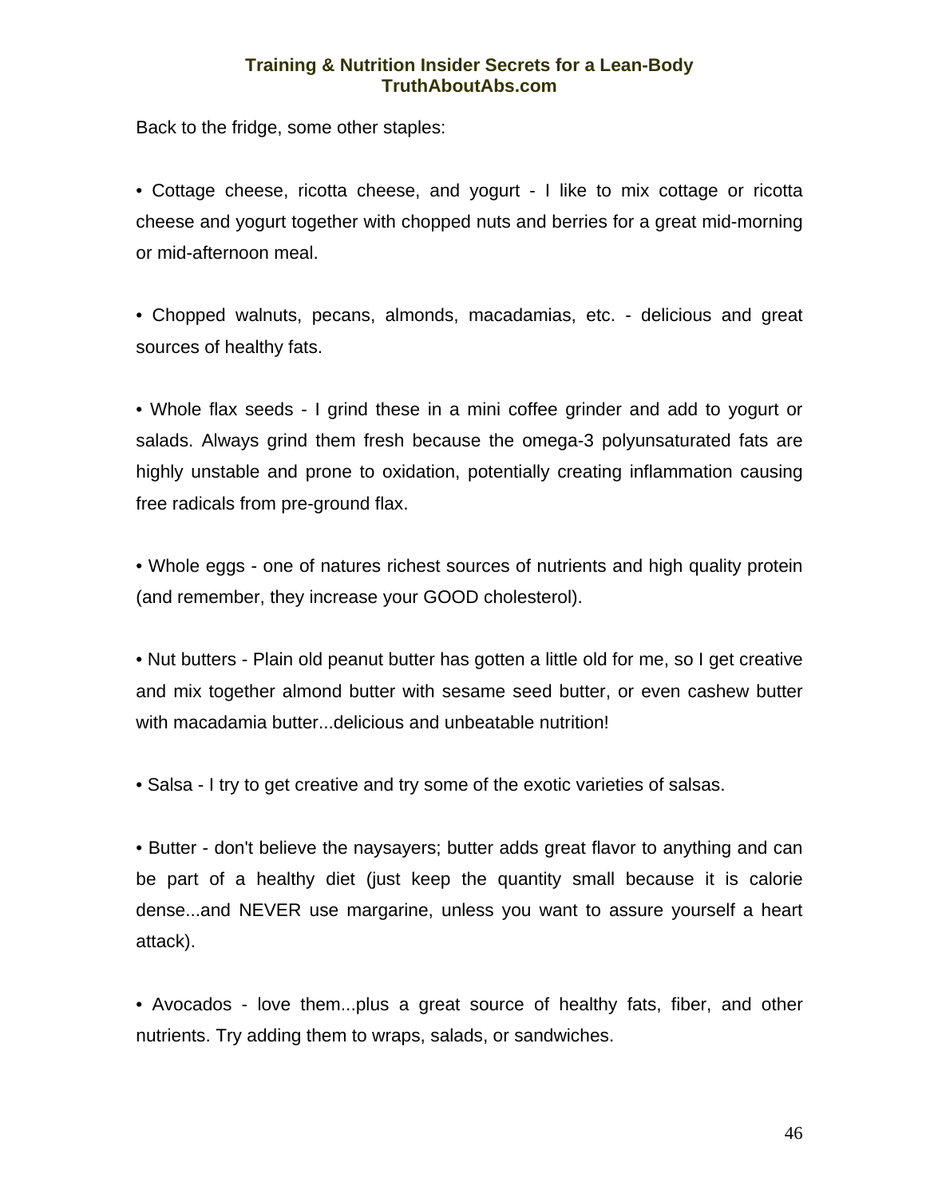Back to the fridge, some other staples:

- Cottage cheese, ricotta cheese, and yogurt - I like to mix cottage or ricotta cheese and yogurt together with chopped nuts and berries for a great mid-morning or mid-afternoon meal.

- Chopped walnuts, pecans, almonds, macadamias, etc. - delicious and great sources of healthy fats.

- Whole flax seeds - I grind these in a mini coffee grinder and add to yogurt or salads. Always grind them fresh because the omega-3 polyunsaturated fats are highly unstable and prone to oxidation, potentially creating inflammation causing free radicals from pre-ground flax.

- Whole eggs - one of natures richest sources of nutrients and high quality protein (and remember, they increase your GOOD cholesterol).

- Nut butters - Plain old peanut butter has gotten a little old for me, so I get creative and mix together almond butter with sesame seed butter, or even cashew butter with macadamia butter...delicious and unbeatable nutrition!

- Salsa - I try to get creative and try some of the exotic varieties of salsas.

- Butter - don't believe the naysayers; butter adds great flavor to anything and can be part of a healthy diet (just keep the quantity small because it is calorie dense...and NEVER use margarine, unless you want to assure yourself a heart attack).

- Avocados - love them...plus a great source of healthy fats, fiber, and other nutrients. Try adding them to wraps, salads, or sandwiches.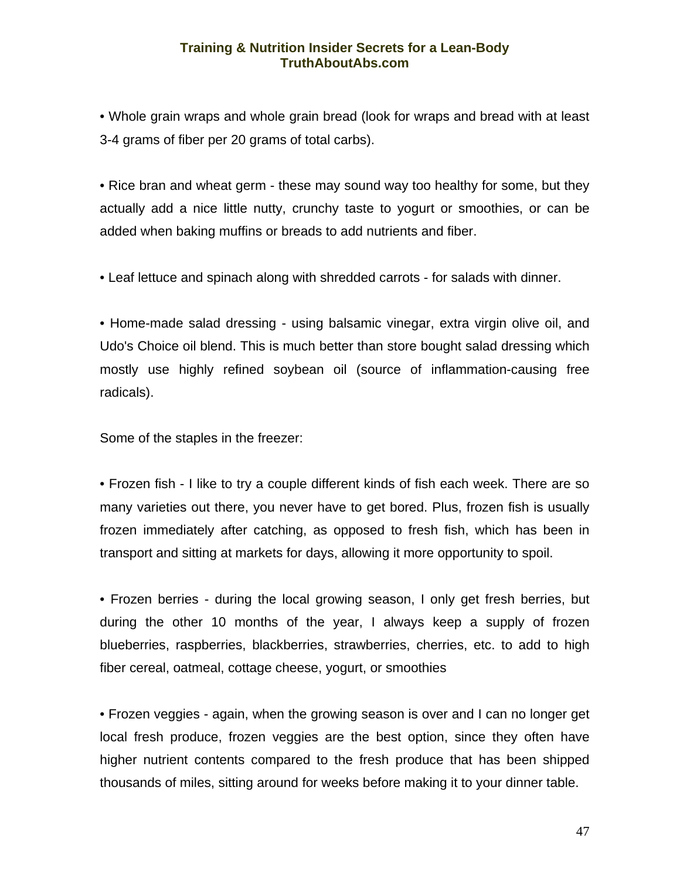- Whole grain wraps and whole grain bread (look for wraps and bread with at least 3-4 grams of fiber per 20 grams of total carbs).

- Rice bran and wheat germ - these may sound way too healthy for some, but they actually add a nice little nutty, crunchy taste to yogurt or smoothies, or can be added when baking muffins or breads to add nutrients and fiber.

- Leaf lettuce and spinach along with shredded carrots - for salads with dinner.

- Home-made salad dressing - using balsamic vinegar, extra virgin olive oil, and Udo's Choice oil blend. This is much better than store bought salad dressing which mostly use highly refined soybean oil (source of inflammation-causing free radicals).

Some of the staples in the freezer:

- Frozen fish - I like to try a couple different kinds of fish each week. There are so many varieties out there, you never have to get bored. Plus, frozen fish is usually frozen immediately after catching, as opposed to fresh fish, which has been in transport and sitting at markets for days, allowing it more opportunity to spoil.

- Frozen berries - during the local growing season, I only get fresh berries, but during the other 10 months of the year, I always keep a supply of frozen blueberries, raspberries, blackberries, strawberries, cherries, etc. to add to high fiber cereal, oatmeal, cottage cheese, yogurt, or smoothies

- Frozen veggies - again, when the growing season is over and I can no longer get local fresh produce, frozen veggies are the best option, since they often have higher nutrient contents compared to the fresh produce that has been shipped thousands of miles, sitting around for weeks before making it to your dinner table.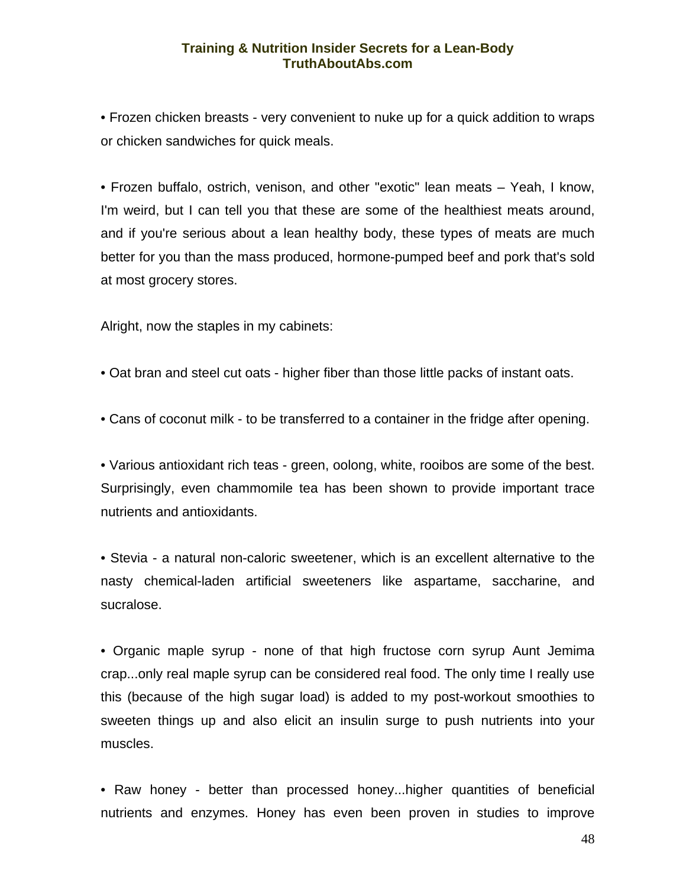• Frozen chicken breasts - very convenient to nuke up for a quick addition to wraps or chicken sandwiches for quick meals.

• Frozen buffalo, ostrich, venison, and other "exotic" lean meats – Yeah, I know, I'm weird, but I can tell you that these are some of the healthiest meats around, and if you're serious about a lean healthy body, these types of meats are much better for you than the mass produced, hormone-pumped beef and pork that's sold at most grocery stores.

Alright, now the staples in my cabinets:

• Oat bran and steel cut oats - higher fiber than those little packs of instant oats.

• Cans of coconut milk - to be transferred to a container in the fridge after opening.

• Various antioxidant rich teas - green, oolong, white, rooibos are some of the best. Surprisingly, even chammomile tea has been shown to provide important trace nutrients and antioxidants.

• Stevia - a natural non-caloric sweetener, which is an excellent alternative to the nasty chemical-laden artificial sweeteners like aspartame, saccharine, and sucralose.

• Organic maple syrup - none of that high fructose corn syrup Aunt Jemima crap...only real maple syrup can be considered real food. The only time I really use this (because of the high sugar load) is added to my post-workout smoothies to sweeten things up and also elicit an insulin surge to push nutrients into your muscles.

• Raw honey - better than processed honey...higher quantities of beneficial nutrients and enzymes. Honey has even been proven in studies to improve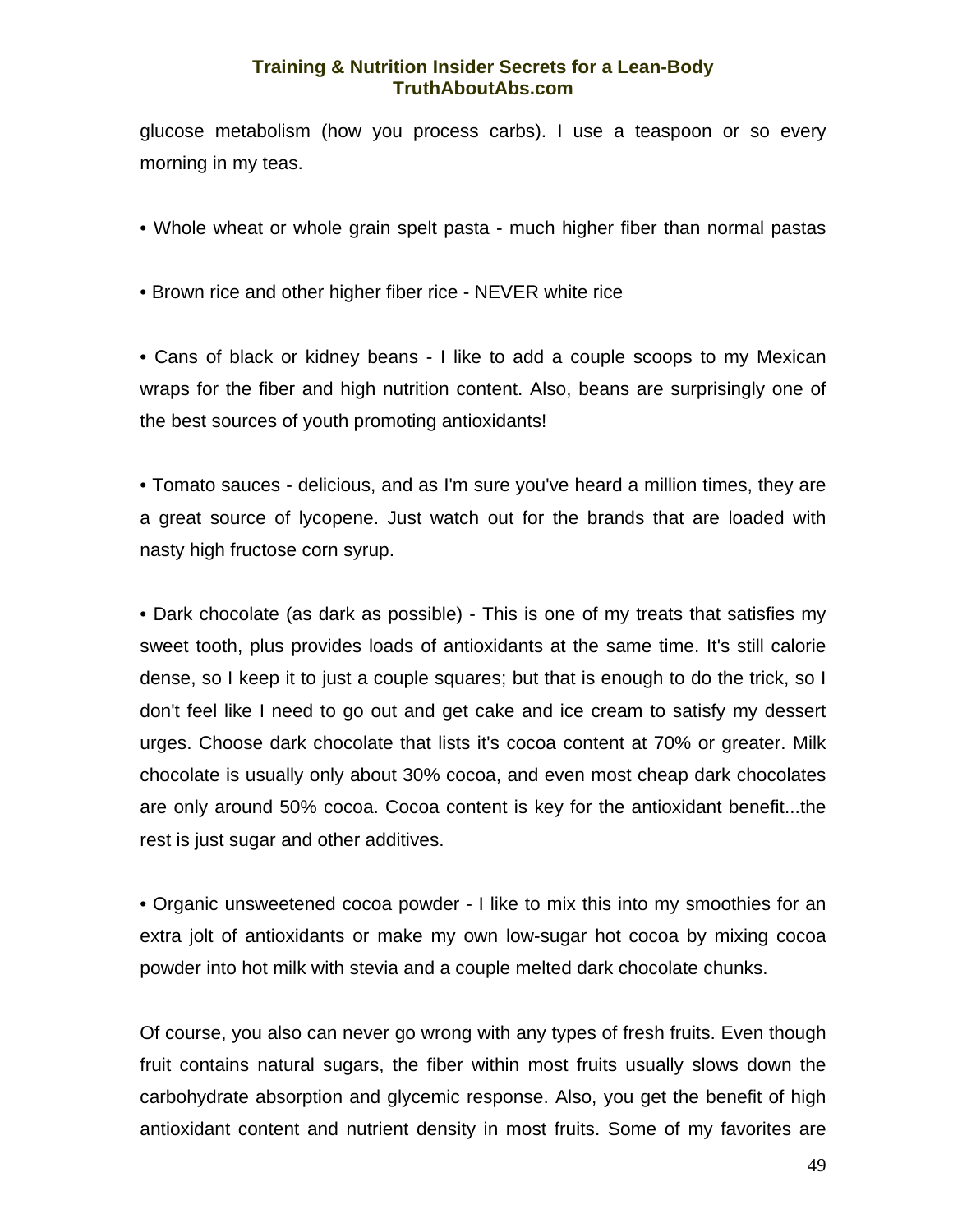glucose metabolism (how you process carbs). I use a teaspoon or so every morning in my teas.

• Whole wheat or whole grain spelt pasta - much higher fiber than normal pastas

• Brown rice and other higher fiber rice - NEVER white rice

• Cans of black or kidney beans - I like to add a couple scoops to my Mexican wraps for the fiber and high nutrition content. Also, beans are surprisingly one of the best sources of youth promoting antioxidants!

• Tomato sauces - delicious, and as I'm sure you've heard a million times, they are a great source of lycopene. Just watch out for the brands that are loaded with nasty high fructose corn syrup.

• Dark chocolate (as dark as possible) - This is one of my treats that satisfies my sweet tooth, plus provides loads of antioxidants at the same time. It's still calorie dense, so I keep it to just a couple squares; but that is enough to do the trick, so I don't feel like I need to go out and get cake and ice cream to satisfy my dessert urges. Choose dark chocolate that lists it's cocoa content at 70% or greater. Milk chocolate is usually only about 30% cocoa, and even most cheap dark chocolates are only around 50% cocoa. Cocoa content is key for the antioxidant benefit...the rest is just sugar and other additives.

• Organic unsweetened cocoa powder - I like to mix this into my smoothies for an extra jolt of antioxidants or make my own low-sugar hot cocoa by mixing cocoa powder into hot milk with stevia and a couple melted dark chocolate chunks.

Of course, you also can never go wrong with any types of fresh fruits. Even though fruit contains natural sugars, the fiber within most fruits usually slows down the carbohydrate absorption and glycemic response. Also, you get the benefit of high antioxidant content and nutrient density in most fruits. Some of my favorites are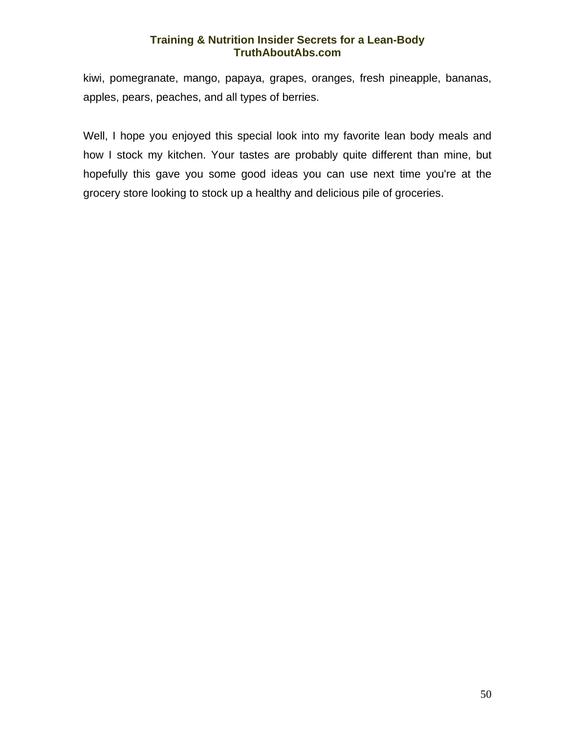kiwi, pomegranate, mango, papaya, grapes, oranges, fresh pineapple, bananas, apples, pears, peaches, and all types of berries.

Well, I hope you enjoyed this special look into my favorite lean body meals and how I stock my kitchen. Your tastes are probably quite different than mine, but hopefully this gave you some good ideas you can use next time you're at the grocery store looking to stock up a healthy and delicious pile of groceries.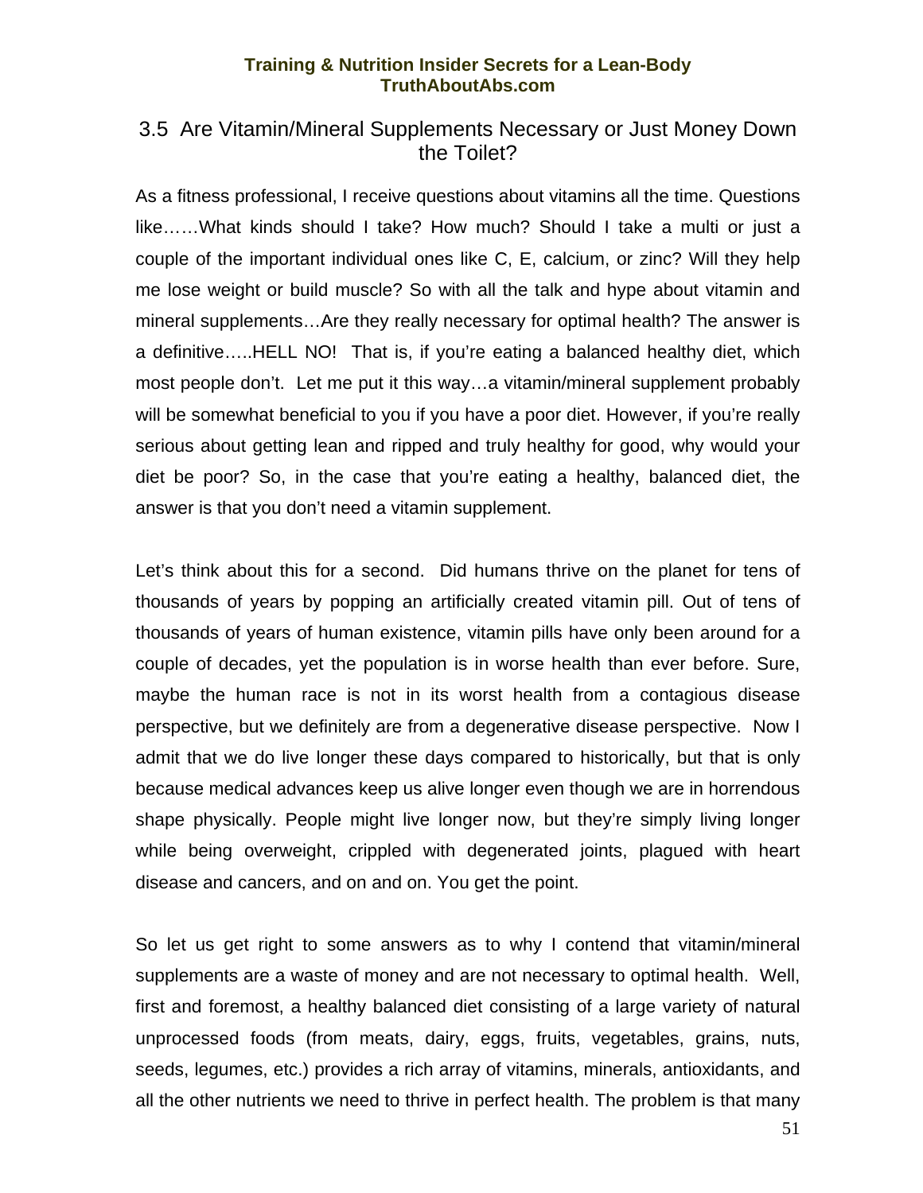## 3.5 Are Vitamin/Mineral Supplements Necessary or Just Money Down the Toilet?

As a fitness professional, I receive questions about vitamins all the time. Questions like……What kinds should I take? How much? Should I take a multi or just a couple of the important individual ones like C, E, calcium, or zinc? Will they help me lose weight or build muscle? So with all the talk and hype about vitamin and mineral supplements…Are they really necessary for optimal health? The answer is a definitive…..HELL NO! That is, if you're eating a balanced healthy diet, which most people don't. Let me put it this way…a vitamin/mineral supplement probably will be somewhat beneficial to you if you have a poor diet. However, if you're really serious about getting lean and ripped and truly healthy for good, why would your diet be poor? So, in the case that you're eating a healthy, balanced diet, the answer is that you don't need a vitamin supplement.

Let's think about this for a second. Did humans thrive on the planet for tens of thousands of years by popping an artificially created vitamin pill. Out of tens of thousands of years of human existence, vitamin pills have only been around for a couple of decades, yet the population is in worse health than ever before. Sure, maybe the human race is not in its worst health from a contagious disease perspective, but we definitely are from a degenerative disease perspective. Now I admit that we do live longer these days compared to historically, but that is only because medical advances keep us alive longer even though we are in horrendous shape physically. People might live longer now, but they're simply living longer while being overweight, crippled with degenerated joints, plagued with heart disease and cancers, and on and on. You get the point.

So let us get right to some answers as to why I contend that vitamin/mineral supplements are a waste of money and are not necessary to optimal health. Well, first and foremost, a healthy balanced diet consisting of a large variety of natural unprocessed foods (from meats, dairy, eggs, fruits, vegetables, grains, nuts, seeds, legumes, etc.) provides a rich array of vitamins, minerals, antioxidants, and all the other nutrients we need to thrive in perfect health. The problem is that many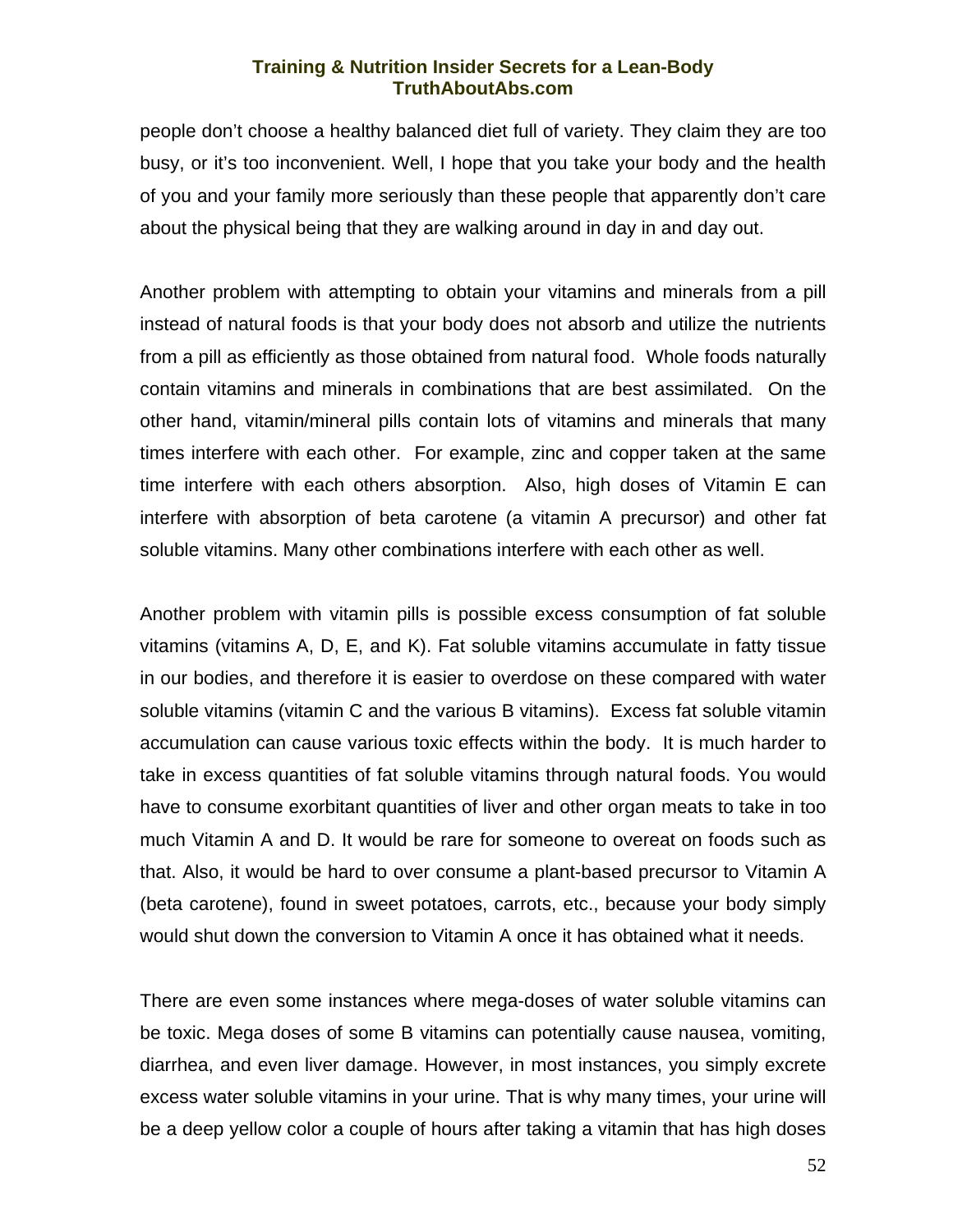people don't choose a healthy balanced diet full of variety. They claim they are too busy, or it's too inconvenient. Well, I hope that you take your body and the health of you and your family more seriously than these people that apparently don't care about the physical being that they are walking around in day in and day out.

Another problem with attempting to obtain your vitamins and minerals from a pill instead of natural foods is that your body does not absorb and utilize the nutrients from a pill as efficiently as those obtained from natural food. Whole foods naturally contain vitamins and minerals in combinations that are best assimilated. On the other hand, vitamin/mineral pills contain lots of vitamins and minerals that many times interfere with each other. For example, zinc and copper taken at the same time interfere with each others absorption. Also, high doses of Vitamin E can interfere with absorption of beta carotene (a vitamin A precursor) and other fat soluble vitamins. Many other combinations interfere with each other as well.

Another problem with vitamin pills is possible excess consumption of fat soluble vitamins (vitamins A, D, E, and K). Fat soluble vitamins accumulate in fatty tissue in our bodies, and therefore it is easier to overdose on these compared with water soluble vitamins (vitamin C and the various B vitamins). Excess fat soluble vitamin accumulation can cause various toxic effects within the body. It is much harder to take in excess quantities of fat soluble vitamins through natural foods. You would have to consume exorbitant quantities of liver and other organ meats to take in too much Vitamin A and D. It would be rare for someone to overeat on foods such as that. Also, it would be hard to over consume a plant-based precursor to Vitamin A (beta carotene), found in sweet potatoes, carrots, etc., because your body simply would shut down the conversion to Vitamin A once it has obtained what it needs.

There are even some instances where mega-doses of water soluble vitamins can be toxic. Mega doses of some B vitamins can potentially cause nausea, vomiting, diarrhea, and even liver damage. However, in most instances, you simply excrete excess water soluble vitamins in your urine. That is why many times, your urine will be a deep yellow color a couple of hours after taking a vitamin that has high doses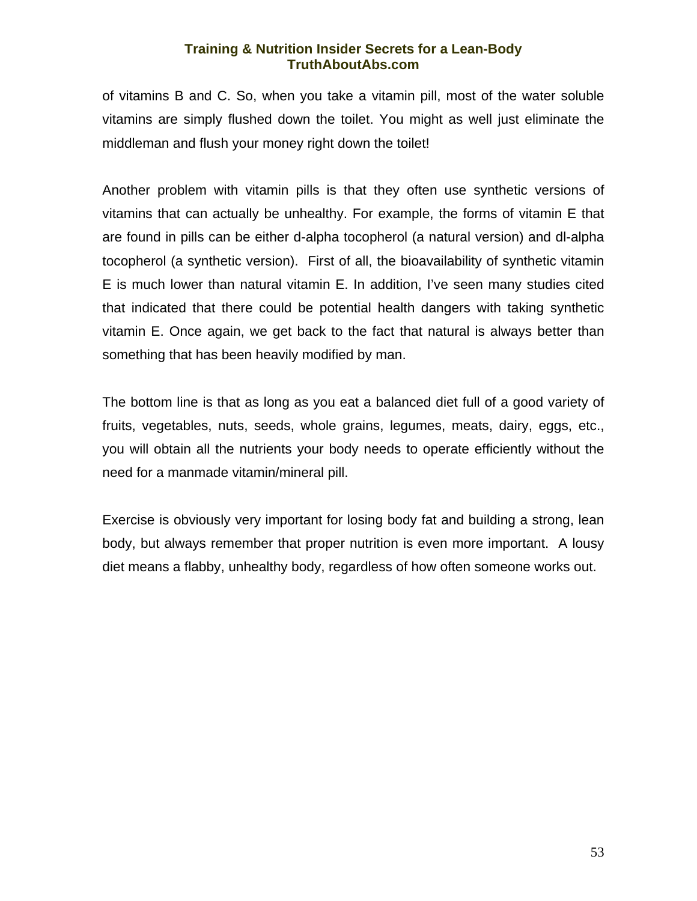of vitamins B and C. So, when you take a vitamin pill, most of the water soluble vitamins are simply flushed down the toilet. You might as well just eliminate the middleman and flush your money right down the toilet!

Another problem with vitamin pills is that they often use synthetic versions of vitamins that can actually be unhealthy. For example, the forms of vitamin E that are found in pills can be either d-alpha tocopherol (a natural version) and dl-alpha tocopherol (a synthetic version). First of all, the bioavailability of synthetic vitamin E is much lower than natural vitamin E. In addition, I've seen many studies cited that indicated that there could be potential health dangers with taking synthetic vitamin E. Once again, we get back to the fact that natural is always better than something that has been heavily modified by man.

The bottom line is that as long as you eat a balanced diet full of a good variety of fruits, vegetables, nuts, seeds, whole grains, legumes, meats, dairy, eggs, etc., you will obtain all the nutrients your body needs to operate efficiently without the need for a manmade vitamin/mineral pill.

Exercise is obviously very important for losing body fat and building a strong, lean body, but always remember that proper nutrition is even more important. A lousy diet means a flabby, unhealthy body, regardless of how often someone works out.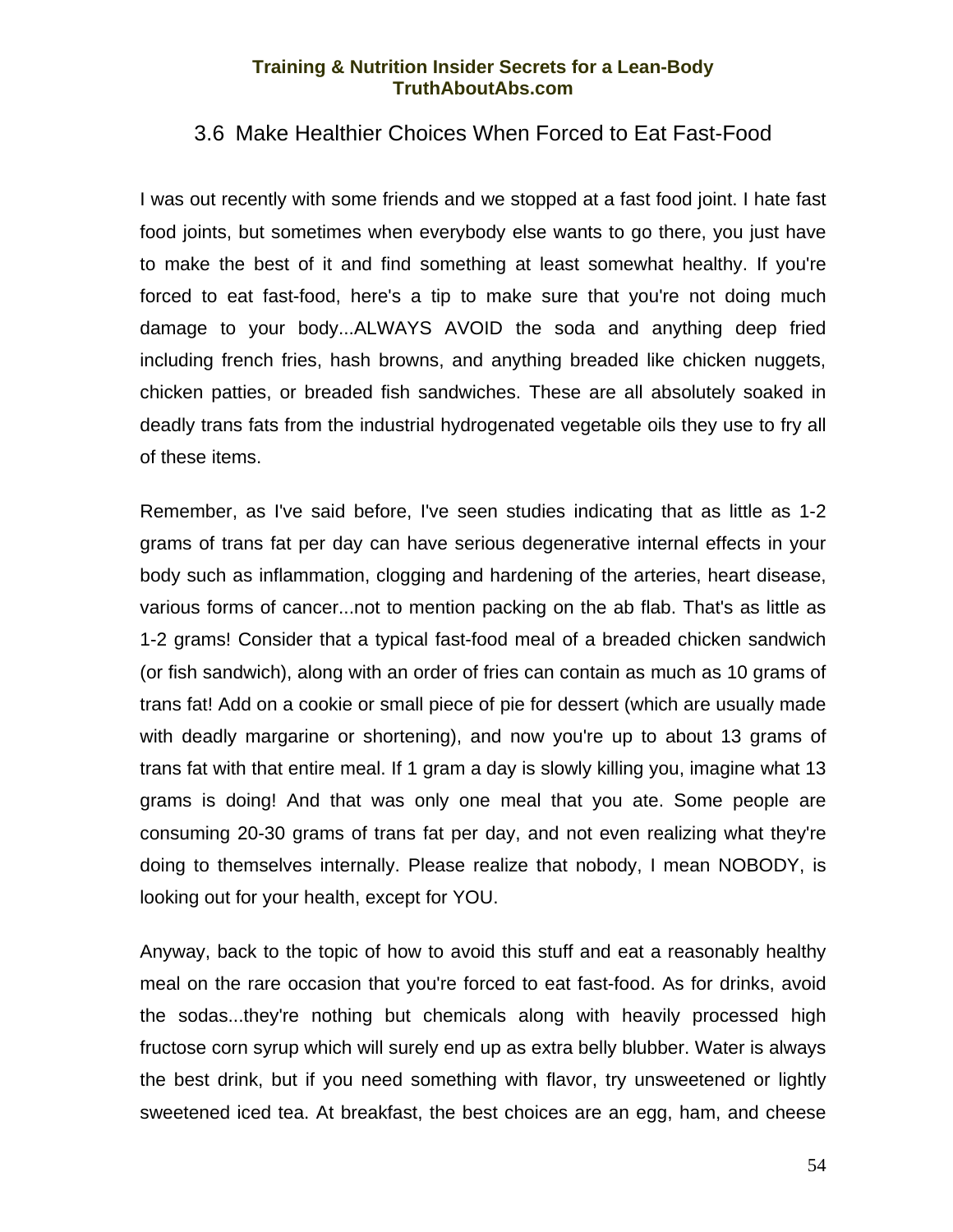## 3.6 Make Healthier Choices When Forced to Eat Fast-Food

I was out recently with some friends and we stopped at a fast food joint. I hate fast food joints, but sometimes when everybody else wants to go there, you just have to make the best of it and find something at least somewhat healthy. If you're forced to eat fast-food, here's a tip to make sure that you're not doing much damage to your body...ALWAYS AVOID the soda and anything deep fried including french fries, hash browns, and anything breaded like chicken nuggets, chicken patties, or breaded fish sandwiches. These are all absolutely soaked in deadly trans fats from the industrial hydrogenated vegetable oils they use to fry all of these items.

Remember, as I've said before, I've seen studies indicating that as little as 1-2 grams of trans fat per day can have serious degenerative internal effects in your body such as inflammation, clogging and hardening of the arteries, heart disease, various forms of cancer...not to mention packing on the ab flab. That's as little as 1-2 grams! Consider that a typical fast-food meal of a breaded chicken sandwich (or fish sandwich), along with an order of fries can contain as much as 10 grams of trans fat! Add on a cookie or small piece of pie for dessert (which are usually made with deadly margarine or shortening), and now you're up to about 13 grams of trans fat with that entire meal. If 1 gram a day is slowly killing you, imagine what 13 grams is doing! And that was only one meal that you ate. Some people are consuming 20-30 grams of trans fat per day, and not even realizing what they're doing to themselves internally. Please realize that nobody, I mean NOBODY, is looking out for your health, except for YOU.

Anyway, back to the topic of how to avoid this stuff and eat a reasonably healthy meal on the rare occasion that you're forced to eat fast-food. As for drinks, avoid the sodas...they're nothing but chemicals along with heavily processed high fructose corn syrup which will surely end up as extra belly blubber. Water is always the best drink, but if you need something with flavor, try unsweetened or lightly sweetened iced tea. At breakfast, the best choices are an egg, ham, and cheese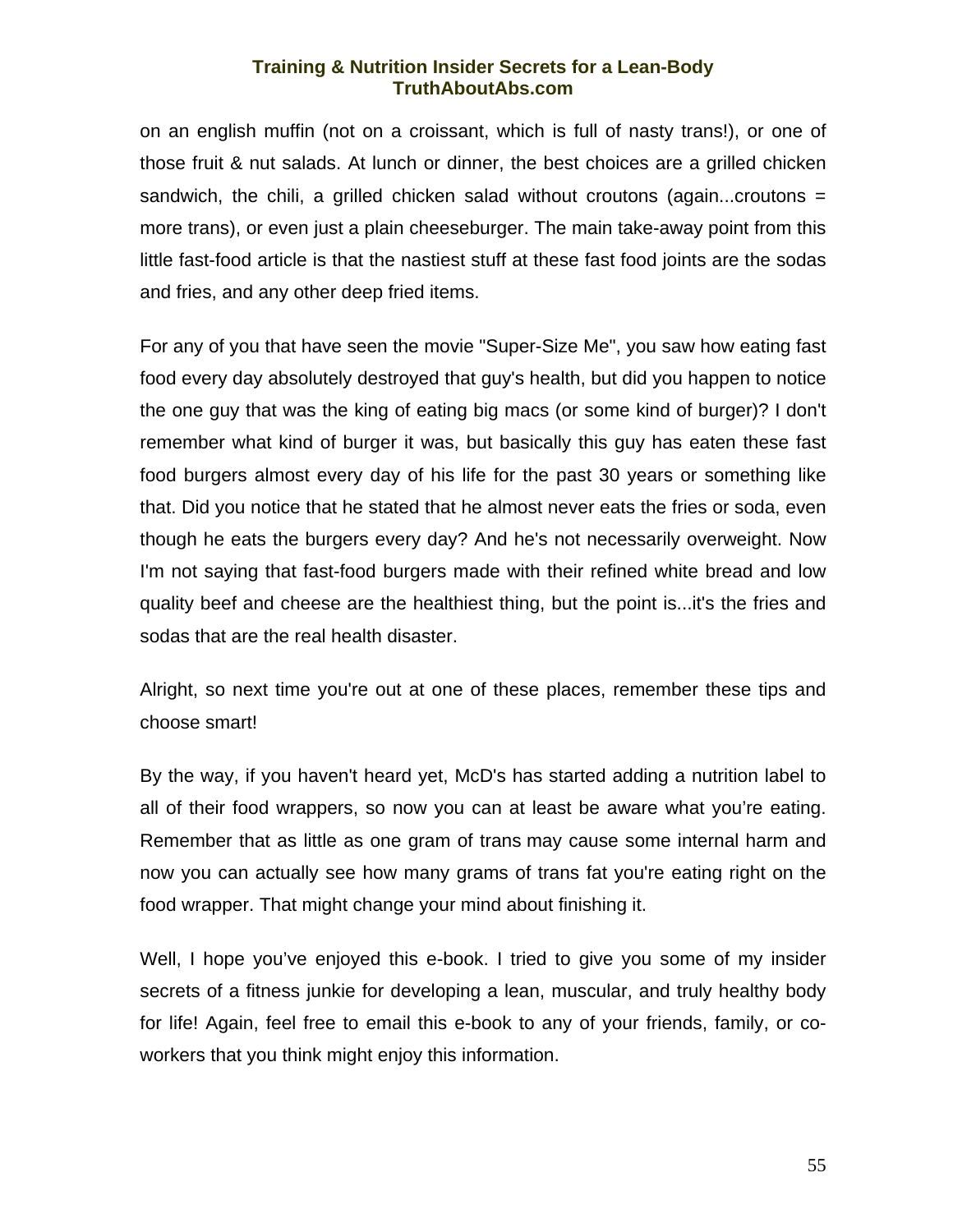on an english muffin (not on a croissant, which is full of nasty trans!), or one of those fruit & nut salads. At lunch or dinner, the best choices are a grilled chicken sandwich, the chili, a grilled chicken salad without croutons (again...croutons = more trans), or even just a plain cheeseburger. The main take-away point from this little fast-food article is that the nastiest stuff at these fast food joints are the sodas and fries, and any other deep fried items.

For any of you that have seen the movie "Super-Size Me", you saw how eating fast food every day absolutely destroyed that guy's health, but did you happen to notice the one guy that was the king of eating big macs (or some kind of burger)? I don't remember what kind of burger it was, but basically this guy has eaten these fast food burgers almost every day of his life for the past 30 years or something like that. Did you notice that he stated that he almost never eats the fries or soda, even though he eats the burgers every day? And he's not necessarily overweight. Now I'm not saying that fast-food burgers made with their refined white bread and low quality beef and cheese are the healthiest thing, but the point is...it's the fries and sodas that are the real health disaster.

Alright, so next time you're out at one of these places, remember these tips and choose smart!

By the way, if you haven't heard yet, McD's has started adding a nutrition label to all of their food wrappers, so now you can at least be aware what you're eating. Remember that as little as one gram of trans may cause some internal harm and now you can actually see how many grams of trans fat you're eating right on the food wrapper. That might change your mind about finishing it.

Well, I hope you've enjoyed this e-book. I tried to give you some of my insider secrets of a fitness junkie for developing a lean, muscular, and truly healthy body for life! Again, feel free to email this e-book to any of your friends, family, or co-workers that you think might enjoy this information.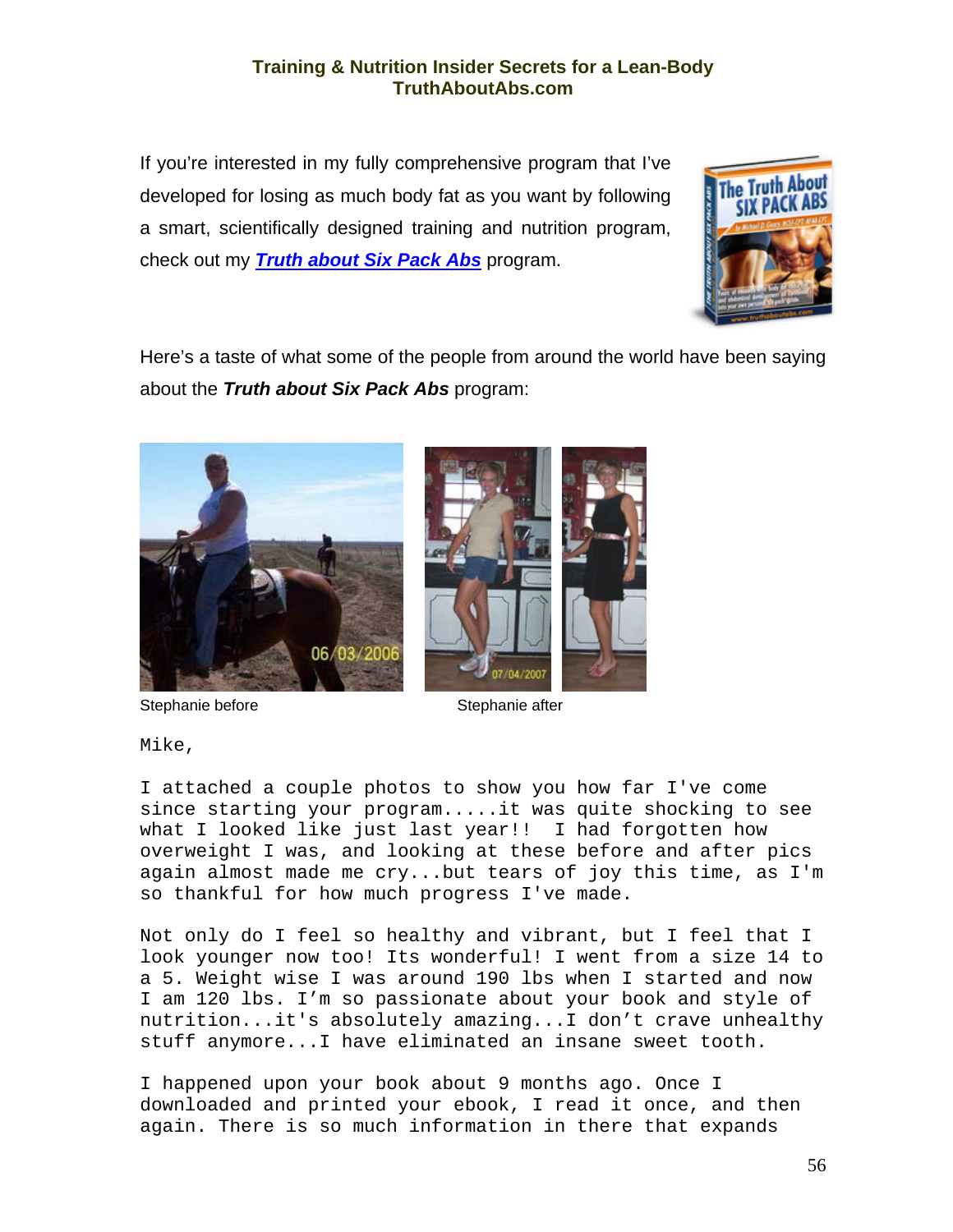If you're interested in my fully comprehensive program that I've developed for losing as much body fat as you want by following a smart, scientifically designed training and nutrition program, check out my ***Truth about Six Pack Abs*** program.

Here's a taste of what some of the people from around the world have been saying about the ***Truth about Six Pack Abs*** program:

Stephanie before

Stephanie after

Mike,

I attached a couple photos to show you how far I've come since starting your program.....it was quite shocking to see what I looked like just last year!! I had forgotten how overweight I was, and looking at these before and after pics again almost made me cry...but tears of joy this time, as I'm so thankful for how much progress I've made.

Not only do I feel so healthy and vibrant, but I feel that I look younger now too! Its wonderful! I went from a size 14 to a 5. Weight wise I was around 190 lbs when I started and now I am 120 lbs. I'm so passionate about your book and style of nutrition...it's absolutely amazing...I don't crave unhealthy stuff anymore...I have eliminated an insane sweet tooth.

I happened upon your book about 9 months ago. Once I downloaded and printed your ebook, I read it once, and then again. There is so much information in there that expands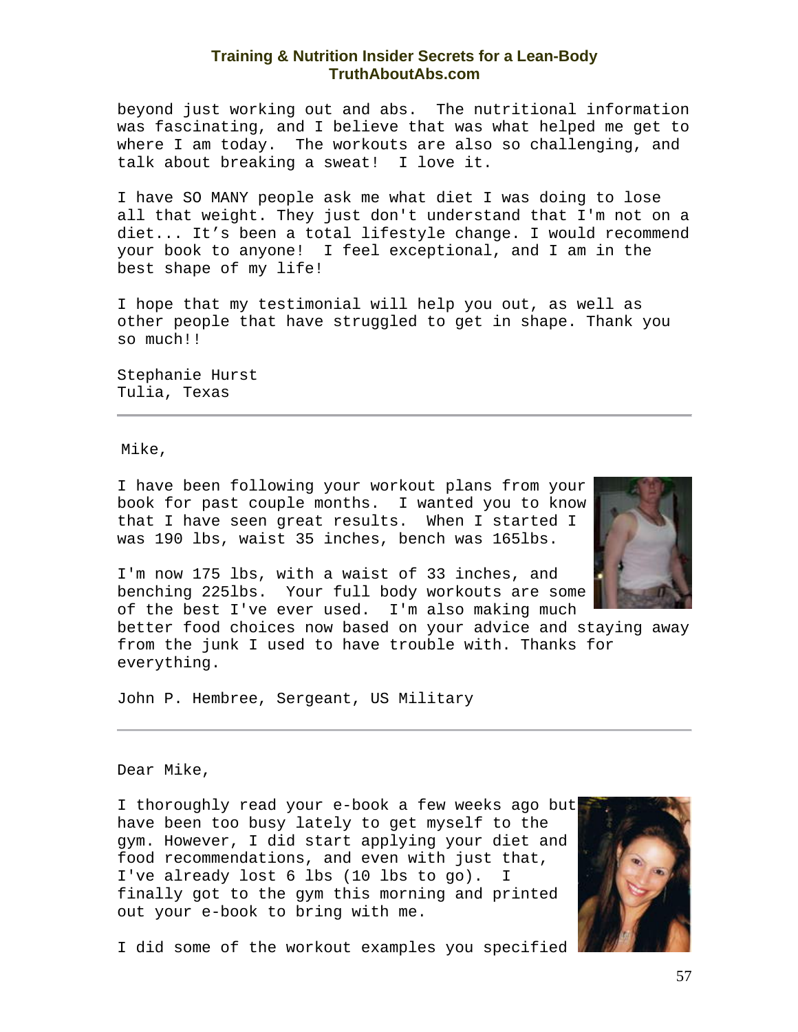beyond just working out and abs. The nutritional information was fascinating, and I believe that was what helped me get to where I am today. The workouts are also so challenging, and talk about breaking a sweat! I love it.

I have SO MANY people ask me what diet I was doing to lose all that weight. They just don't understand that I'm not on a diet... It's been a total lifestyle change. I would recommend your book to anyone! I feel exceptional, and I am in the best shape of my life!

I hope that my testimonial will help you out, as well as other people that have struggled to get in shape. Thank you so much!!

Stephanie Hurst
Tulia, Texas

---

Mike,

I have been following your workout plans from your book for past couple months. I wanted you to know that I have seen great results. When I started I was 190 lbs, waist 35 inches, bench was 165lbs.

I'm now 175 lbs, with a waist of 33 inches, and benching 225lbs. Your full body workouts are some of the best I've ever used. I'm also making much better food choices now based on your advice and staying away from the junk I used to have trouble with. Thanks for everything.

John P. Hembree, Sergeant, US Military

---

Dear Mike,

I thoroughly read your e-book a few weeks ago but have been too busy lately to get myself to the gym. However, I did start applying your diet and food recommendations, and even with just that, I've already lost 6 lbs (10 lbs to go). I finally got to the gym this morning and printed out your e-book to bring with me.

I did some of the workout examples you specified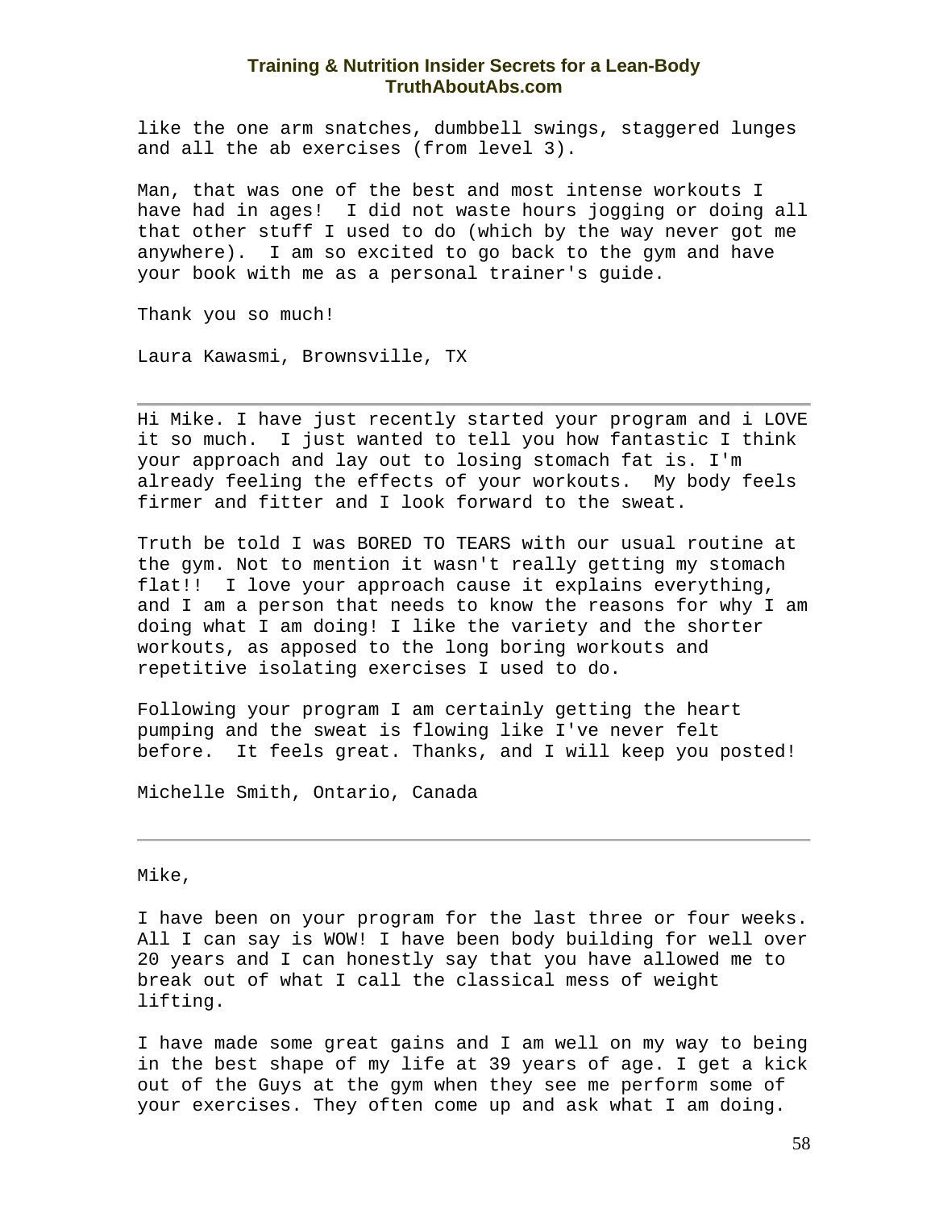like the one arm snatches, dumbbell swings, staggered lunges and all the ab exercises (from level 3).

Man, that was one of the best and most intense workouts I have had in ages! I did not waste hours jogging or doing all that other stuff I used to do (which by the way never got me anywhere). I am so excited to go back to the gym and have your book with me as a personal trainer's guide.

Thank you so much!

Laura Kawasmi, Brownsville, TX

---

Hi Mike. I have just recently started your program and i LOVE it so much. I just wanted to tell you how fantastic I think your approach and lay out to losing stomach fat is. I'm already feeling the effects of your workouts. My body feels firmer and fitter and I look forward to the sweat.

Truth be told I was BORED TO TEARS with our usual routine at the gym. Not to mention it wasn't really getting my stomach flat!! I love your approach cause it explains everything, and I am a person that needs to know the reasons for why I am doing what I am doing! I like the variety and the shorter workouts, as apposed to the long boring workouts and repetitive isolating exercises I used to do.

Following your program I am certainly getting the heart pumping and the sweat is flowing like I've never felt before. It feels great. Thanks, and I will keep you posted!

Michelle Smith, Ontario, Canada

---

Mike,

I have been on your program for the last three or four weeks. All I can say is WOW! I have been body building for well over 20 years and I can honestly say that you have allowed me to break out of what I call the classical mess of weight lifting.

I have made some great gains and I am well on my way to being in the best shape of my life at 39 years of age. I get a kick out of the Guys at the gym when they see me perform some of your exercises. They often come up and ask what I am doing.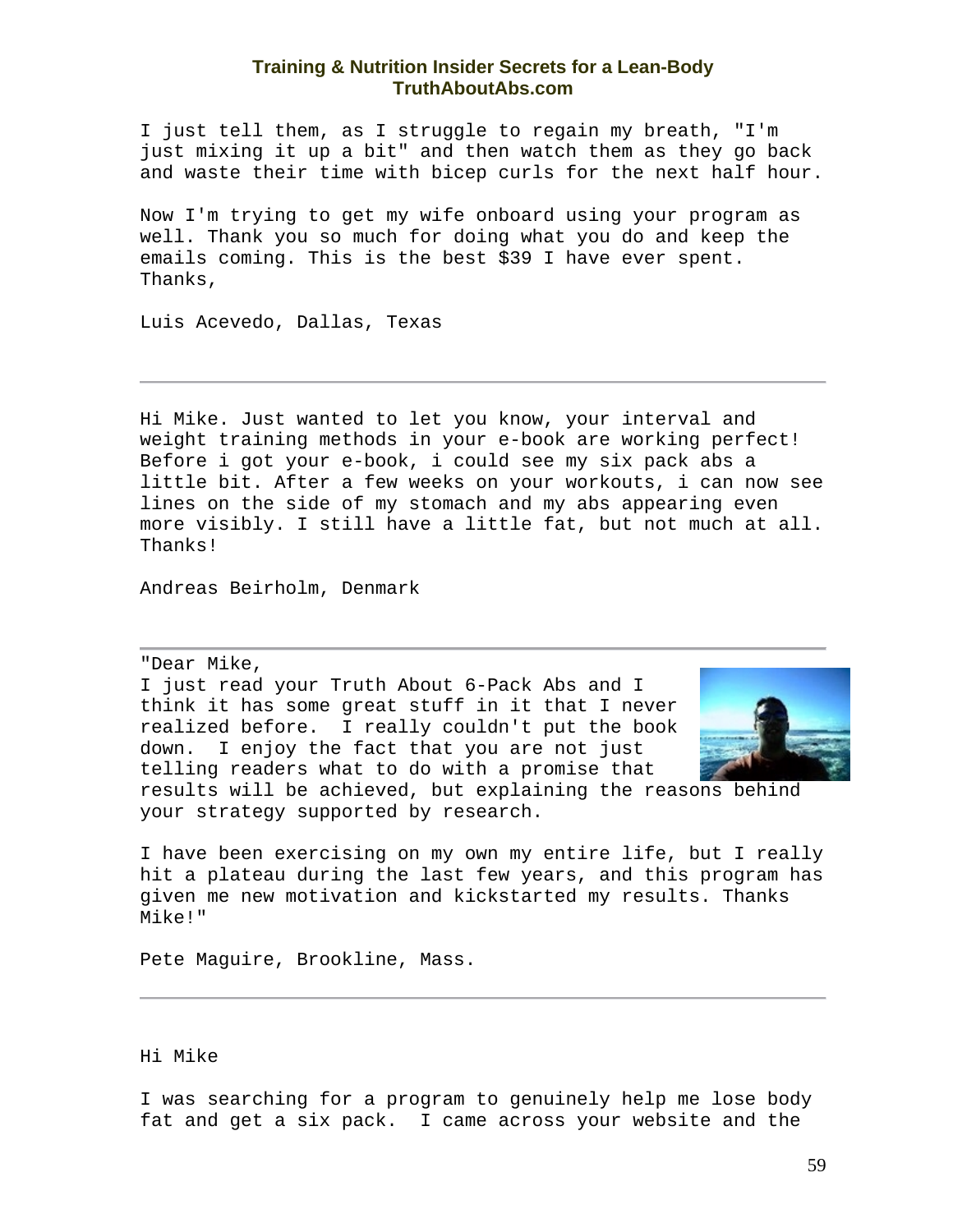I just tell them, as I struggle to regain my breath, "I'm just mixing it up a bit" and then watch them as they go back and waste their time with bicep curls for the next half hour.

Now I'm trying to get my wife onboard using your program as well. Thank you so much for doing what you do and keep the emails coming. This is the best $39 I have ever spent. Thanks,

Luis Acevedo, Dallas, Texas

---

Hi Mike. Just wanted to let you know, your interval and weight training methods in your e-book are working perfect! Before i got your e-book, i could see my six pack abs a little bit. After a few weeks on your workouts, i can now see lines on the side of my stomach and my abs appearing even more visibly. I still have a little fat, but not much at all. Thanks!

Andreas Beirholm, Denmark

---

"Dear Mike,
I just read your Truth About 6-Pack Abs and I think it has some great stuff in it that I never realized before. I really couldn't put the book down. I enjoy the fact that you are not just telling readers what to do with a promise that results will be achieved, but explaining the reasons behind your strategy supported by research.

I have been exercising on my own my entire life, but I really hit a plateau during the last few years, and this program has given me new motivation and kickstarted my results. Thanks Mike!"

Pete Maguire, Brookline, Mass.

---

Hi Mike

I was searching for a program to genuinely help me lose body fat and get a six pack. I came across your website and the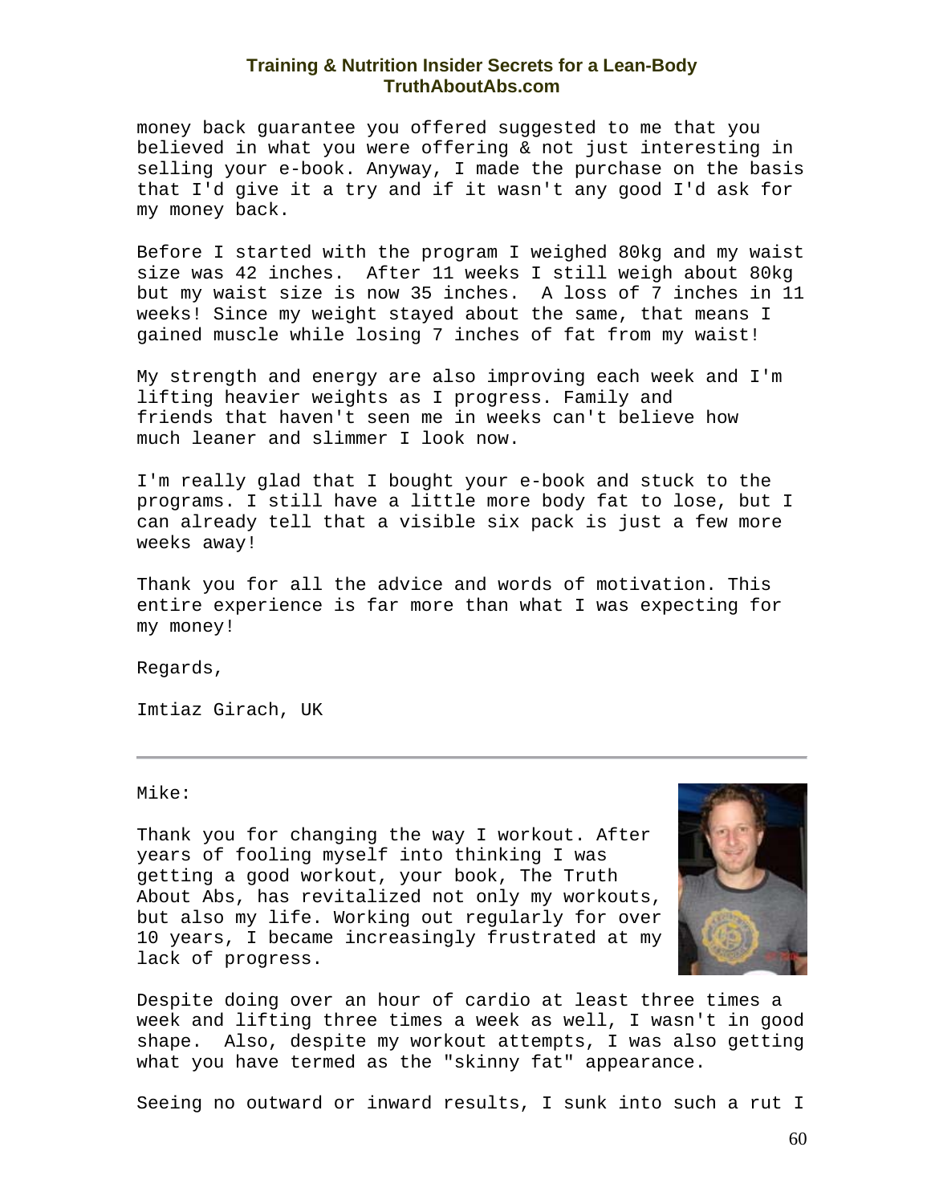money back guarantee you offered suggested to me that you believed in what you were offering & not just interesting in selling your e-book. Anyway, I made the purchase on the basis that I'd give it a try and if it wasn't any good I'd ask for my money back.

Before I started with the program I weighed 80kg and my waist size was 42 inches. After 11 weeks I still weigh about 80kg but my waist size is now 35 inches. A loss of 7 inches in 11 weeks! Since my weight stayed about the same, that means I gained muscle while losing 7 inches of fat from my waist!

My strength and energy are also improving each week and I'm lifting heavier weights as I progress. Family and friends that haven't seen me in weeks can't believe how much leaner and slimmer I look now.

I'm really glad that I bought your e-book and stuck to the programs. I still have a little more body fat to lose, but I can already tell that a visible six pack is just a few more weeks away!

Thank you for all the advice and words of motivation. This entire experience is far more than what I was expecting for my money!

Regards,

Imtiaz Girach, UK

---

Mike:

Thank you for changing the way I workout. After years of fooling myself into thinking I was getting a good workout, your book, The Truth About Abs, has revitalized not only my workouts, but also my life. Working out regularly for over 10 years, I became increasingly frustrated at my lack of progress.

Despite doing over an hour of cardio at least three times a week and lifting three times a week as well, I wasn't in good shape. Also, despite my workout attempts, I was also getting what you have termed as the "skinny fat" appearance.

Seeing no outward or inward results, I sunk into such a rut I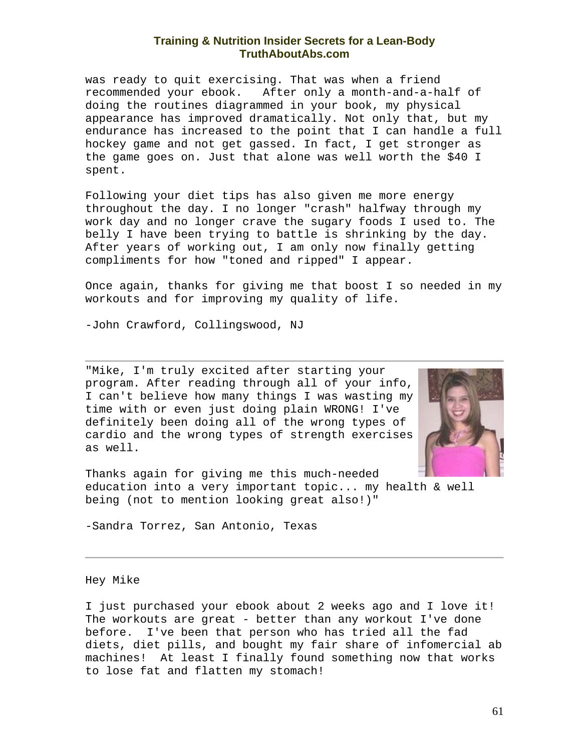was ready to quit exercising. That was when a friend recommended your ebook. After only a month-and-a-half of doing the routines diagrammed in your book, my physical appearance has improved dramatically. Not only that, but my endurance has increased to the point that I can handle a full hockey game and not get gassed. In fact, I get stronger as the game goes on. Just that alone was well worth the $40 I spent.

Following your diet tips has also given me more energy throughout the day. I no longer "crash" halfway through my work day and no longer crave the sugary foods I used to. The belly I have been trying to battle is shrinking by the day. After years of working out, I am only now finally getting compliments for how "toned and ripped" I appear.

Once again, thanks for giving me that boost I so needed in my workouts and for improving my quality of life.

-John Crawford, Collingswood, NJ

---

"Mike, I'm truly excited after starting your program. After reading through all of your info, I can't believe how many things I was wasting my time with or even just doing plain WRONG! I've definitely been doing all of the wrong types of cardio and the wrong types of strength exercises as well.

Thanks again for giving me this much-needed education into a very important topic... my health & well being (not to mention looking great also!)"

-Sandra Torrez, San Antonio, Texas

---

Hey Mike

I just purchased your ebook about 2 weeks ago and I love it! The workouts are great - better than any workout I've done before. I've been that person who has tried all the fad diets, diet pills, and bought my fair share of infomercial ab machines! At least I finally found something now that works to lose fat and flatten my stomach!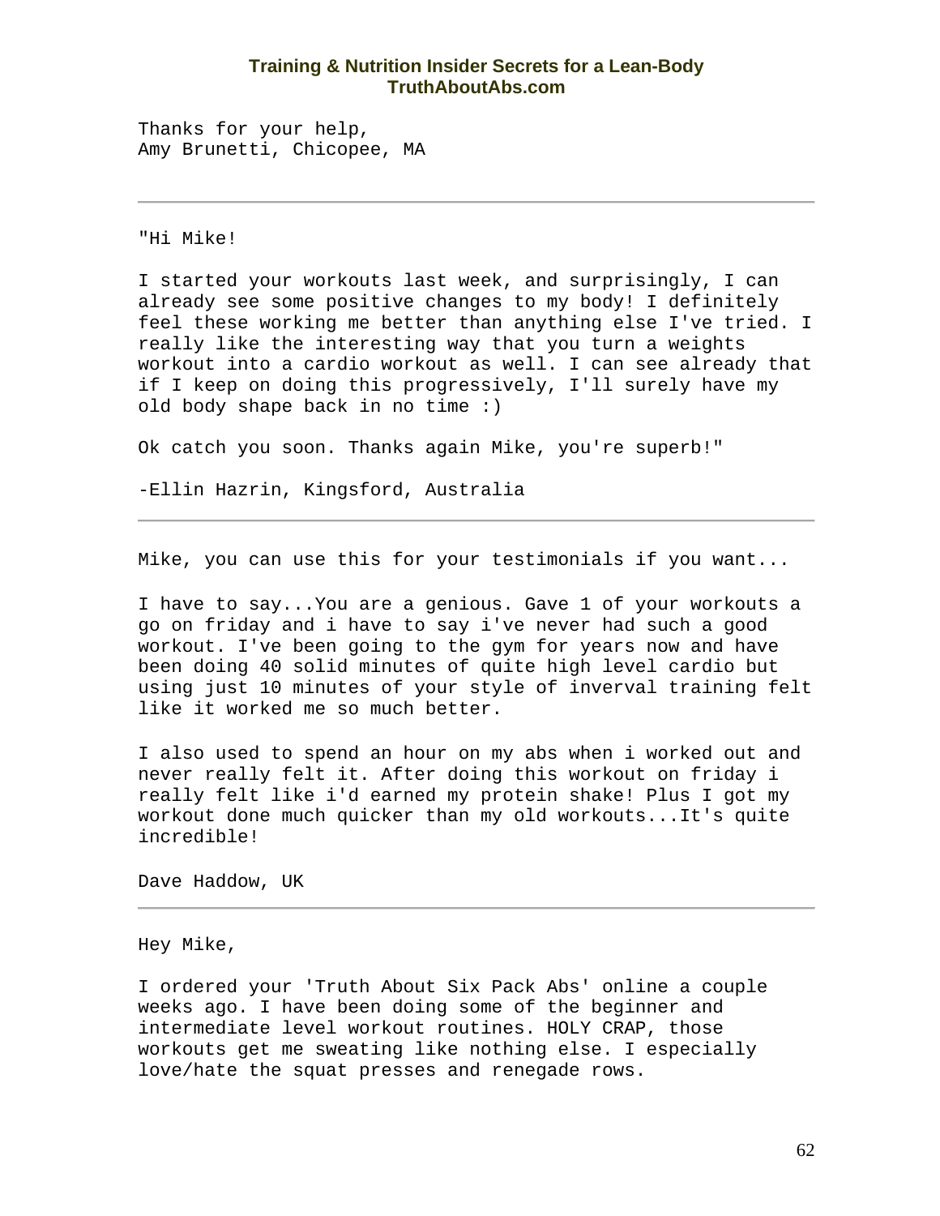Thanks for your help,
Amy Brunetti, Chicopee, MA

---

"Hi Mike!

I started your workouts last week, and surprisingly, I can already see some positive changes to my body! I definitely feel these working me better than anything else I've tried. I really like the interesting way that you turn a weights workout into a cardio workout as well. I can see already that if I keep on doing this progressively, I'll surely have my old body shape back in no time :)

Ok catch you soon. Thanks again Mike, you're superb!"

-Ellin Hazrin, Kingsford, Australia

---

Mike, you can use this for your testimonials if you want...

I have to say...You are a genious. Gave 1 of your workouts a go on friday and i have to say i've never had such a good workout. I've been going to the gym for years now and have been doing 40 solid minutes of quite high level cardio but using just 10 minutes of your style of inverval training felt like it worked me so much better.

I also used to spend an hour on my abs when i worked out and never really felt it. After doing this workout on friday i really felt like i'd earned my protein shake! Plus I got my workout done much quicker than my old workouts...It's quite incredible!

Dave Haddow, UK

---

Hey Mike,

I ordered your 'Truth About Six Pack Abs' online a couple weeks ago. I have been doing some of the beginner and intermediate level workout routines. HOLY CRAP, those workouts get me sweating like nothing else. I especially love/hate the squat presses and renegade rows.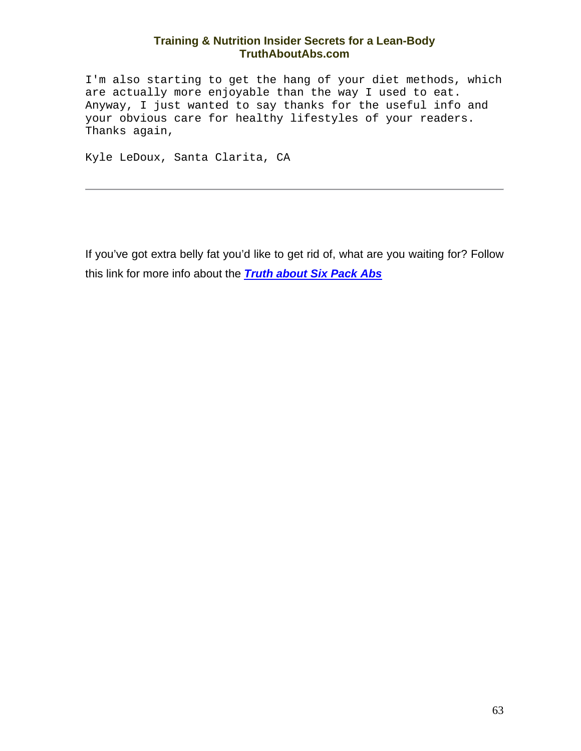I'm also starting to get the hang of your diet methods, which are actually more enjoyable than the way I used to eat. Anyway, I just wanted to say thanks for the useful info and your obvious care for healthy lifestyles of your readers. Thanks again,

Kyle LeDoux, Santa Clarita, CA

---

If you've got extra belly fat you'd like to get rid of, what are you waiting for? Follow this link for more info about the ***Truth about Six Pack Abs***